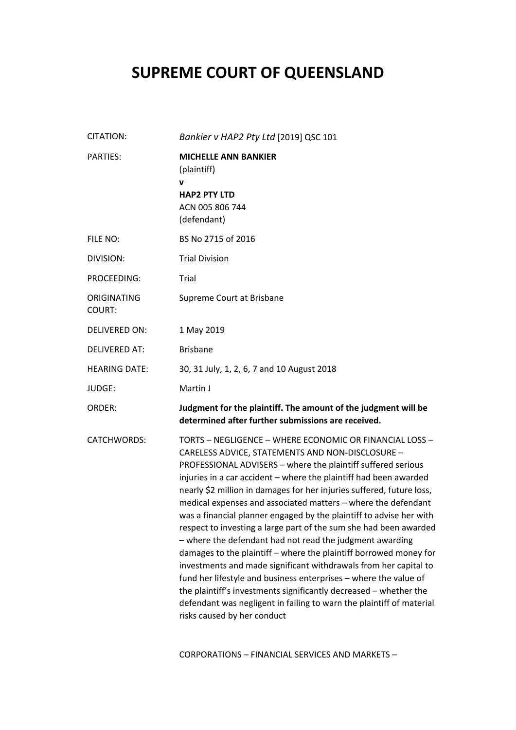# SUPREME COURT OF QUEENSLAND

| | |
|---|---|
| CITATION: | *Bankier v HAP2 Pty Ltd* [2019] QSC 101 |
| PARTIES: | **MICHELLE ANN BANKIER**<br>(plaintiff)<br>**v**<br>**HAP2 PTY LTD**<br>ACN 005 806 744<br>(defendant) |
| FILE NO: | BS No 2715 of 2016 |
| DIVISION: | Trial Division |
| PROCEEDING: | Trial |
| ORIGINATING COURT: | Supreme Court at Brisbane |
| DELIVERED ON: | 1 May 2019 |
| DELIVERED AT: | Brisbane |
| HEARING DATE: | 30, 31 July, 1, 2, 6, 7 and 10 August 2018 |
| JUDGE: | Martin J |
| ORDER: | **Judgment for the plaintiff. The amount of the judgment will be determined after further submissions are received.** |
| CATCHWORDS: | TORTS – NEGLIGENCE – WHERE ECONOMIC OR FINANCIAL LOSS – CARELESS ADVICE, STATEMENTS AND NON-DISCLOSURE – PROFESSIONAL ADVISERS – where the plaintiff suffered serious injuries in a car accident – where the plaintiff had been awarded nearly $2 million in damages for her injuries suffered, future loss, medical expenses and associated matters – where the defendant was a financial planner engaged by the plaintiff to advise her with respect to investing a large part of the sum she had been awarded – where the defendant had not read the judgment awarding damages to the plaintiff – where the plaintiff borrowed money for investments and made significant withdrawals from her capital to fund her lifestyle and business enterprises – where the value of the plaintiff's investments significantly decreased – whether the defendant was negligent in failing to warn the plaintiff of material risks caused by her conduct<br><br>CORPORATIONS – FINANCIAL SERVICES AND MARKETS – |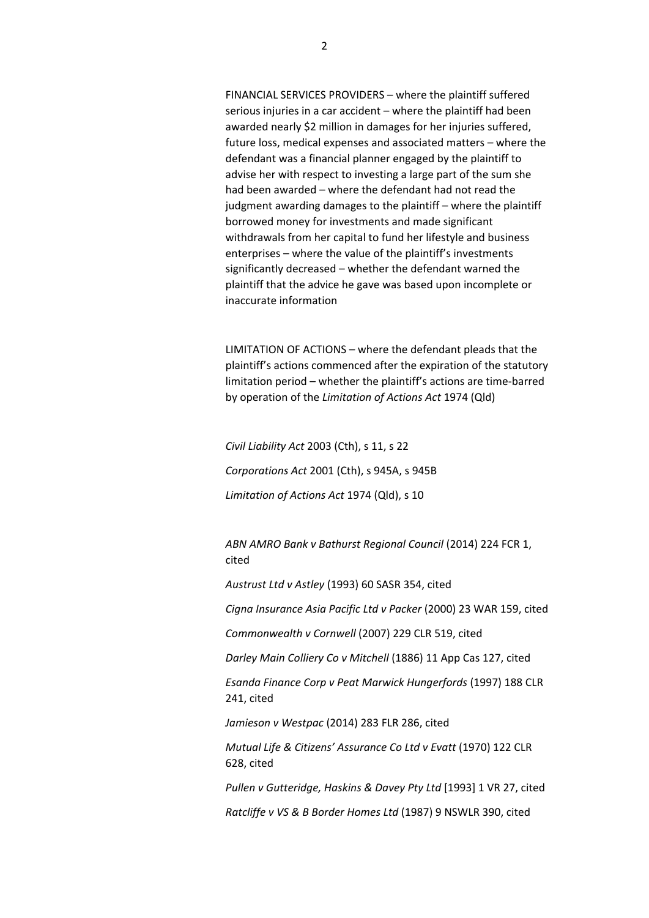FINANCIAL SERVICES PROVIDERS – where the plaintiff suffered serious injuries in a car accident – where the plaintiff had been awarded nearly $2 million in damages for her injuries suffered, future loss, medical expenses and associated matters – where the defendant was a financial planner engaged by the plaintiff to advise her with respect to investing a large part of the sum she had been awarded – where the defendant had not read the judgment awarding damages to the plaintiff – where the plaintiff borrowed money for investments and made significant withdrawals from her capital to fund her lifestyle and business enterprises – where the value of the plaintiff's investments significantly decreased – whether the defendant warned the plaintiff that the advice he gave was based upon incomplete or inaccurate information

LIMITATION OF ACTIONS – where the defendant pleads that the plaintiff's actions commenced after the expiration of the statutory limitation period – whether the plaintiff's actions are time-barred by operation of the *Limitation of Actions Act* 1974 (Qld)

*Civil Liability Act* 2003 (Cth), s 11, s 22

*Corporations Act* 2001 (Cth), s 945A, s 945B

*Limitation of Actions Act* 1974 (Qld), s 10

*ABN AMRO Bank v Bathurst Regional Council* (2014) 224 FCR 1, cited

*Austrust Ltd v Astley* (1993) 60 SASR 354, cited

*Cigna Insurance Asia Pacific Ltd v Packer* (2000) 23 WAR 159, cited

*Commonwealth v Cornwell* (2007) 229 CLR 519, cited

*Darley Main Colliery Co v Mitchell* (1886) 11 App Cas 127, cited

*Esanda Finance Corp v Peat Marwick Hungerfords* (1997) 188 CLR 241, cited

*Jamieson v Westpac* (2014) 283 FLR 286, cited

*Mutual Life & Citizens' Assurance Co Ltd v Evatt* (1970) 122 CLR 628, cited

*Pullen v Gutteridge, Haskins & Davey Pty Ltd* [1993] 1 VR 27, cited

*Ratcliffe v VS & B Border Homes Ltd* (1987) 9 NSWLR 390, cited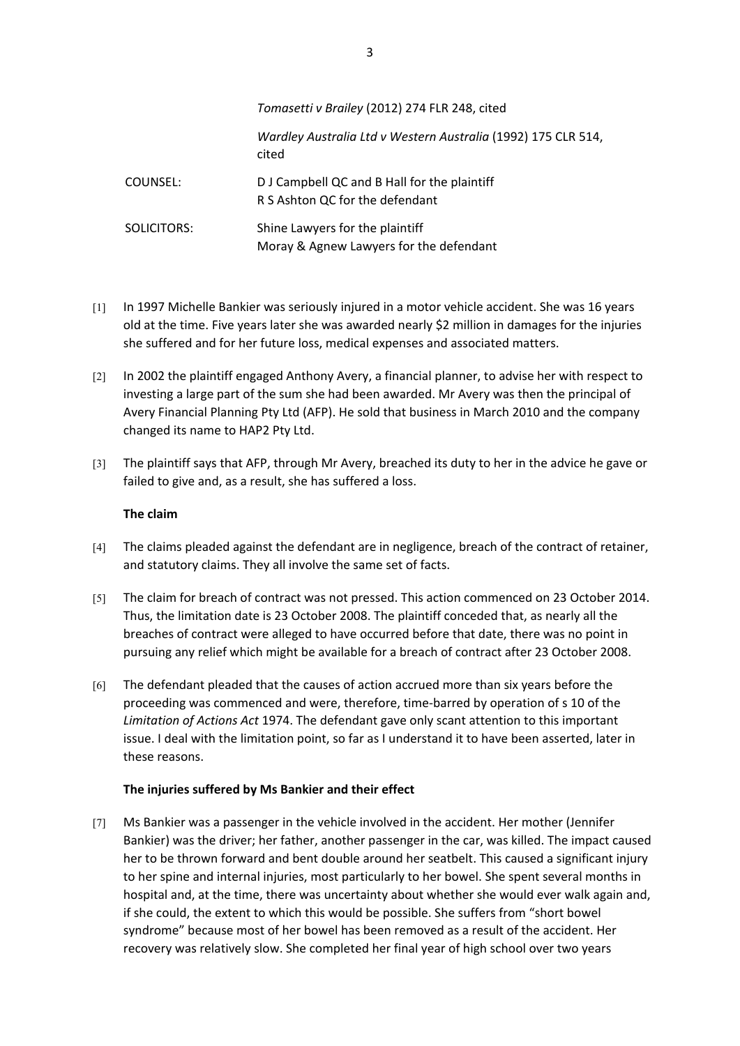*Tomasetti v Brailey* (2012) 274 FLR 248, cited

*Wardley Australia Ltd v Western Australia* (1992) 175 CLR 514, cited

| | |
|---|---|
| COUNSEL: | D J Campbell QC and B Hall for the plaintiff<br>R S Ashton QC for the defendant |
| SOLICITORS: | Shine Lawyers for the plaintiff<br>Moray & Agnew Lawyers for the defendant |

[1] In 1997 Michelle Bankier was seriously injured in a motor vehicle accident. She was 16 years old at the time. Five years later she was awarded nearly $2 million in damages for the injuries she suffered and for her future loss, medical expenses and associated matters.

[2] In 2002 the plaintiff engaged Anthony Avery, a financial planner, to advise her with respect to investing a large part of the sum she had been awarded. Mr Avery was then the principal of Avery Financial Planning Pty Ltd (AFP). He sold that business in March 2010 and the company changed its name to HAP2 Pty Ltd.

[3] The plaintiff says that AFP, through Mr Avery, breached its duty to her in the advice he gave or failed to give and, as a result, she has suffered a loss.

**The claim**

[4] The claims pleaded against the defendant are in negligence, breach of the contract of retainer, and statutory claims. They all involve the same set of facts.

[5] The claim for breach of contract was not pressed. This action commenced on 23 October 2014. Thus, the limitation date is 23 October 2008. The plaintiff conceded that, as nearly all the breaches of contract were alleged to have occurred before that date, there was no point in pursuing any relief which might be available for a breach of contract after 23 October 2008.

[6] The defendant pleaded that the causes of action accrued more than six years before the proceeding was commenced and were, therefore, time-barred by operation of s 10 of the *Limitation of Actions Act* 1974. The defendant gave only scant attention to this important issue. I deal with the limitation point, so far as I understand it to have been asserted, later in these reasons.

**The injuries suffered by Ms Bankier and their effect**

[7] Ms Bankier was a passenger in the vehicle involved in the accident. Her mother (Jennifer Bankier) was the driver; her father, another passenger in the car, was killed. The impact caused her to be thrown forward and bent double around her seatbelt. This caused a significant injury to her spine and internal injuries, most particularly to her bowel. She spent several months in hospital and, at the time, there was uncertainty about whether she would ever walk again and, if she could, the extent to which this would be possible. She suffers from "short bowel syndrome" because most of her bowel has been removed as a result of the accident. Her recovery was relatively slow. She completed her final year of high school over two years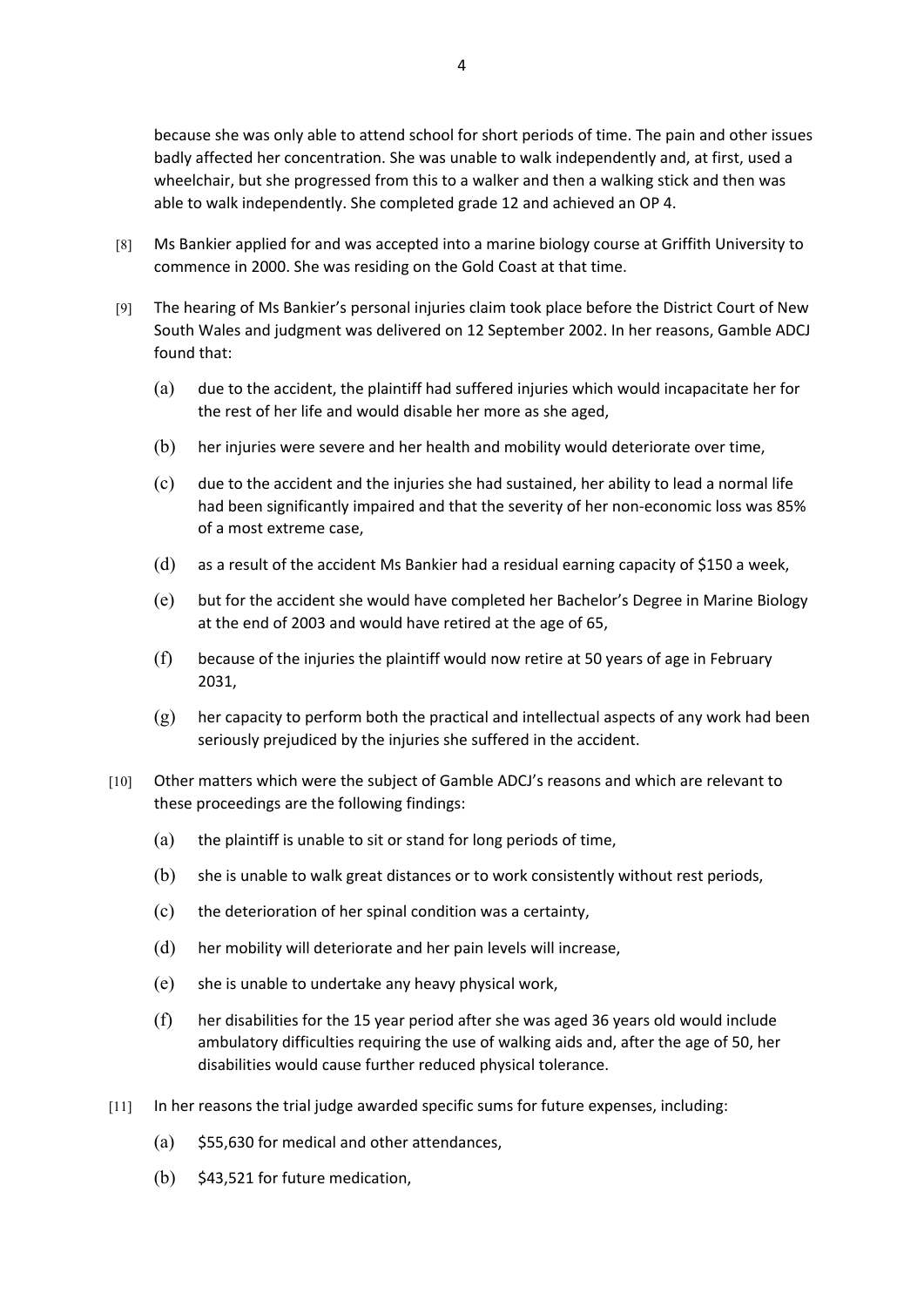because she was only able to attend school for short periods of time. The pain and other issues badly affected her concentration. She was unable to walk independently and, at first, used a wheelchair, but she progressed from this to a walker and then a walking stick and then was able to walk independently. She completed grade 12 and achieved an OP 4.

[8] Ms Bankier applied for and was accepted into a marine biology course at Griffith University to commence in 2000. She was residing on the Gold Coast at that time.

[9] The hearing of Ms Bankier's personal injuries claim took place before the District Court of New South Wales and judgment was delivered on 12 September 2002. In her reasons, Gamble ADCJ found that:

(a) due to the accident, the plaintiff had suffered injuries which would incapacitate her for the rest of her life and would disable her more as she aged,

(b) her injuries were severe and her health and mobility would deteriorate over time,

(c) due to the accident and the injuries she had sustained, her ability to lead a normal life had been significantly impaired and that the severity of her non-economic loss was 85% of a most extreme case,

(d) as a result of the accident Ms Bankier had a residual earning capacity of $150 a week,

(e) but for the accident she would have completed her Bachelor's Degree in Marine Biology at the end of 2003 and would have retired at the age of 65,

(f) because of the injuries the plaintiff would now retire at 50 years of age in February 2031,

(g) her capacity to perform both the practical and intellectual aspects of any work had been seriously prejudiced by the injuries she suffered in the accident.

[10] Other matters which were the subject of Gamble ADCJ's reasons and which are relevant to these proceedings are the following findings:

(a) the plaintiff is unable to sit or stand for long periods of time,

(b) she is unable to walk great distances or to work consistently without rest periods,

(c) the deterioration of her spinal condition was a certainty,

(d) her mobility will deteriorate and her pain levels will increase,

(e) she is unable to undertake any heavy physical work,

(f) her disabilities for the 15 year period after she was aged 36 years old would include ambulatory difficulties requiring the use of walking aids and, after the age of 50, her disabilities would cause further reduced physical tolerance.

[11] In her reasons the trial judge awarded specific sums for future expenses, including:

(a) $55,630 for medical and other attendances,

(b) $43,521 for future medication,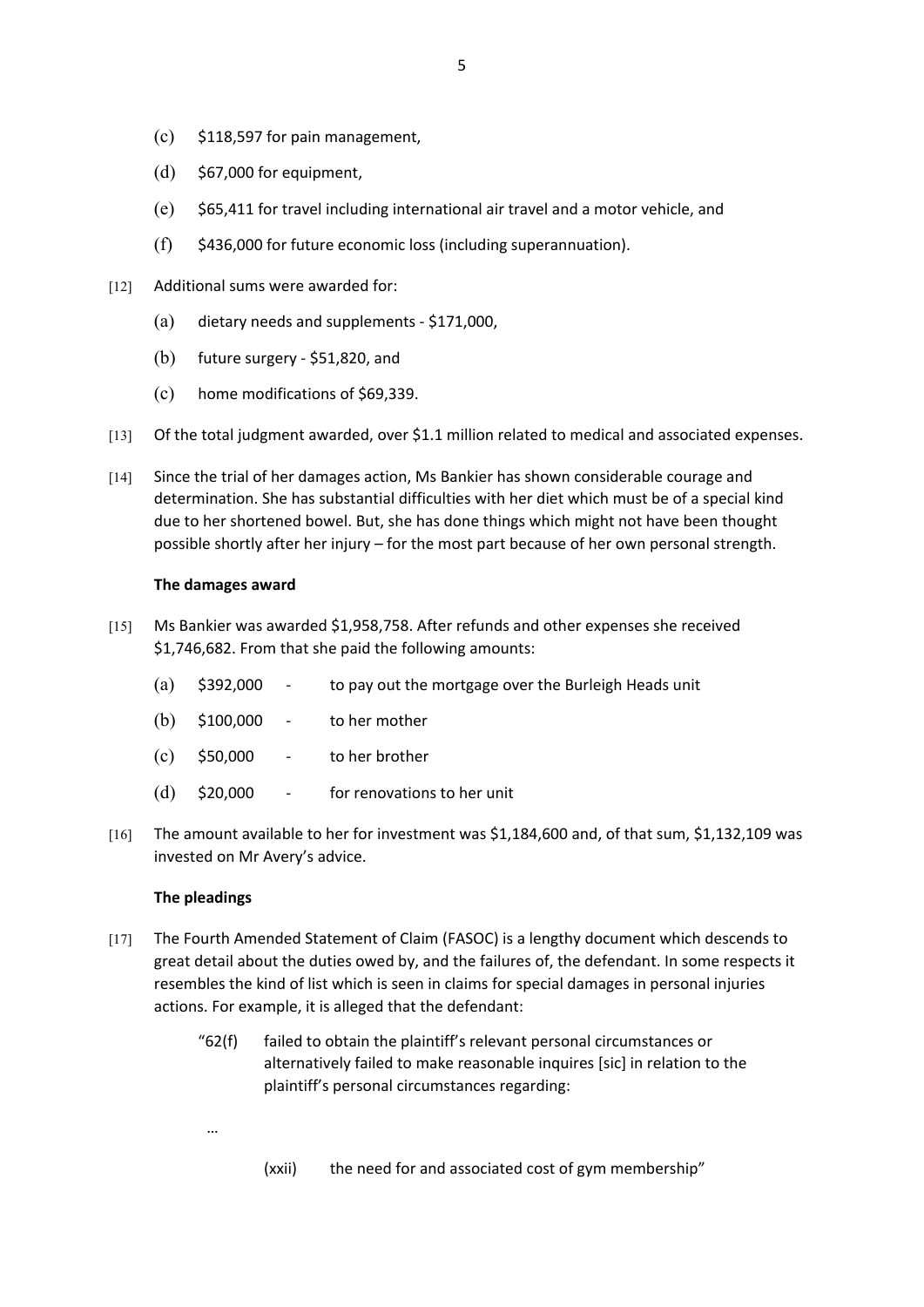(c) $118,597 for pain management,

(d) $67,000 for equipment,

(e) $65,411 for travel including international air travel and a motor vehicle, and

(f) $436,000 for future economic loss (including superannuation).

[12] Additional sums were awarded for:

(a) dietary needs and supplements - $171,000,

(b) future surgery - $51,820, and

(c) home modifications of $69,339.

[13] Of the total judgment awarded, over $1.1 million related to medical and associated expenses.

[14] Since the trial of her damages action, Ms Bankier has shown considerable courage and determination. She has substantial difficulties with her diet which must be of a special kind due to her shortened bowel. But, she has done things which might not have been thought possible shortly after her injury – for the most part because of her own personal strength.

**The damages award**

[15] Ms Bankier was awarded $1,958,758. After refunds and other expenses she received $1,746,682. From that she paid the following amounts:

(a) $392,000 - to pay out the mortgage over the Burleigh Heads unit

(b) $100,000 - to her mother

(c) $50,000 - to her brother

(d) $20,000 - for renovations to her unit

[16] The amount available to her for investment was $1,184,600 and, of that sum, $1,132,109 was invested on Mr Avery's advice.

**The pleadings**

[17] The Fourth Amended Statement of Claim (FASOC) is a lengthy document which descends to great detail about the duties owed by, and the failures of, the defendant. In some respects it resembles the kind of list which is seen in claims for special damages in personal injuries actions. For example, it is alleged that the defendant:

> "62(f) failed to obtain the plaintiff's relevant personal circumstances or alternatively failed to make reasonable inquires [sic] in relation to the plaintiff's personal circumstances regarding:
>
> …
>
> (xxii) the need for and associated cost of gym membership"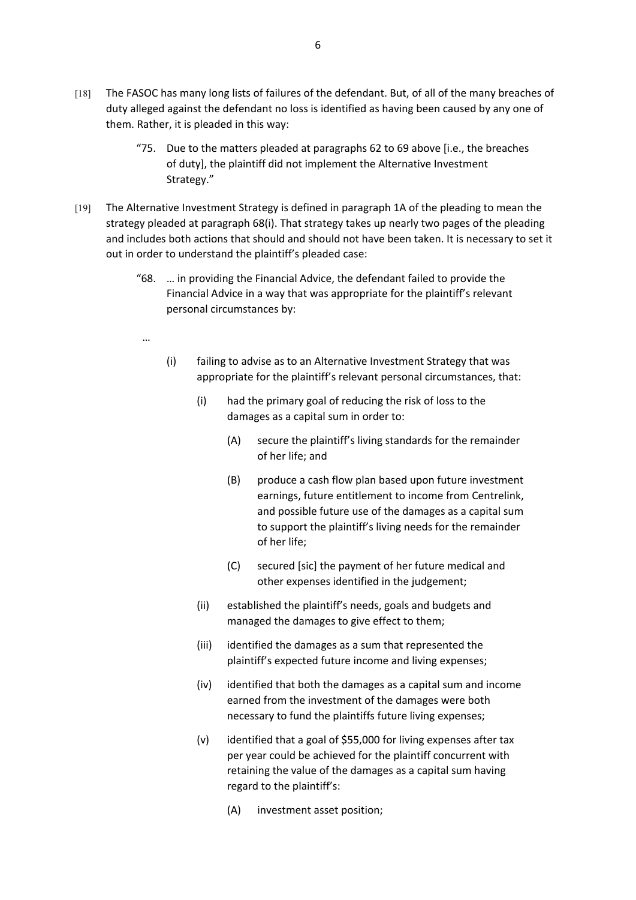[18] The FASOC has many long lists of failures of the defendant. But, of all of the many breaches of duty alleged against the defendant no loss is identified as having been caused by any one of them. Rather, it is pleaded in this way:

> "75. Due to the matters pleaded at paragraphs 62 to 69 above [i.e., the breaches of duty], the plaintiff did not implement the Alternative Investment Strategy."

[19] The Alternative Investment Strategy is defined in paragraph 1A of the pleading to mean the strategy pleaded at paragraph 68(i). That strategy takes up nearly two pages of the pleading and includes both actions that should and should not have been taken. It is necessary to set it out in order to understand the plaintiff's pleaded case:

> "68. … in providing the Financial Advice, the defendant failed to provide the Financial Advice in a way that was appropriate for the plaintiff's relevant personal circumstances by:
>
> …
>
> (i) failing to advise as to an Alternative Investment Strategy that was appropriate for the plaintiff's relevant personal circumstances, that:
>
> (i) had the primary goal of reducing the risk of loss to the damages as a capital sum in order to:
>
> (A) secure the plaintiff's living standards for the remainder of her life; and
>
> (B) produce a cash flow plan based upon future investment earnings, future entitlement to income from Centrelink, and possible future use of the damages as a capital sum to support the plaintiff's living needs for the remainder of her life;
>
> (C) secured [sic] the payment of her future medical and other expenses identified in the judgement;
>
> (ii) established the plaintiff's needs, goals and budgets and managed the damages to give effect to them;
>
> (iii) identified the damages as a sum that represented the plaintiff's expected future income and living expenses;
>
> (iv) identified that both the damages as a capital sum and income earned from the investment of the damages were both necessary to fund the plaintiffs future living expenses;
>
> (v) identified that a goal of $55,000 for living expenses after tax per year could be achieved for the plaintiff concurrent with retaining the value of the damages as a capital sum having regard to the plaintiff's:
>
> (A) investment asset position;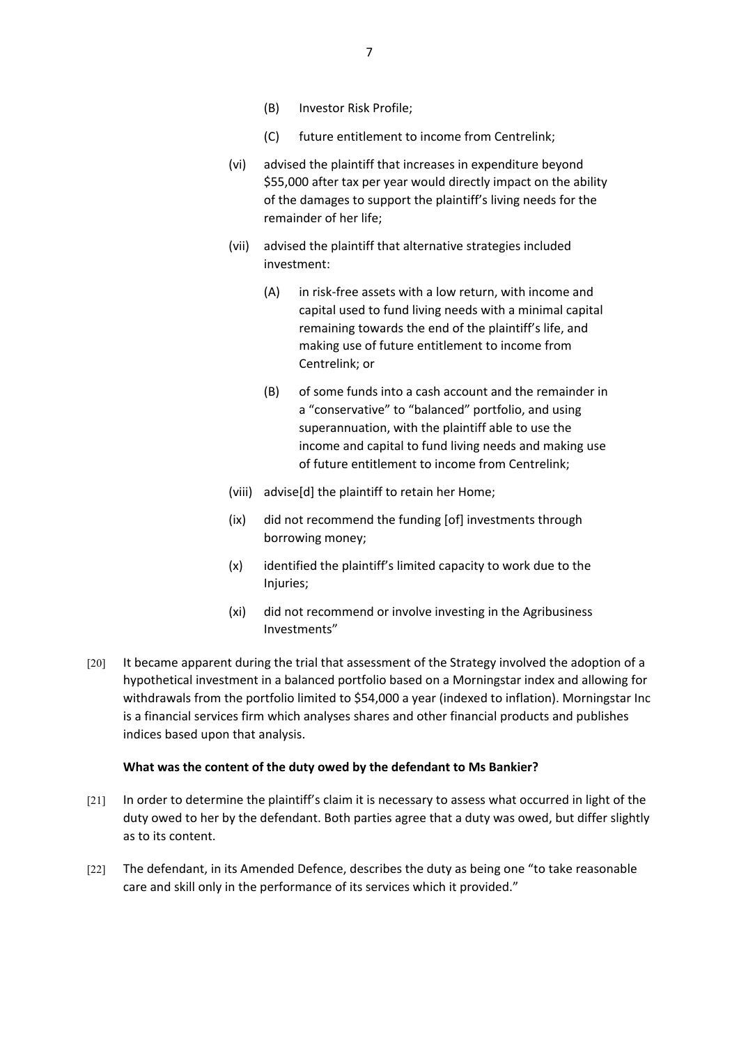(B) Investor Risk Profile;

(C) future entitlement to income from Centrelink;

(vi) advised the plaintiff that increases in expenditure beyond $55,000 after tax per year would directly impact on the ability of the damages to support the plaintiff's living needs for the remainder of her life;

(vii) advised the plaintiff that alternative strategies included investment:

(A) in risk-free assets with a low return, with income and capital used to fund living needs with a minimal capital remaining towards the end of the plaintiff's life, and making use of future entitlement to income from Centrelink; or

(B) of some funds into a cash account and the remainder in a "conservative" to "balanced" portfolio, and using superannuation, with the plaintiff able to use the income and capital to fund living needs and making use of future entitlement to income from Centrelink;

(viii) advise[d] the plaintiff to retain her Home;

(ix) did not recommend the funding [of] investments through borrowing money;

(x) identified the plaintiff's limited capacity to work due to the Injuries;

(xi) did not recommend or involve investing in the Agribusiness Investments"

[20] It became apparent during the trial that assessment of the Strategy involved the adoption of a hypothetical investment in a balanced portfolio based on a Morningstar index and allowing for withdrawals from the portfolio limited to $54,000 a year (indexed to inflation). Morningstar Inc is a financial services firm which analyses shares and other financial products and publishes indices based upon that analysis.

**What was the content of the duty owed by the defendant to Ms Bankier?**

[21] In order to determine the plaintiff's claim it is necessary to assess what occurred in light of the duty owed to her by the defendant. Both parties agree that a duty was owed, but differ slightly as to its content.

[22] The defendant, in its Amended Defence, describes the duty as being one "to take reasonable care and skill only in the performance of its services which it provided."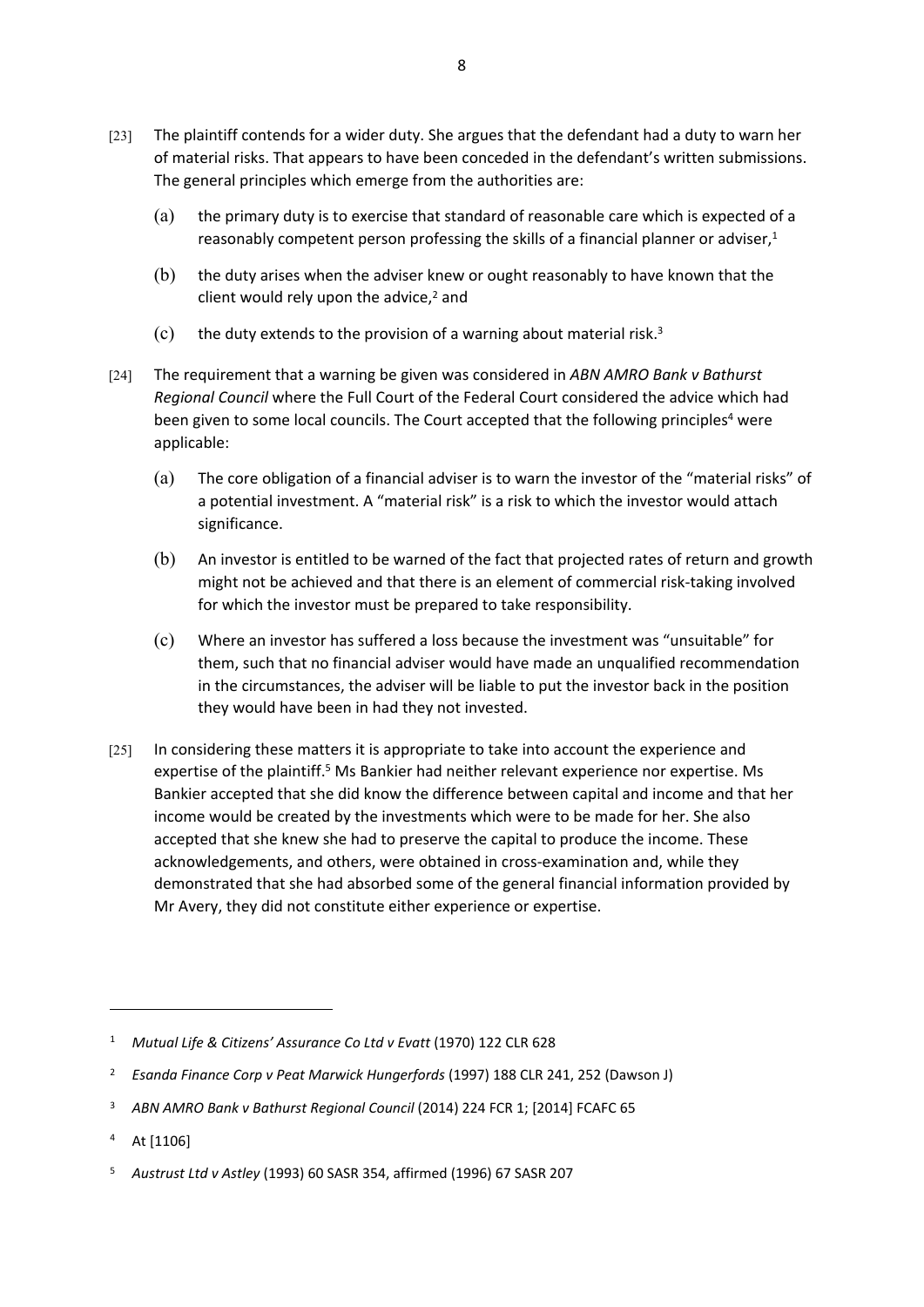[23] The plaintiff contends for a wider duty. She argues that the defendant had a duty to warn her of material risks. That appears to have been conceded in the defendant's written submissions. The general principles which emerge from the authorities are:

(a) the primary duty is to exercise that standard of reasonable care which is expected of a reasonably competent person professing the skills of a financial planner or adviser,[1]

(b) the duty arises when the adviser knew or ought reasonably to have known that the client would rely upon the advice,[2] and

(c) the duty extends to the provision of a warning about material risk.[3]

[24] The requirement that a warning be given was considered in *ABN AMRO Bank v Bathurst Regional Council* where the Full Court of the Federal Court considered the advice which had been given to some local councils. The Court accepted that the following principles[4] were applicable:

(a) The core obligation of a financial adviser is to warn the investor of the "material risks" of a potential investment. A "material risk" is a risk to which the investor would attach significance.

(b) An investor is entitled to be warned of the fact that projected rates of return and growth might not be achieved and that there is an element of commercial risk-taking involved for which the investor must be prepared to take responsibility.

(c) Where an investor has suffered a loss because the investment was "unsuitable" for them, such that no financial adviser would have made an unqualified recommendation in the circumstances, the adviser will be liable to put the investor back in the position they would have been in had they not invested.

[25] In considering these matters it is appropriate to take into account the experience and expertise of the plaintiff.[5] Ms Bankier had neither relevant experience nor expertise. Ms Bankier accepted that she did know the difference between capital and income and that her income would be created by the investments which were to be made for her. She also accepted that she knew she had to preserve the capital to produce the income. These acknowledgements, and others, were obtained in cross-examination and, while they demonstrated that she had absorbed some of the general financial information provided by Mr Avery, they did not constitute either experience or expertise.

---

[1] *Mutual Life & Citizens' Assurance Co Ltd v Evatt* (1970) 122 CLR 628

[2] *Esanda Finance Corp v Peat Marwick Hungerfords* (1997) 188 CLR 241, 252 (Dawson J)

[3] *ABN AMRO Bank v Bathurst Regional Council* (2014) 224 FCR 1; [2014] FCAFC 65

[4] At [1106]

[5] *Austrust Ltd v Astley* (1993) 60 SASR 354, affirmed (1996) 67 SASR 207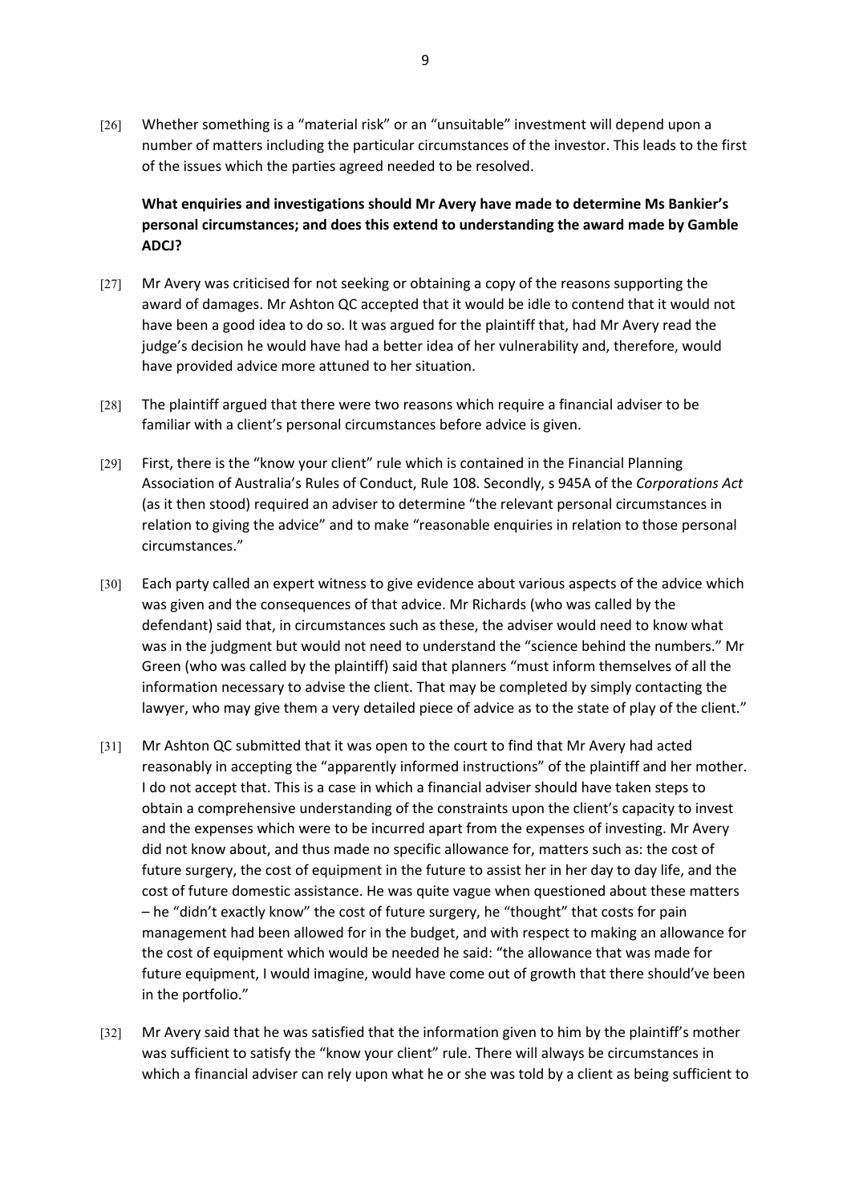[26] Whether something is a "material risk" or an "unsuitable" investment will depend upon a number of matters including the particular circumstances of the investor. This leads to the first of the issues which the parties agreed needed to be resolved.

**What enquiries and investigations should Mr Avery have made to determine Ms Bankier's personal circumstances; and does this extend to understanding the award made by Gamble ADCJ?**

[27] Mr Avery was criticised for not seeking or obtaining a copy of the reasons supporting the award of damages. Mr Ashton QC accepted that it would be idle to contend that it would not have been a good idea to do so. It was argued for the plaintiff that, had Mr Avery read the judge's decision he would have had a better idea of her vulnerability and, therefore, would have provided advice more attuned to her situation.

[28] The plaintiff argued that there were two reasons which require a financial adviser to be familiar with a client's personal circumstances before advice is given.

[29] First, there is the "know your client" rule which is contained in the Financial Planning Association of Australia's Rules of Conduct, Rule 108. Secondly, s 945A of the *Corporations Act* (as it then stood) required an adviser to determine "the relevant personal circumstances in relation to giving the advice" and to make "reasonable enquiries in relation to those personal circumstances."

[30] Each party called an expert witness to give evidence about various aspects of the advice which was given and the consequences of that advice. Mr Richards (who was called by the defendant) said that, in circumstances such as these, the adviser would need to know what was in the judgment but would not need to understand the "science behind the numbers." Mr Green (who was called by the plaintiff) said that planners "must inform themselves of all the information necessary to advise the client. That may be completed by simply contacting the lawyer, who may give them a very detailed piece of advice as to the state of play of the client."

[31] Mr Ashton QC submitted that it was open to the court to find that Mr Avery had acted reasonably in accepting the "apparently informed instructions" of the plaintiff and her mother. I do not accept that. This is a case in which a financial adviser should have taken steps to obtain a comprehensive understanding of the constraints upon the client's capacity to invest and the expenses which were to be incurred apart from the expenses of investing. Mr Avery did not know about, and thus made no specific allowance for, matters such as: the cost of future surgery, the cost of equipment in the future to assist her in her day to day life, and the cost of future domestic assistance. He was quite vague when questioned about these matters – he "didn't exactly know" the cost of future surgery, he "thought" that costs for pain management had been allowed for in the budget, and with respect to making an allowance for the cost of equipment which would be needed he said: "the allowance that was made for future equipment, I would imagine, would have come out of growth that there should've been in the portfolio."

[32] Mr Avery said that he was satisfied that the information given to him by the plaintiff's mother was sufficient to satisfy the "know your client" rule. There will always be circumstances in which a financial adviser can rely upon what he or she was told by a client as being sufficient to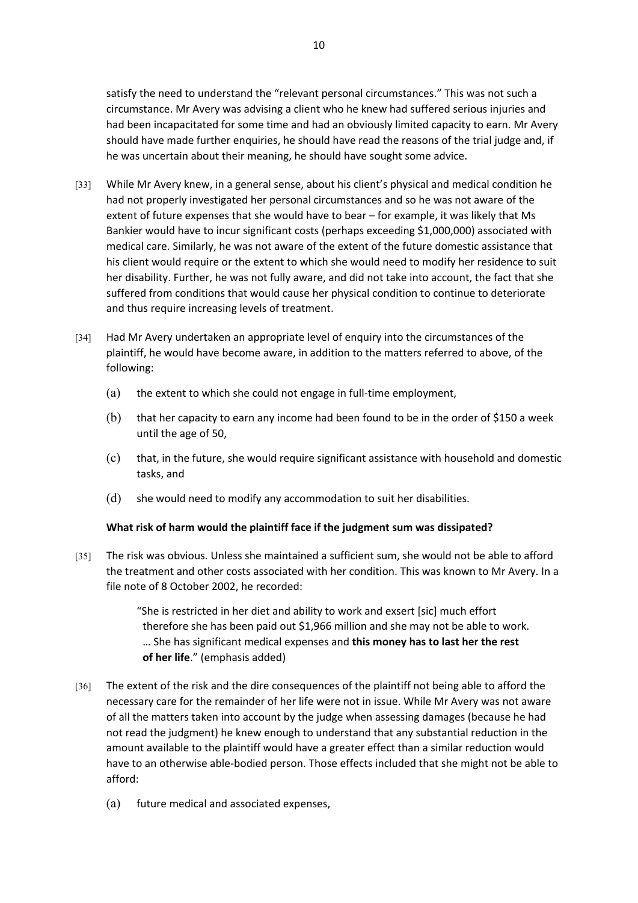satisfy the need to understand the "relevant personal circumstances." This was not such a circumstance. Mr Avery was advising a client who he knew had suffered serious injuries and had been incapacitated for some time and had an obviously limited capacity to earn. Mr Avery should have made further enquiries, he should have read the reasons of the trial judge and, if he was uncertain about their meaning, he should have sought some advice.

[33] While Mr Avery knew, in a general sense, about his client's physical and medical condition he had not properly investigated her personal circumstances and so he was not aware of the extent of future expenses that she would have to bear – for example, it was likely that Ms Bankier would have to incur significant costs (perhaps exceeding $1,000,000) associated with medical care. Similarly, he was not aware of the extent of the future domestic assistance that his client would require or the extent to which she would need to modify her residence to suit her disability. Further, he was not fully aware, and did not take into account, the fact that she suffered from conditions that would cause her physical condition to continue to deteriorate and thus require increasing levels of treatment.

[34] Had Mr Avery undertaken an appropriate level of enquiry into the circumstances of the plaintiff, he would have become aware, in addition to the matters referred to above, of the following:

(a) the extent to which she could not engage in full-time employment,

(b) that her capacity to earn any income had been found to be in the order of $150 a week until the age of 50,

(c) that, in the future, she would require significant assistance with household and domestic tasks, and

(d) she would need to modify any accommodation to suit her disabilities.

**What risk of harm would the plaintiff face if the judgment sum was dissipated?**

[35] The risk was obvious. Unless she maintained a sufficient sum, she would not be able to afford the treatment and other costs associated with her condition. This was known to Mr Avery. In a file note of 8 October 2002, he recorded:

> "She is restricted in her diet and ability to work and exsert [sic] much effort therefore she has been paid out $1,966 million and she may not be able to work. … She has significant medical expenses and **this money has to last her the rest of her life**." (emphasis added)

[36] The extent of the risk and the dire consequences of the plaintiff not being able to afford the necessary care for the remainder of her life were not in issue. While Mr Avery was not aware of all the matters taken into account by the judge when assessing damages (because he had not read the judgment) he knew enough to understand that any substantial reduction in the amount available to the plaintiff would have a greater effect than a similar reduction would have to an otherwise able-bodied person. Those effects included that she might not be able to afford:

(a) future medical and associated expenses,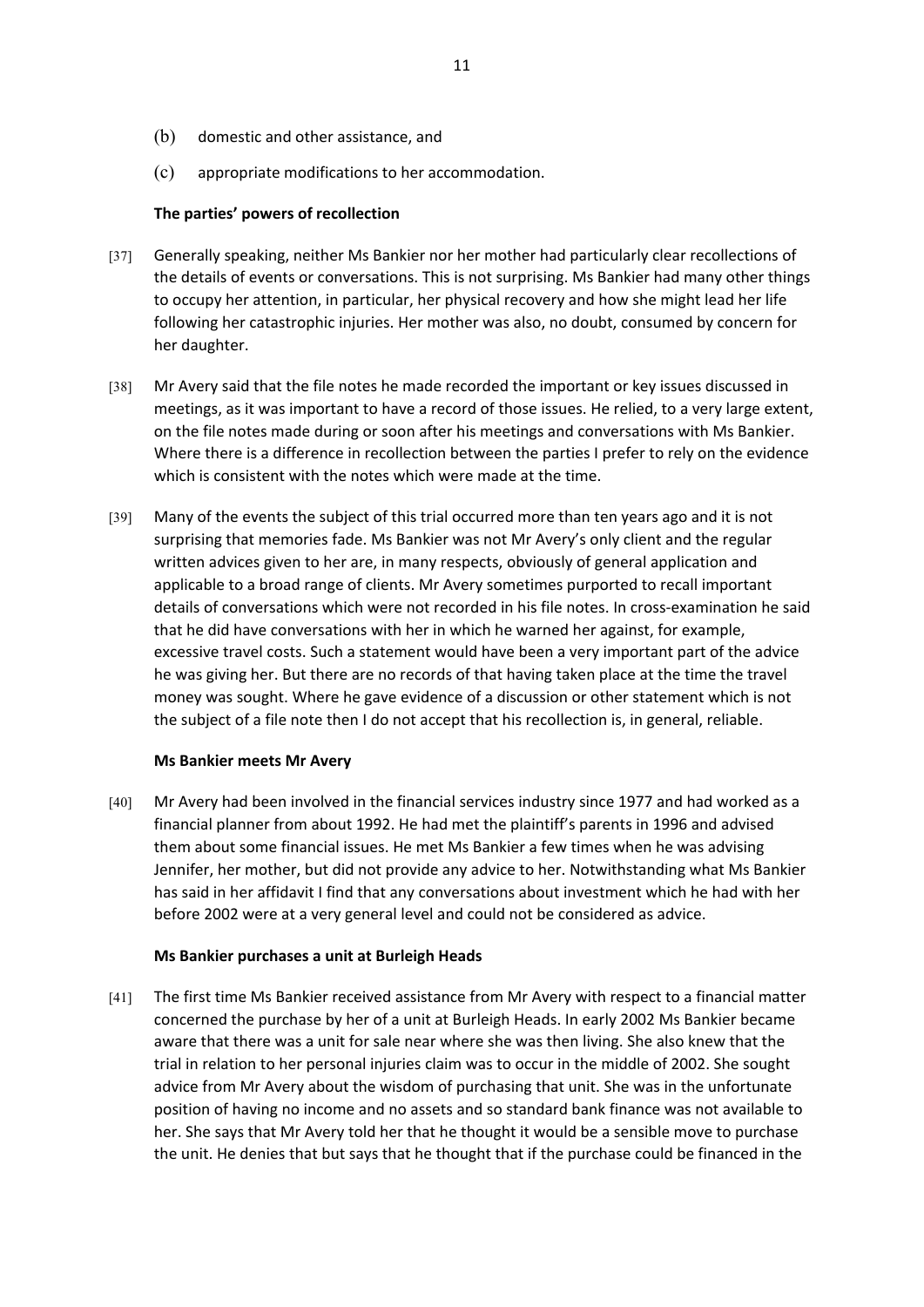(b) domestic and other assistance, and

(c) appropriate modifications to her accommodation.

**The parties' powers of recollection**

[37] Generally speaking, neither Ms Bankier nor her mother had particularly clear recollections of the details of events or conversations. This is not surprising. Ms Bankier had many other things to occupy her attention, in particular, her physical recovery and how she might lead her life following her catastrophic injuries. Her mother was also, no doubt, consumed by concern for her daughter.

[38] Mr Avery said that the file notes he made recorded the important or key issues discussed in meetings, as it was important to have a record of those issues. He relied, to a very large extent, on the file notes made during or soon after his meetings and conversations with Ms Bankier. Where there is a difference in recollection between the parties I prefer to rely on the evidence which is consistent with the notes which were made at the time.

[39] Many of the events the subject of this trial occurred more than ten years ago and it is not surprising that memories fade. Ms Bankier was not Mr Avery's only client and the regular written advices given to her are, in many respects, obviously of general application and applicable to a broad range of clients. Mr Avery sometimes purported to recall important details of conversations which were not recorded in his file notes. In cross-examination he said that he did have conversations with her in which he warned her against, for example, excessive travel costs. Such a statement would have been a very important part of the advice he was giving her. But there are no records of that having taken place at the time the travel money was sought. Where he gave evidence of a discussion or other statement which is not the subject of a file note then I do not accept that his recollection is, in general, reliable.

**Ms Bankier meets Mr Avery**

[40] Mr Avery had been involved in the financial services industry since 1977 and had worked as a financial planner from about 1992. He had met the plaintiff's parents in 1996 and advised them about some financial issues. He met Ms Bankier a few times when he was advising Jennifer, her mother, but did not provide any advice to her. Notwithstanding what Ms Bankier has said in her affidavit I find that any conversations about investment which he had with her before 2002 were at a very general level and could not be considered as advice.

**Ms Bankier purchases a unit at Burleigh Heads**

[41] The first time Ms Bankier received assistance from Mr Avery with respect to a financial matter concerned the purchase by her of a unit at Burleigh Heads. In early 2002 Ms Bankier became aware that there was a unit for sale near where she was then living. She also knew that the trial in relation to her personal injuries claim was to occur in the middle of 2002. She sought advice from Mr Avery about the wisdom of purchasing that unit. She was in the unfortunate position of having no income and no assets and so standard bank finance was not available to her. She says that Mr Avery told her that he thought it would be a sensible move to purchase the unit. He denies that but says that he thought that if the purchase could be financed in the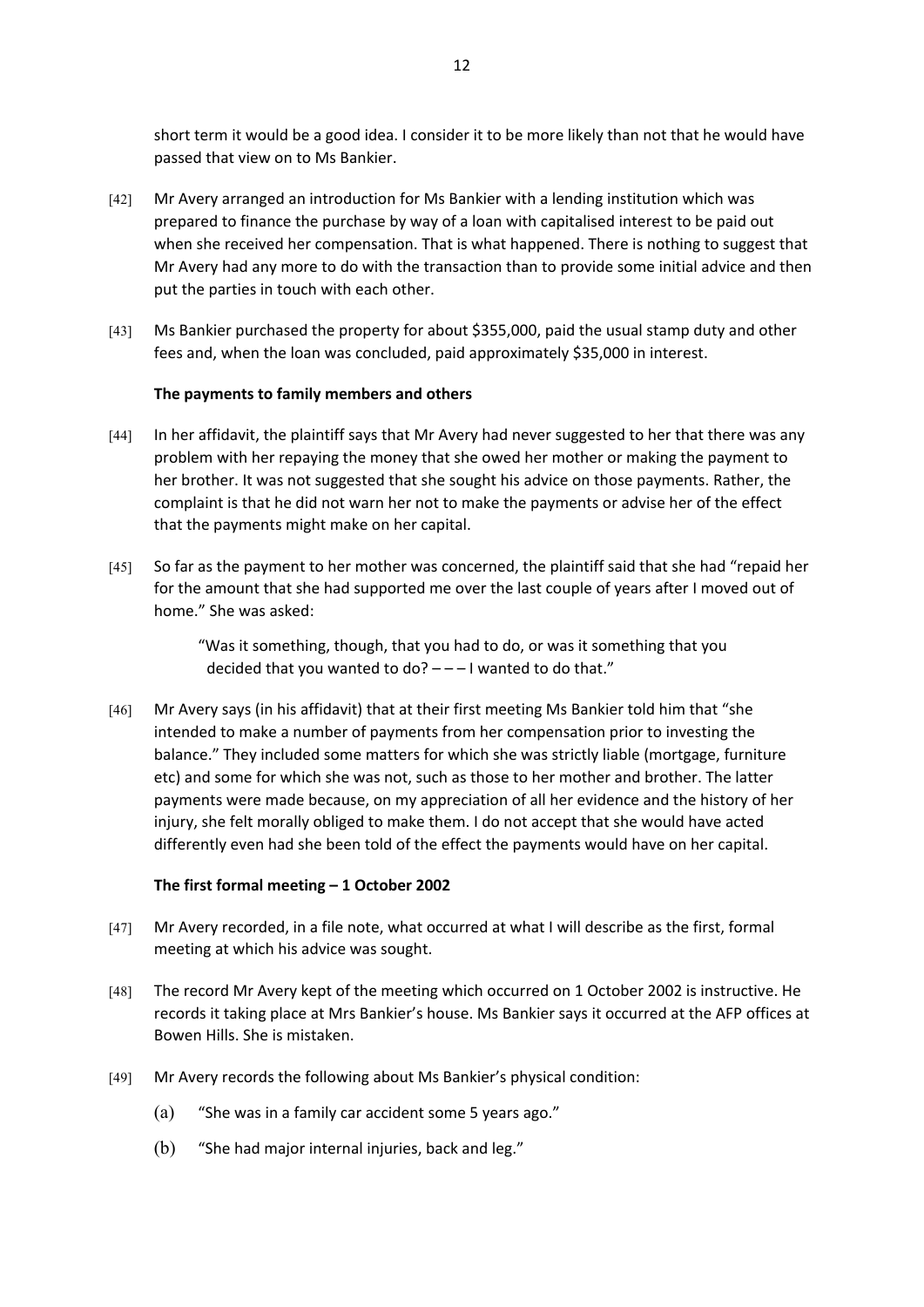short term it would be a good idea. I consider it to be more likely than not that he would have passed that view on to Ms Bankier.

[42] Mr Avery arranged an introduction for Ms Bankier with a lending institution which was prepared to finance the purchase by way of a loan with capitalised interest to be paid out when she received her compensation. That is what happened. There is nothing to suggest that Mr Avery had any more to do with the transaction than to provide some initial advice and then put the parties in touch with each other.

[43] Ms Bankier purchased the property for about $355,000, paid the usual stamp duty and other fees and, when the loan was concluded, paid approximately $35,000 in interest.

**The payments to family members and others**

[44] In her affidavit, the plaintiff says that Mr Avery had never suggested to her that there was any problem with her repaying the money that she owed her mother or making the payment to her brother. It was not suggested that she sought his advice on those payments. Rather, the complaint is that he did not warn her not to make the payments or advise her of the effect that the payments might make on her capital.

[45] So far as the payment to her mother was concerned, the plaintiff said that she had "repaid her for the amount that she had supported me over the last couple of years after I moved out of home." She was asked:

> "Was it something, though, that you had to do, or was it something that you decided that you wanted to do? – – – I wanted to do that."

[46] Mr Avery says (in his affidavit) that at their first meeting Ms Bankier told him that "she intended to make a number of payments from her compensation prior to investing the balance." They included some matters for which she was strictly liable (mortgage, furniture etc) and some for which she was not, such as those to her mother and brother. The latter payments were made because, on my appreciation of all her evidence and the history of her injury, she felt morally obliged to make them. I do not accept that she would have acted differently even had she been told of the effect the payments would have on her capital.

**The first formal meeting – 1 October 2002**

[47] Mr Avery recorded, in a file note, what occurred at what I will describe as the first, formal meeting at which his advice was sought.

[48] The record Mr Avery kept of the meeting which occurred on 1 October 2002 is instructive. He records it taking place at Mrs Bankier's house. Ms Bankier says it occurred at the AFP offices at Bowen Hills. She is mistaken.

[49] Mr Avery records the following about Ms Bankier's physical condition:

(a) "She was in a family car accident some 5 years ago."

(b) "She had major internal injuries, back and leg."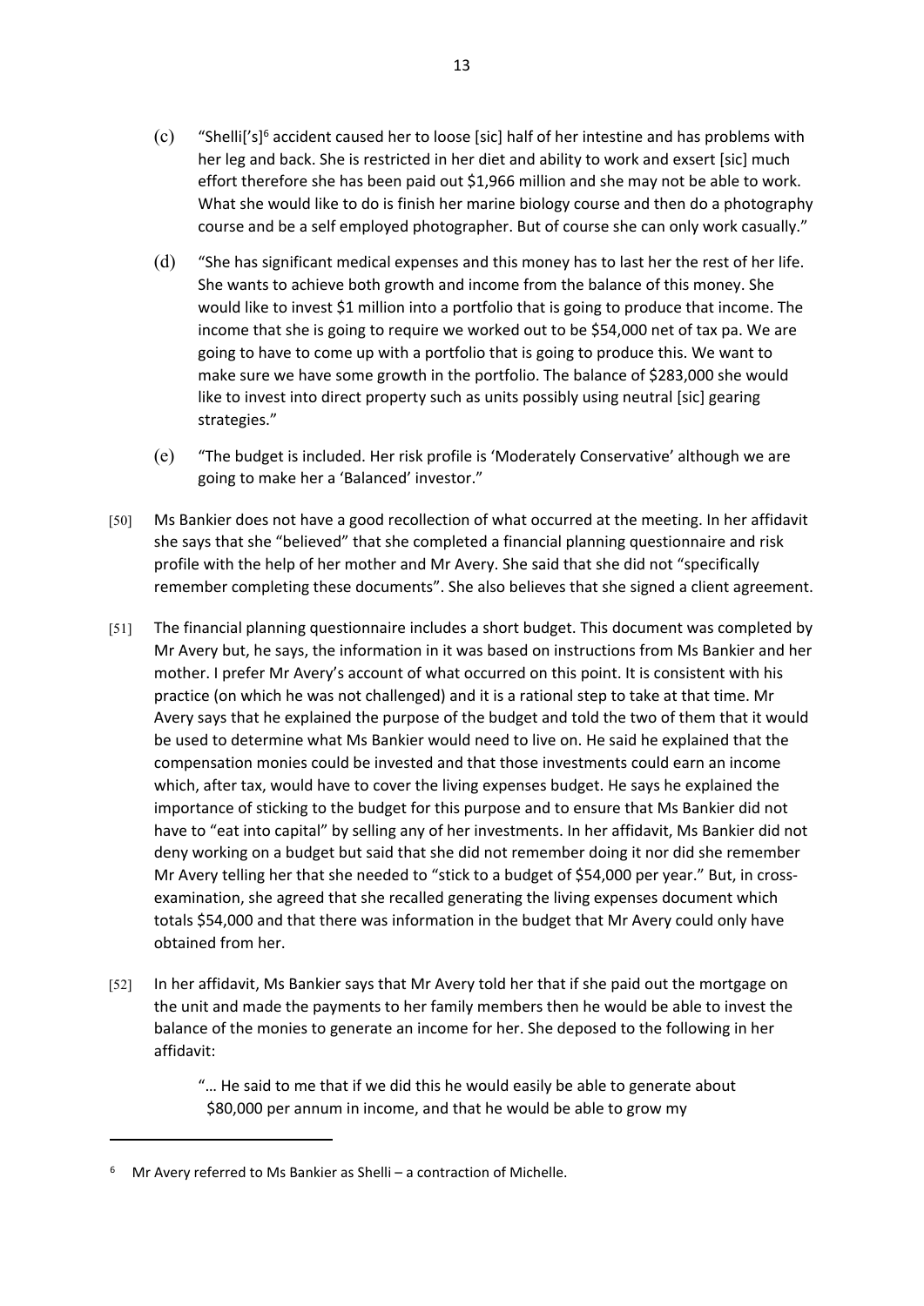(c) "Shelli['s][6] accident caused her to loose [sic] half of her intestine and has problems with her leg and back. She is restricted in her diet and ability to work and exsert [sic] much effort therefore she has been paid out $1,966 million and she may not be able to work. What she would like to do is finish her marine biology course and then do a photography course and be a self employed photographer. But of course she can only work casually."

(d) "She has significant medical expenses and this money has to last her the rest of her life. She wants to achieve both growth and income from the balance of this money. She would like to invest $1 million into a portfolio that is going to produce that income. The income that she is going to require we worked out to be $54,000 net of tax pa. We are going to have to come up with a portfolio that is going to produce this. We want to make sure we have some growth in the portfolio. The balance of $283,000 she would like to invest into direct property such as units possibly using neutral [sic] gearing strategies."

(e) "The budget is included. Her risk profile is 'Moderately Conservative' although we are going to make her a 'Balanced' investor."

[50] Ms Bankier does not have a good recollection of what occurred at the meeting. In her affidavit she says that she "believed" that she completed a financial planning questionnaire and risk profile with the help of her mother and Mr Avery. She said that she did not "specifically remember completing these documents". She also believes that she signed a client agreement.

[51] The financial planning questionnaire includes a short budget. This document was completed by Mr Avery but, he says, the information in it was based on instructions from Ms Bankier and her mother. I prefer Mr Avery's account of what occurred on this point. It is consistent with his practice (on which he was not challenged) and it is a rational step to take at that time. Mr Avery says that he explained the purpose of the budget and told the two of them that it would be used to determine what Ms Bankier would need to live on. He said he explained that the compensation monies could be invested and that those investments could earn an income which, after tax, would have to cover the living expenses budget. He says he explained the importance of sticking to the budget for this purpose and to ensure that Ms Bankier did not have to "eat into capital" by selling any of her investments. In her affidavit, Ms Bankier did not deny working on a budget but said that she did not remember doing it nor did she remember Mr Avery telling her that she needed to "stick to a budget of $54,000 per year." But, in cross-examination, she agreed that she recalled generating the living expenses document which totals $54,000 and that there was information in the budget that Mr Avery could only have obtained from her.

[52] In her affidavit, Ms Bankier says that Mr Avery told her that if she paid out the mortgage on the unit and made the payments to her family members then he would be able to invest the balance of the monies to generate an income for her. She deposed to the following in her affidavit:

> "… He said to me that if we did this he would easily be able to generate about $80,000 per annum in income, and that he would be able to grow my

---

[6] Mr Avery referred to Ms Bankier as Shelli – a contraction of Michelle.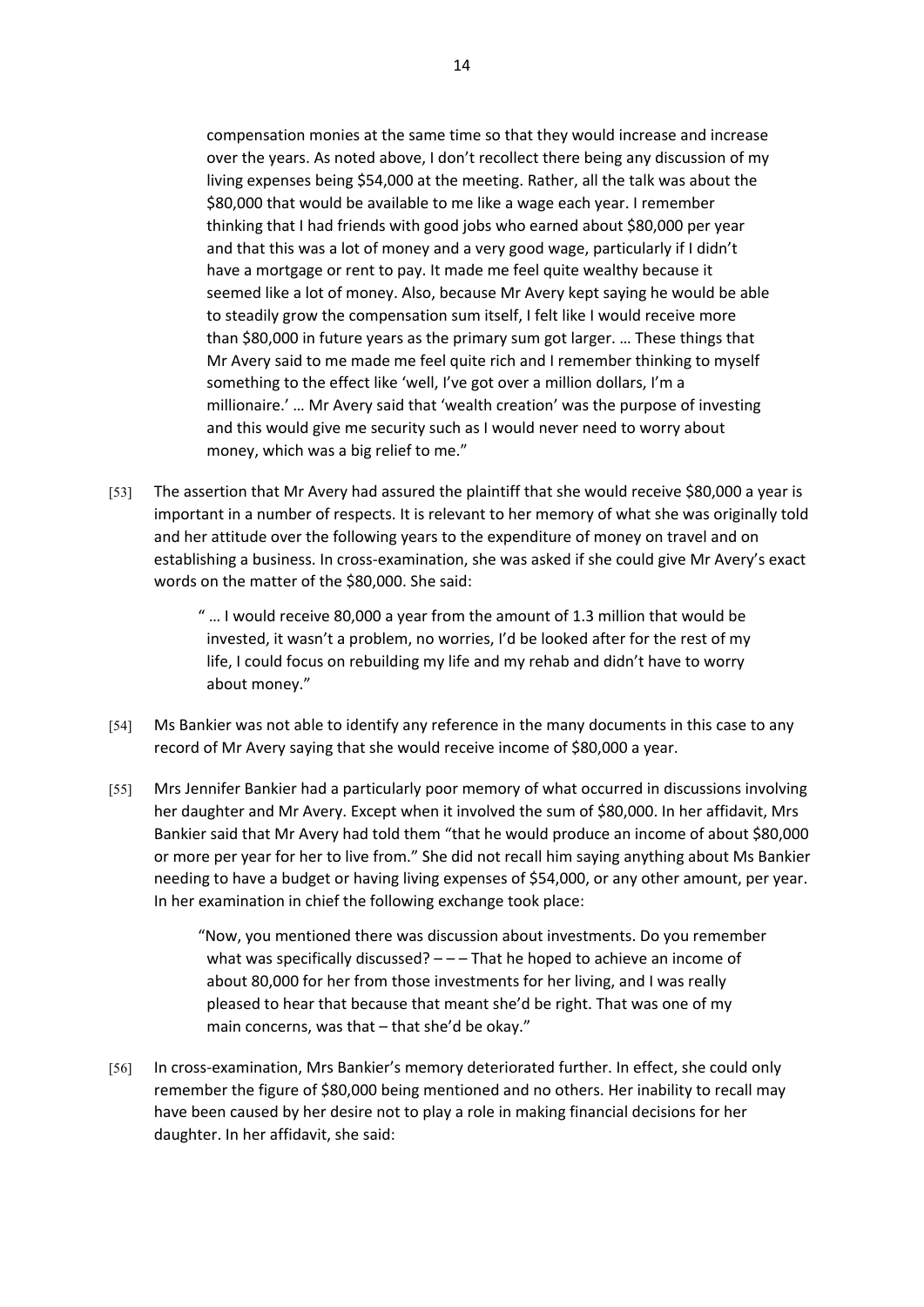> compensation monies at the same time so that they would increase and increase over the years. As noted above, I don't recollect there being any discussion of my living expenses being $54,000 at the meeting. Rather, all the talk was about the $80,000 that would be available to me like a wage each year. I remember thinking that I had friends with good jobs who earned about $80,000 per year and that this was a lot of money and a very good wage, particularly if I didn't have a mortgage or rent to pay. It made me feel quite wealthy because it seemed like a lot of money. Also, because Mr Avery kept saying he would be able to steadily grow the compensation sum itself, I felt like I would receive more than $80,000 in future years as the primary sum got larger. … These things that Mr Avery said to me made me feel quite rich and I remember thinking to myself something to the effect like 'well, I've got over a million dollars, I'm a millionaire.' … Mr Avery said that 'wealth creation' was the purpose of investing and this would give me security such as I would never need to worry about money, which was a big relief to me."

[53] The assertion that Mr Avery had assured the plaintiff that she would receive $80,000 a year is important in a number of respects. It is relevant to her memory of what she was originally told and her attitude over the following years to the expenditure of money on travel and on establishing a business. In cross-examination, she was asked if she could give Mr Avery's exact words on the matter of the $80,000. She said:

> " … I would receive 80,000 a year from the amount of 1.3 million that would be invested, it wasn't a problem, no worries, I'd be looked after for the rest of my life, I could focus on rebuilding my life and my rehab and didn't have to worry about money."

[54] Ms Bankier was not able to identify any reference in the many documents in this case to any record of Mr Avery saying that she would receive income of $80,000 a year.

[55] Mrs Jennifer Bankier had a particularly poor memory of what occurred in discussions involving her daughter and Mr Avery. Except when it involved the sum of $80,000. In her affidavit, Mrs Bankier said that Mr Avery had told them "that he would produce an income of about $80,000 or more per year for her to live from." She did not recall him saying anything about Ms Bankier needing to have a budget or having living expenses of $54,000, or any other amount, per year. In her examination in chief the following exchange took place:

> "Now, you mentioned there was discussion about investments. Do you remember what was specifically discussed? – – – That he hoped to achieve an income of about 80,000 for her from those investments for her living, and I was really pleased to hear that because that meant she'd be right. That was one of my main concerns, was that – that she'd be okay."

[56] In cross-examination, Mrs Bankier's memory deteriorated further. In effect, she could only remember the figure of $80,000 being mentioned and no others. Her inability to recall may have been caused by her desire not to play a role in making financial decisions for her daughter. In her affidavit, she said: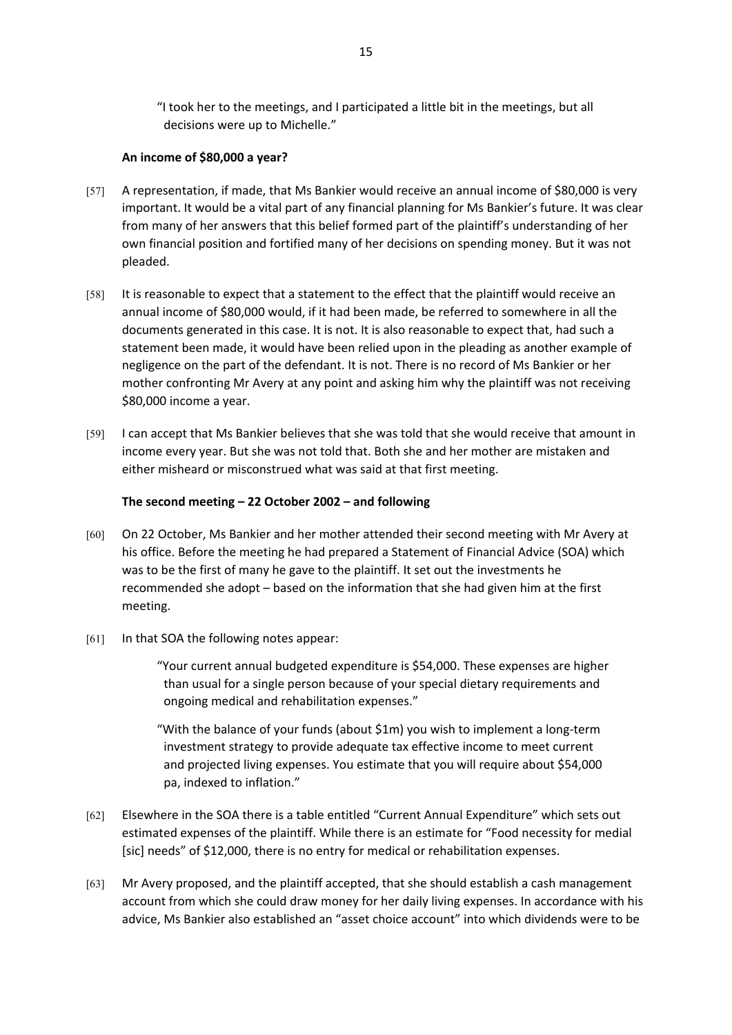> "I took her to the meetings, and I participated a little bit in the meetings, but all decisions were up to Michelle."

**An income of $80,000 a year?**

[57] A representation, if made, that Ms Bankier would receive an annual income of $80,000 is very important. It would be a vital part of any financial planning for Ms Bankier's future. It was clear from many of her answers that this belief formed part of the plaintiff's understanding of her own financial position and fortified many of her decisions on spending money. But it was not pleaded.

[58] It is reasonable to expect that a statement to the effect that the plaintiff would receive an annual income of $80,000 would, if it had been made, be referred to somewhere in all the documents generated in this case. It is not. It is also reasonable to expect that, had such a statement been made, it would have been relied upon in the pleading as another example of negligence on the part of the defendant. It is not. There is no record of Ms Bankier or her mother confronting Mr Avery at any point and asking him why the plaintiff was not receiving $80,000 income a year.

[59] I can accept that Ms Bankier believes that she was told that she would receive that amount in income every year. But she was not told that. Both she and her mother are mistaken and either misheard or misconstrued what was said at that first meeting.

**The second meeting – 22 October 2002 – and following**

[60] On 22 October, Ms Bankier and her mother attended their second meeting with Mr Avery at his office. Before the meeting he had prepared a Statement of Financial Advice (SOA) which was to be the first of many he gave to the plaintiff. It set out the investments he recommended she adopt – based on the information that she had given him at the first meeting.

[61] In that SOA the following notes appear:

> "Your current annual budgeted expenditure is $54,000. These expenses are higher than usual for a single person because of your special dietary requirements and ongoing medical and rehabilitation expenses."

> "With the balance of your funds (about $1m) you wish to implement a long-term investment strategy to provide adequate tax effective income to meet current and projected living expenses. You estimate that you will require about $54,000 pa, indexed to inflation."

[62] Elsewhere in the SOA there is a table entitled "Current Annual Expenditure" which sets out estimated expenses of the plaintiff. While there is an estimate for "Food necessity for medial [sic] needs" of $12,000, there is no entry for medical or rehabilitation expenses.

[63] Mr Avery proposed, and the plaintiff accepted, that she should establish a cash management account from which she could draw money for her daily living expenses. In accordance with his advice, Ms Bankier also established an "asset choice account" into which dividends were to be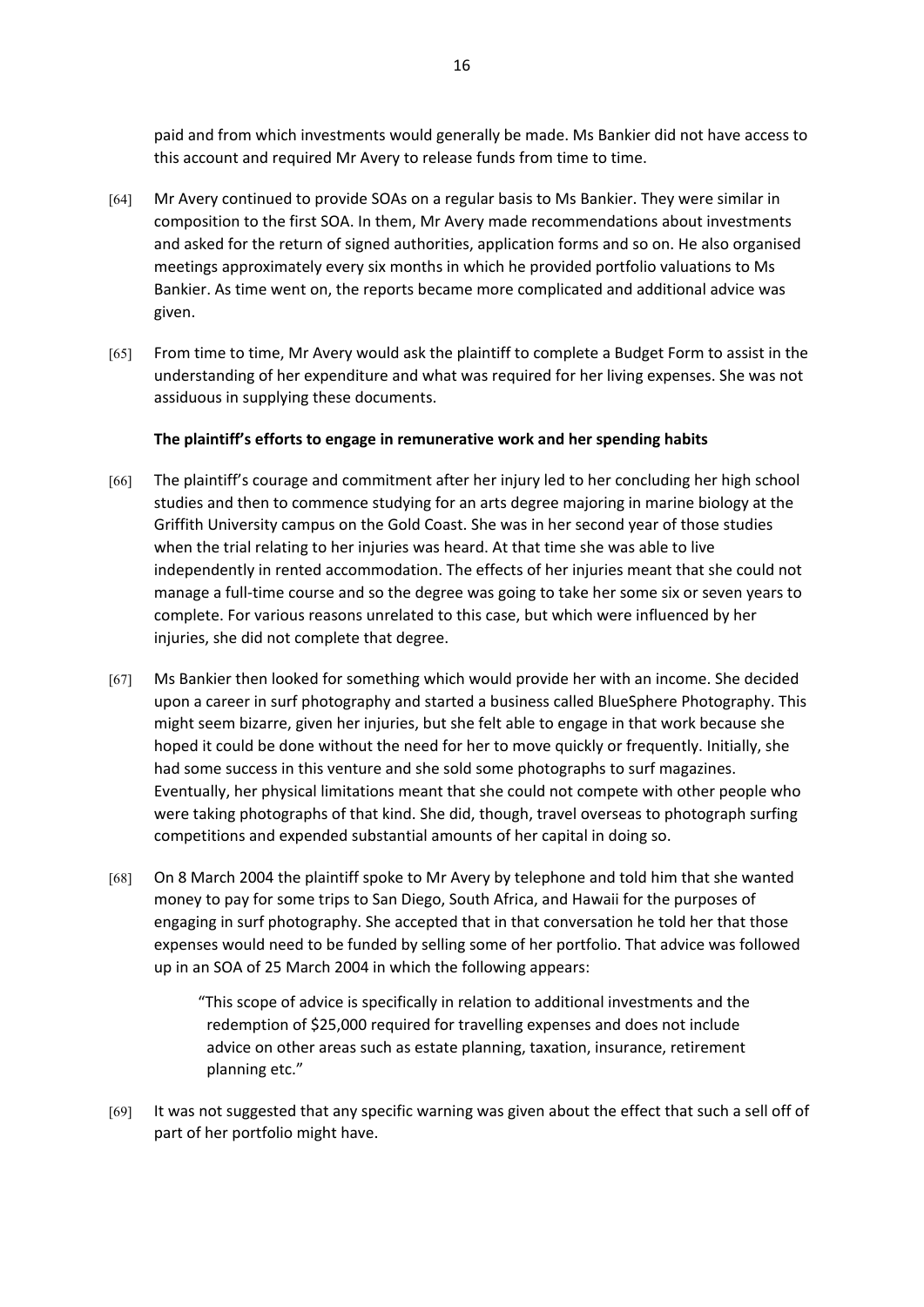paid and from which investments would generally be made. Ms Bankier did not have access to this account and required Mr Avery to release funds from time to time.

[64] Mr Avery continued to provide SOAs on a regular basis to Ms Bankier. They were similar in composition to the first SOA. In them, Mr Avery made recommendations about investments and asked for the return of signed authorities, application forms and so on. He also organised meetings approximately every six months in which he provided portfolio valuations to Ms Bankier. As time went on, the reports became more complicated and additional advice was given.

[65] From time to time, Mr Avery would ask the plaintiff to complete a Budget Form to assist in the understanding of her expenditure and what was required for her living expenses. She was not assiduous in supplying these documents.

**The plaintiff's efforts to engage in remunerative work and her spending habits**

[66] The plaintiff's courage and commitment after her injury led to her concluding her high school studies and then to commence studying for an arts degree majoring in marine biology at the Griffith University campus on the Gold Coast. She was in her second year of those studies when the trial relating to her injuries was heard. At that time she was able to live independently in rented accommodation. The effects of her injuries meant that she could not manage a full-time course and so the degree was going to take her some six or seven years to complete. For various reasons unrelated to this case, but which were influenced by her injuries, she did not complete that degree.

[67] Ms Bankier then looked for something which would provide her with an income. She decided upon a career in surf photography and started a business called BlueSphere Photography. This might seem bizarre, given her injuries, but she felt able to engage in that work because she hoped it could be done without the need for her to move quickly or frequently. Initially, she had some success in this venture and she sold some photographs to surf magazines. Eventually, her physical limitations meant that she could not compete with other people who were taking photographs of that kind. She did, though, travel overseas to photograph surfing competitions and expended substantial amounts of her capital in doing so.

[68] On 8 March 2004 the plaintiff spoke to Mr Avery by telephone and told him that she wanted money to pay for some trips to San Diego, South Africa, and Hawaii for the purposes of engaging in surf photography. She accepted that in that conversation he told her that those expenses would need to be funded by selling some of her portfolio. That advice was followed up in an SOA of 25 March 2004 in which the following appears:

> "This scope of advice is specifically in relation to additional investments and the redemption of $25,000 required for travelling expenses and does not include advice on other areas such as estate planning, taxation, insurance, retirement planning etc."

[69] It was not suggested that any specific warning was given about the effect that such a sell off of part of her portfolio might have.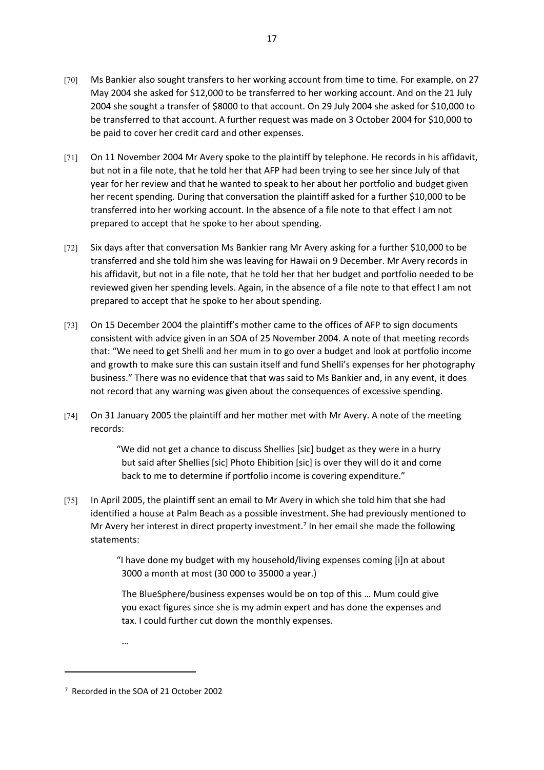[70] Ms Bankier also sought transfers to her working account from time to time. For example, on 27 May 2004 she asked for $12,000 to be transferred to her working account. And on the 21 July 2004 she sought a transfer of $8000 to that account. On 29 July 2004 she asked for $10,000 to be transferred to that account. A further request was made on 3 October 2004 for $10,000 to be paid to cover her credit card and other expenses.

[71] On 11 November 2004 Mr Avery spoke to the plaintiff by telephone. He records in his affidavit, but not in a file note, that he told her that AFP had been trying to see her since July of that year for her review and that he wanted to speak to her about her portfolio and budget given her recent spending. During that conversation the plaintiff asked for a further $10,000 to be transferred into her working account. In the absence of a file note to that effect I am not prepared to accept that he spoke to her about spending.

[72] Six days after that conversation Ms Bankier rang Mr Avery asking for a further $10,000 to be transferred and she told him she was leaving for Hawaii on 9 December. Mr Avery records in his affidavit, but not in a file note, that he told her that her budget and portfolio needed to be reviewed given her spending levels. Again, in the absence of a file note to that effect I am not prepared to accept that he spoke to her about spending.

[73] On 15 December 2004 the plaintiff's mother came to the offices of AFP to sign documents consistent with advice given in an SOA of 25 November 2004. A note of that meeting records that: "We need to get Shelli and her mum in to go over a budget and look at portfolio income and growth to make sure this can sustain itself and fund Shelli's expenses for her photography business." There was no evidence that that was said to Ms Bankier and, in any event, it does not record that any warning was given about the consequences of excessive spending.

[74] On 31 January 2005 the plaintiff and her mother met with Mr Avery. A note of the meeting records:

> "We did not get a chance to discuss Shellies [sic] budget as they were in a hurry but said after Shellies [sic] Photo Ehibition [sic] is over they will do it and come back to me to determine if portfolio income is covering expenditure."

[75] In April 2005, the plaintiff sent an email to Mr Avery in which she told him that she had identified a house at Palm Beach as a possible investment. She had previously mentioned to Mr Avery her interest in direct property investment.[7] In her email she made the following statements:

> "I have done my budget with my household/living expenses coming [i]n at about 3000 a month at most (30 000 to 35000 a year.)
>
> The BlueSphere/business expenses would be on top of this … Mum could give you exact figures since she is my admin expert and has done the expenses and tax. I could further cut down the monthly expenses.
>
> …

---

[7] Recorded in the SOA of 21 October 2002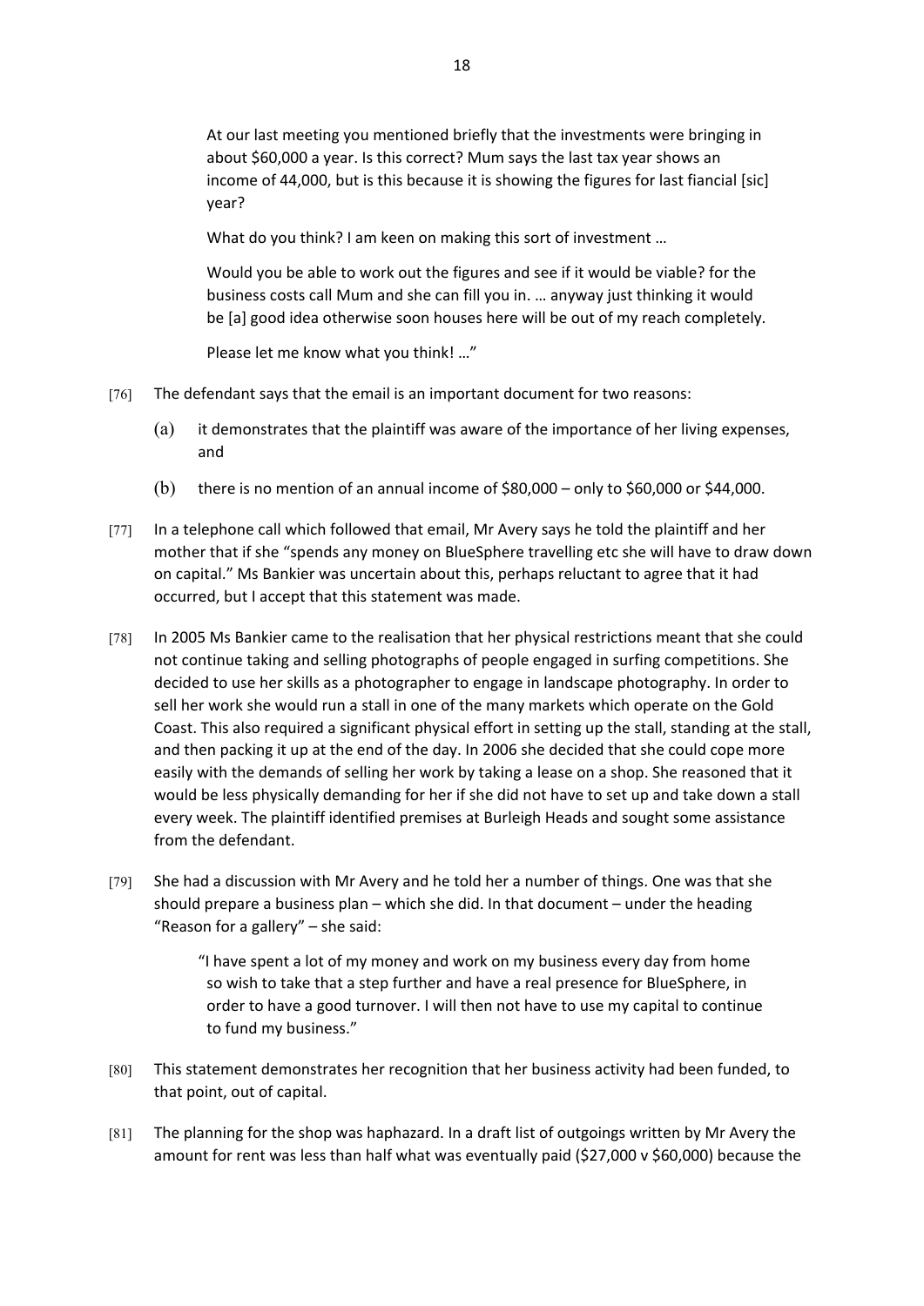> At our last meeting you mentioned briefly that the investments were bringing in about $60,000 a year. Is this correct? Mum says the last tax year shows an income of 44,000, but is this because it is showing the figures for last fiancial [sic] year?
>
> What do you think? I am keen on making this sort of investment …
>
> Would you be able to work out the figures and see if it would be viable? for the business costs call Mum and she can fill you in. … anyway just thinking it would be [a] good idea otherwise soon houses here will be out of my reach completely.
>
> Please let me know what you think! …"

[76] The defendant says that the email is an important document for two reasons:

(a) it demonstrates that the plaintiff was aware of the importance of her living expenses, and

(b) there is no mention of an annual income of $80,000 – only to $60,000 or $44,000.

[77] In a telephone call which followed that email, Mr Avery says he told the plaintiff and her mother that if she "spends any money on BlueSphere travelling etc she will have to draw down on capital." Ms Bankier was uncertain about this, perhaps reluctant to agree that it had occurred, but I accept that this statement was made.

[78] In 2005 Ms Bankier came to the realisation that her physical restrictions meant that she could not continue taking and selling photographs of people engaged in surfing competitions. She decided to use her skills as a photographer to engage in landscape photography. In order to sell her work she would run a stall in one of the many markets which operate on the Gold Coast. This also required a significant physical effort in setting up the stall, standing at the stall, and then packing it up at the end of the day. In 2006 she decided that she could cope more easily with the demands of selling her work by taking a lease on a shop. She reasoned that it would be less physically demanding for her if she did not have to set up and take down a stall every week. The plaintiff identified premises at Burleigh Heads and sought some assistance from the defendant.

[79] She had a discussion with Mr Avery and he told her a number of things. One was that she should prepare a business plan – which she did. In that document – under the heading "Reason for a gallery" – she said:

> "I have spent a lot of my money and work on my business every day from home so wish to take that a step further and have a real presence for BlueSphere, in order to have a good turnover. I will then not have to use my capital to continue to fund my business."

[80] This statement demonstrates her recognition that her business activity had been funded, to that point, out of capital.

[81] The planning for the shop was haphazard. In a draft list of outgoings written by Mr Avery the amount for rent was less than half what was eventually paid ($27,000 v $60,000) because the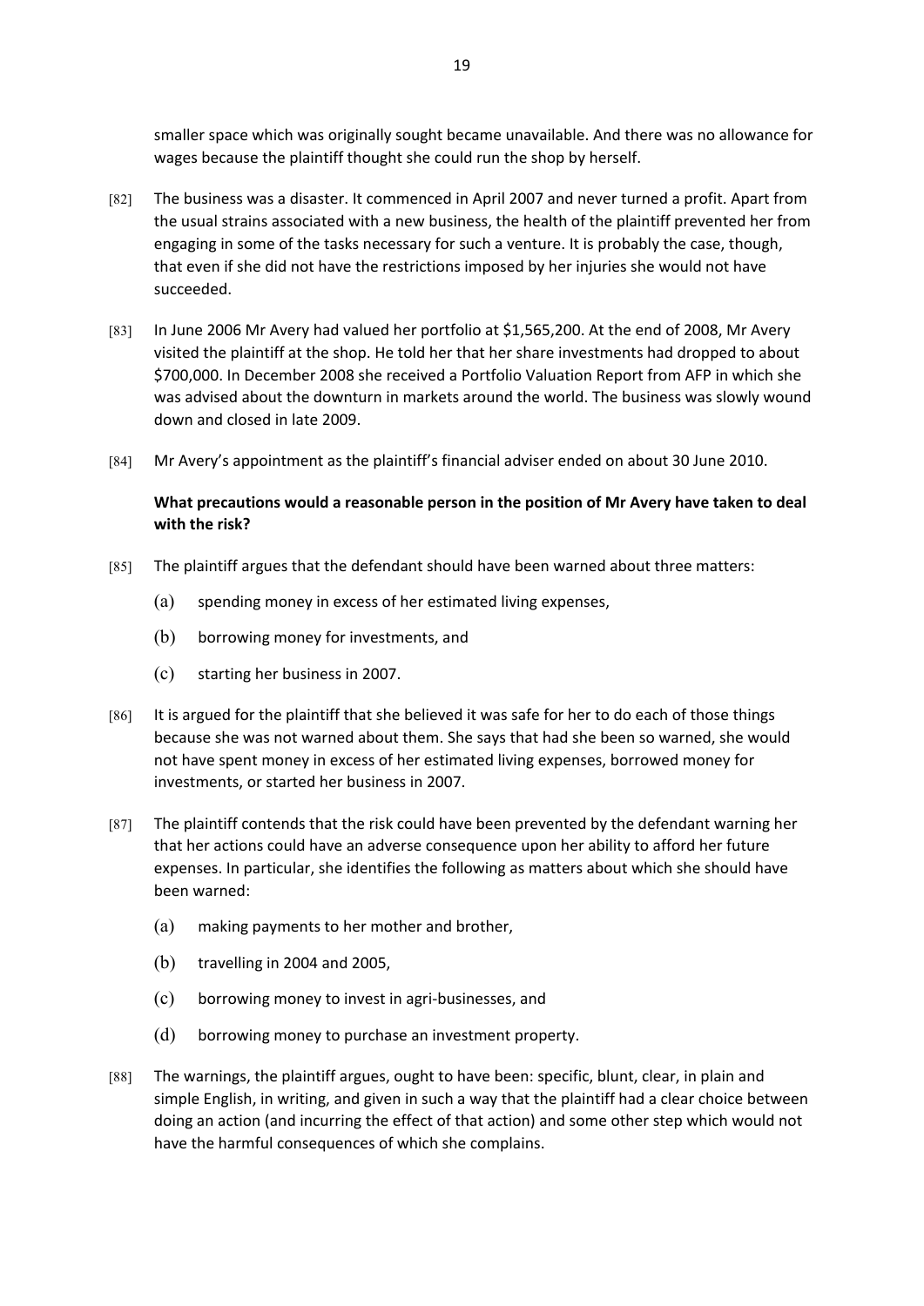smaller space which was originally sought became unavailable. And there was no allowance for wages because the plaintiff thought she could run the shop by herself.

[82] The business was a disaster. It commenced in April 2007 and never turned a profit. Apart from the usual strains associated with a new business, the health of the plaintiff prevented her from engaging in some of the tasks necessary for such a venture. It is probably the case, though, that even if she did not have the restrictions imposed by her injuries she would not have succeeded.

[83] In June 2006 Mr Avery had valued her portfolio at $1,565,200. At the end of 2008, Mr Avery visited the plaintiff at the shop. He told her that her share investments had dropped to about $700,000. In December 2008 she received a Portfolio Valuation Report from AFP in which she was advised about the downturn in markets around the world. The business was slowly wound down and closed in late 2009.

[84] Mr Avery's appointment as the plaintiff's financial adviser ended on about 30 June 2010.

**What precautions would a reasonable person in the position of Mr Avery have taken to deal with the risk?**

[85] The plaintiff argues that the defendant should have been warned about three matters:

(a) spending money in excess of her estimated living expenses,

(b) borrowing money for investments, and

(c) starting her business in 2007.

[86] It is argued for the plaintiff that she believed it was safe for her to do each of those things because she was not warned about them. She says that had she been so warned, she would not have spent money in excess of her estimated living expenses, borrowed money for investments, or started her business in 2007.

[87] The plaintiff contends that the risk could have been prevented by the defendant warning her that her actions could have an adverse consequence upon her ability to afford her future expenses. In particular, she identifies the following as matters about which she should have been warned:

(a) making payments to her mother and brother,

(b) travelling in 2004 and 2005,

(c) borrowing money to invest in agri-businesses, and

(d) borrowing money to purchase an investment property.

[88] The warnings, the plaintiff argues, ought to have been: specific, blunt, clear, in plain and simple English, in writing, and given in such a way that the plaintiff had a clear choice between doing an action (and incurring the effect of that action) and some other step which would not have the harmful consequences of which she complains.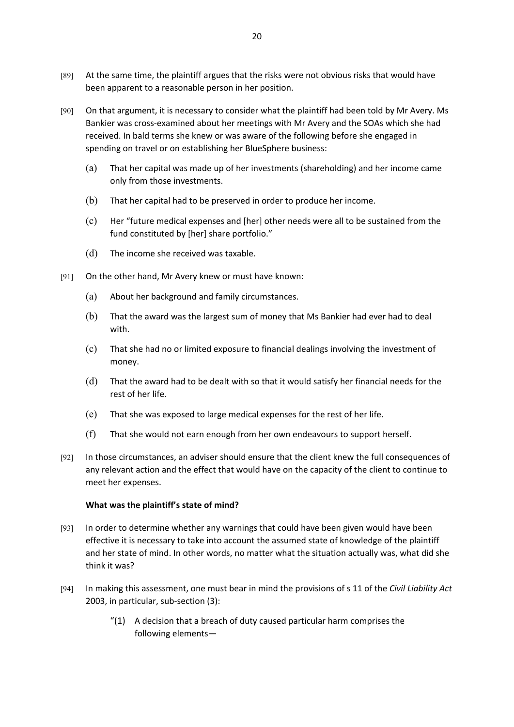[89] At the same time, the plaintiff argues that the risks were not obvious risks that would have been apparent to a reasonable person in her position.

[90] On that argument, it is necessary to consider what the plaintiff had been told by Mr Avery. Ms Bankier was cross-examined about her meetings with Mr Avery and the SOAs which she had received. In bald terms she knew or was aware of the following before she engaged in spending on travel or on establishing her BlueSphere business:

(a) That her capital was made up of her investments (shareholding) and her income came only from those investments.

(b) That her capital had to be preserved in order to produce her income.

(c) Her "future medical expenses and [her] other needs were all to be sustained from the fund constituted by [her] share portfolio."

(d) The income she received was taxable.

[91] On the other hand, Mr Avery knew or must have known:

(a) About her background and family circumstances.

(b) That the award was the largest sum of money that Ms Bankier had ever had to deal with.

(c) That she had no or limited exposure to financial dealings involving the investment of money.

(d) That the award had to be dealt with so that it would satisfy her financial needs for the rest of her life.

(e) That she was exposed to large medical expenses for the rest of her life.

(f) That she would not earn enough from her own endeavours to support herself.

[92] In those circumstances, an adviser should ensure that the client knew the full consequences of any relevant action and the effect that would have on the capacity of the client to continue to meet her expenses.

**What was the plaintiff's state of mind?**

[93] In order to determine whether any warnings that could have been given would have been effective it is necessary to take into account the assumed state of knowledge of the plaintiff and her state of mind. In other words, no matter what the situation actually was, what did she think it was?

[94] In making this assessment, one must bear in mind the provisions of s 11 of the *Civil Liability Act* 2003, in particular, sub-section (3):

> "(1) A decision that a breach of duty caused particular harm comprises the following elements—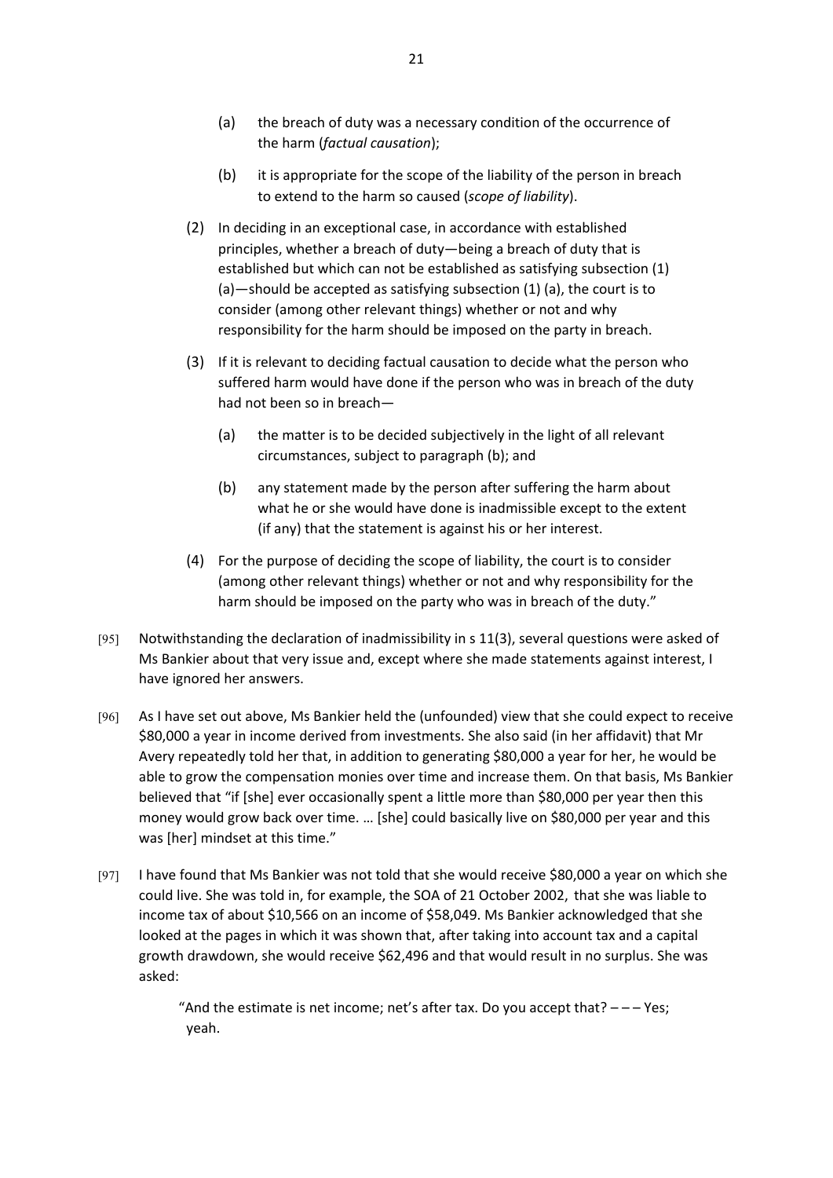(a) the breach of duty was a necessary condition of the occurrence of the harm (*factual causation*);

(b) it is appropriate for the scope of the liability of the person in breach to extend to the harm so caused (*scope of liability*).

(2) In deciding in an exceptional case, in accordance with established principles, whether a breach of duty—being a breach of duty that is established but which can not be established as satisfying subsection (1) (a)—should be accepted as satisfying subsection (1) (a), the court is to consider (among other relevant things) whether or not and why responsibility for the harm should be imposed on the party in breach.

(3) If it is relevant to deciding factual causation to decide what the person who suffered harm would have done if the person who was in breach of the duty had not been so in breach—

(a) the matter is to be decided subjectively in the light of all relevant circumstances, subject to paragraph (b); and

(b) any statement made by the person after suffering the harm about what he or she would have done is inadmissible except to the extent (if any) that the statement is against his or her interest.

(4) For the purpose of deciding the scope of liability, the court is to consider (among other relevant things) whether or not and why responsibility for the harm should be imposed on the party who was in breach of the duty."

[95] Notwithstanding the declaration of inadmissibility in s 11(3), several questions were asked of Ms Bankier about that very issue and, except where she made statements against interest, I have ignored her answers.

[96] As I have set out above, Ms Bankier held the (unfounded) view that she could expect to receive $80,000 a year in income derived from investments. She also said (in her affidavit) that Mr Avery repeatedly told her that, in addition to generating $80,000 a year for her, he would be able to grow the compensation monies over time and increase them. On that basis, Ms Bankier believed that "if [she] ever occasionally spent a little more than $80,000 per year then this money would grow back over time. … [she] could basically live on $80,000 per year and this was [her] mindset at this time."

[97] I have found that Ms Bankier was not told that she would receive $80,000 a year on which she could live. She was told in, for example, the SOA of 21 October 2002, that she was liable to income tax of about $10,566 on an income of $58,049. Ms Bankier acknowledged that she looked at the pages in which it was shown that, after taking into account tax and a capital growth drawdown, she would receive $62,496 and that would result in no surplus. She was asked:

> "And the estimate is net income; net's after tax. Do you accept that? – – – Yes; yeah.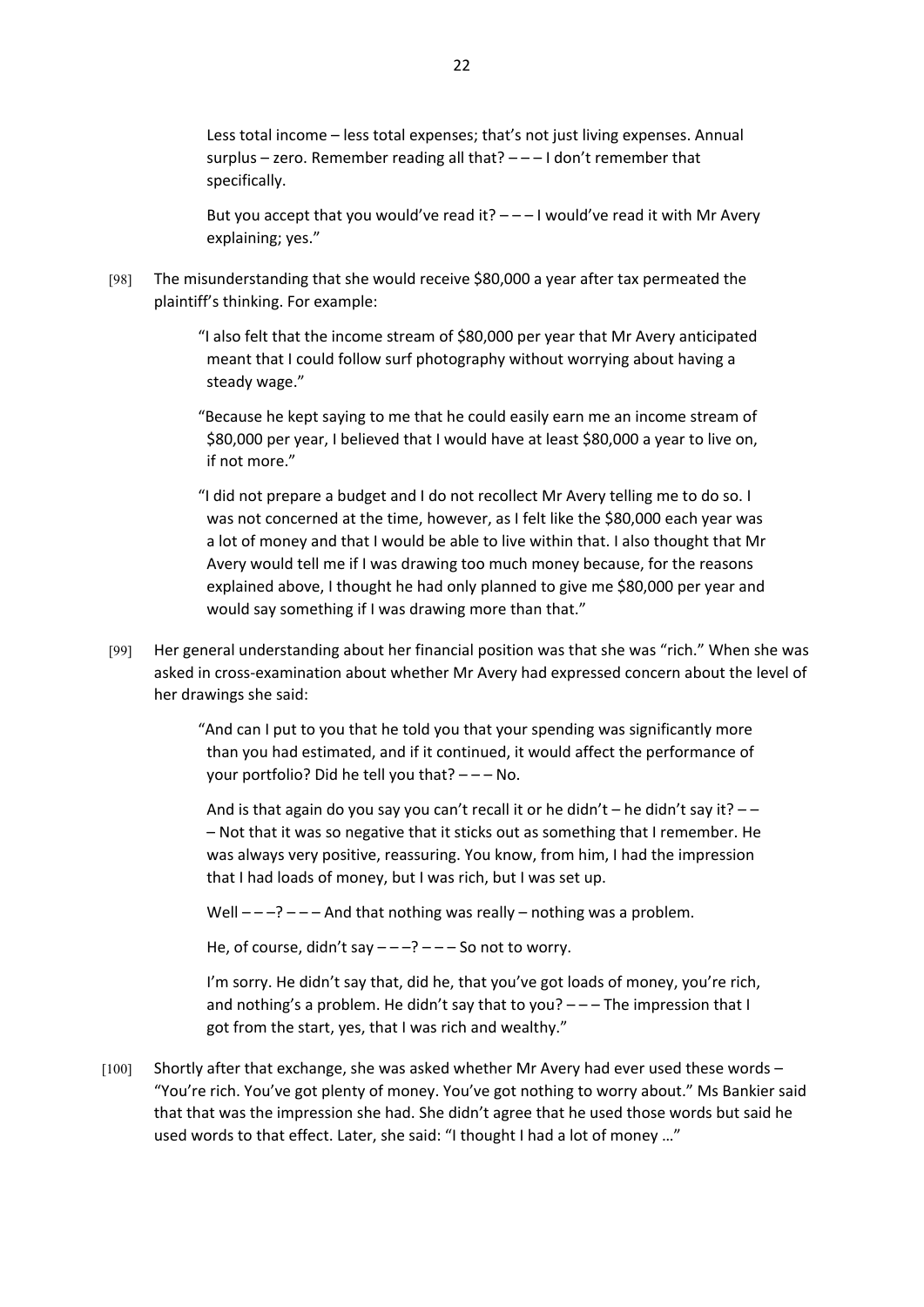Less total income – less total expenses; that's not just living expenses. Annual surplus – zero. Remember reading all that? – – – I don't remember that specifically.

But you accept that you would've read it? – – – I would've read it with Mr Avery explaining; yes."

[98] The misunderstanding that she would receive $80,000 a year after tax permeated the plaintiff's thinking. For example:

> "I also felt that the income stream of $80,000 per year that Mr Avery anticipated meant that I could follow surf photography without worrying about having a steady wage."
>
> "Because he kept saying to me that he could easily earn me an income stream of $80,000 per year, I believed that I would have at least $80,000 a year to live on, if not more."
>
> "I did not prepare a budget and I do not recollect Mr Avery telling me to do so. I was not concerned at the time, however, as I felt like the $80,000 each year was a lot of money and that I would be able to live within that. I also thought that Mr Avery would tell me if I was drawing too much money because, for the reasons explained above, I thought he had only planned to give me $80,000 per year and would say something if I was drawing more than that."

[99] Her general understanding about her financial position was that she was "rich." When she was asked in cross-examination about whether Mr Avery had expressed concern about the level of her drawings she said:

> "And can I put to you that he told you that your spending was significantly more than you had estimated, and if it continued, it would affect the performance of your portfolio? Did he tell you that? – – – No.
>
> And is that again do you say you can't recall it or he didn't – he didn't say it? – – – Not that it was so negative that it sticks out as something that I remember. He was always very positive, reassuring. You know, from him, I had the impression that I had loads of money, but I was rich, but I was set up.
>
> Well – – –? – – – And that nothing was really – nothing was a problem.
>
> He, of course, didn't say – – –? – – – So not to worry.
>
> I'm sorry. He didn't say that, did he, that you've got loads of money, you're rich, and nothing's a problem. He didn't say that to you? – – – The impression that I got from the start, yes, that I was rich and wealthy."

[100] Shortly after that exchange, she was asked whether Mr Avery had ever used these words – "You're rich. You've got plenty of money. You've got nothing to worry about." Ms Bankier said that that was the impression she had. She didn't agree that he used those words but said he used words to that effect. Later, she said: "I thought I had a lot of money …"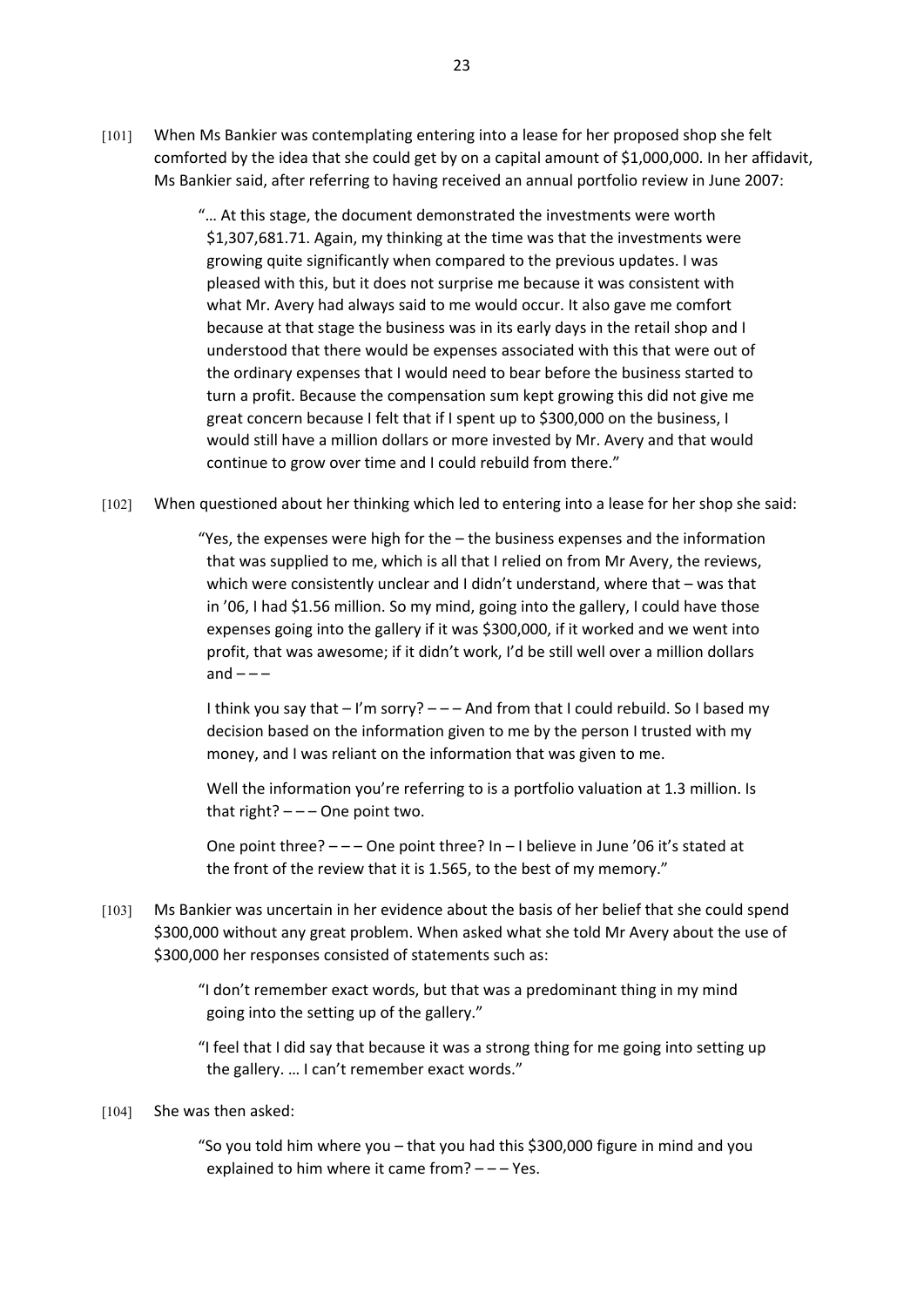[101] When Ms Bankier was contemplating entering into a lease for her proposed shop she felt comforted by the idea that she could get by on a capital amount of $1,000,000. In her affidavit, Ms Bankier said, after referring to having received an annual portfolio review in June 2007:

> "… At this stage, the document demonstrated the investments were worth $1,307,681.71. Again, my thinking at the time was that the investments were growing quite significantly when compared to the previous updates. I was pleased with this, but it does not surprise me because it was consistent with what Mr. Avery had always said to me would occur. It also gave me comfort because at that stage the business was in its early days in the retail shop and I understood that there would be expenses associated with this that were out of the ordinary expenses that I would need to bear before the business started to turn a profit. Because the compensation sum kept growing this did not give me great concern because I felt that if I spent up to $300,000 on the business, I would still have a million dollars or more invested by Mr. Avery and that would continue to grow over time and I could rebuild from there."

[102] When questioned about her thinking which led to entering into a lease for her shop she said:

> "Yes, the expenses were high for the – the business expenses and the information that was supplied to me, which is all that I relied on from Mr Avery, the reviews, which were consistently unclear and I didn't understand, where that – was that in '06, I had $1.56 million. So my mind, going into the gallery, I could have those expenses going into the gallery if it was $300,000, if it worked and we went into profit, that was awesome; if it didn't work, I'd be still well over a million dollars and – – –
>
> I think you say that – I'm sorry? – – – And from that I could rebuild. So I based my decision based on the information given to me by the person I trusted with my money, and I was reliant on the information that was given to me.
>
> Well the information you're referring to is a portfolio valuation at 1.3 million. Is that right? – – – One point two.
>
> One point three? – – – One point three? In – I believe in June '06 it's stated at the front of the review that it is 1.565, to the best of my memory."

[103] Ms Bankier was uncertain in her evidence about the basis of her belief that she could spend $300,000 without any great problem. When asked what she told Mr Avery about the use of $300,000 her responses consisted of statements such as:

> "I don't remember exact words, but that was a predominant thing in my mind going into the setting up of the gallery."
>
> "I feel that I did say that because it was a strong thing for me going into setting up the gallery. … I can't remember exact words."

[104] She was then asked:

> "So you told him where you – that you had this $300,000 figure in mind and you explained to him where it came from? – – – Yes.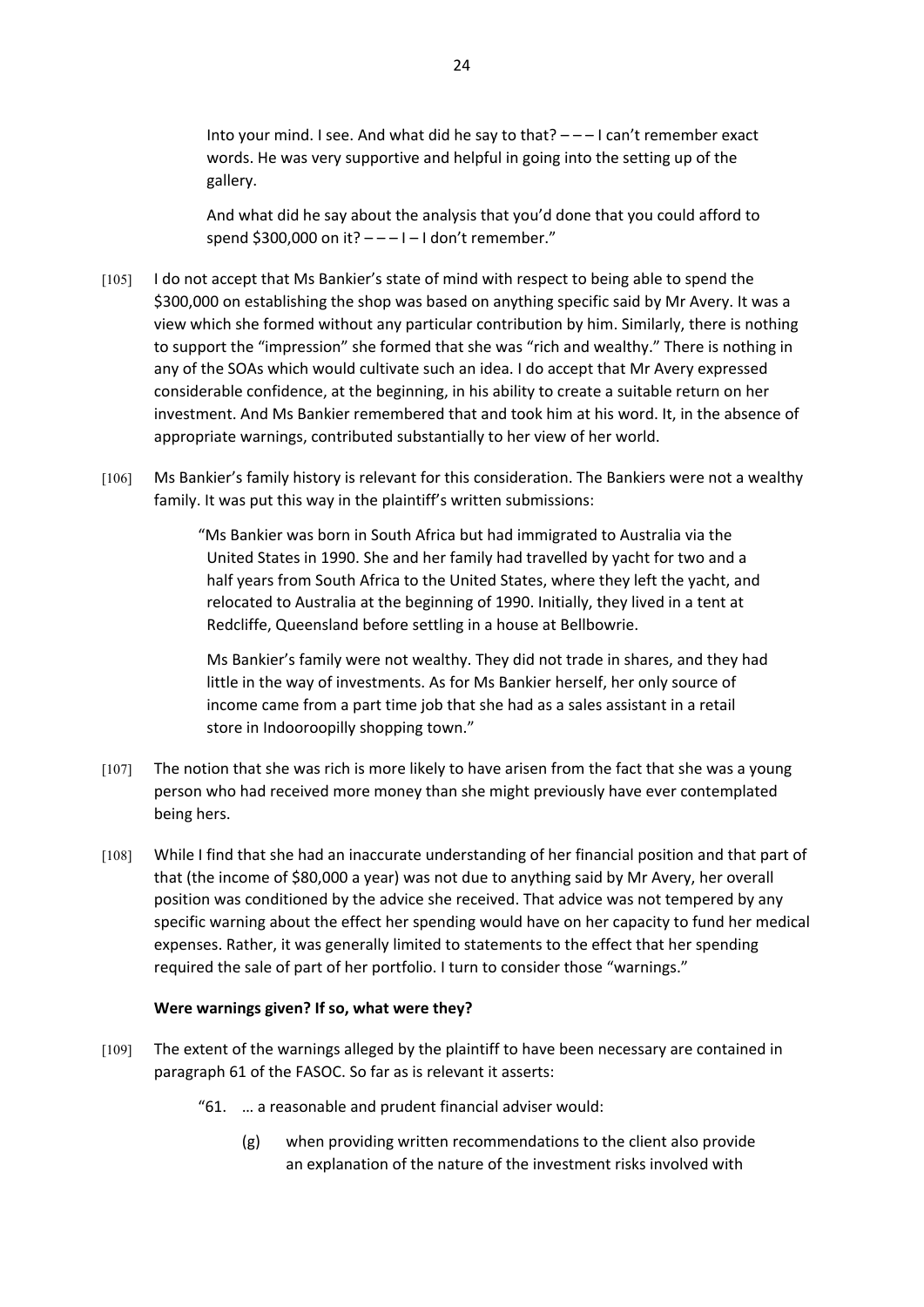Into your mind. I see. And what did he say to that? – – – I can't remember exact words. He was very supportive and helpful in going into the setting up of the gallery.

And what did he say about the analysis that you'd done that you could afford to spend $300,000 on it? – – – I – I don't remember."

[105] I do not accept that Ms Bankier's state of mind with respect to being able to spend the $300,000 on establishing the shop was based on anything specific said by Mr Avery. It was a view which she formed without any particular contribution by him. Similarly, there is nothing to support the "impression" she formed that she was "rich and wealthy." There is nothing in any of the SOAs which would cultivate such an idea. I do accept that Mr Avery expressed considerable confidence, at the beginning, in his ability to create a suitable return on her investment. And Ms Bankier remembered that and took him at his word. It, in the absence of appropriate warnings, contributed substantially to her view of her world.

[106] Ms Bankier's family history is relevant for this consideration. The Bankiers were not a wealthy family. It was put this way in the plaintiff's written submissions:

> "Ms Bankier was born in South Africa but had immigrated to Australia via the United States in 1990. She and her family had travelled by yacht for two and a half years from South Africa to the United States, where they left the yacht, and relocated to Australia at the beginning of 1990. Initially, they lived in a tent at Redcliffe, Queensland before settling in a house at Bellbowrie.
>
> Ms Bankier's family were not wealthy. They did not trade in shares, and they had little in the way of investments. As for Ms Bankier herself, her only source of income came from a part time job that she had as a sales assistant in a retail store in Indooroopilly shopping town."

[107] The notion that she was rich is more likely to have arisen from the fact that she was a young person who had received more money than she might previously have ever contemplated being hers.

[108] While I find that she had an inaccurate understanding of her financial position and that part of that (the income of $80,000 a year) was not due to anything said by Mr Avery, her overall position was conditioned by the advice she received. That advice was not tempered by any specific warning about the effect her spending would have on her capacity to fund her medical expenses. Rather, it was generally limited to statements to the effect that her spending required the sale of part of her portfolio. I turn to consider those "warnings."

**Were warnings given? If so, what were they?**

[109] The extent of the warnings alleged by the plaintiff to have been necessary are contained in paragraph 61 of the FASOC. So far as is relevant it asserts:

> "61. … a reasonable and prudent financial adviser would:
>
> (g) when providing written recommendations to the client also provide an explanation of the nature of the investment risks involved with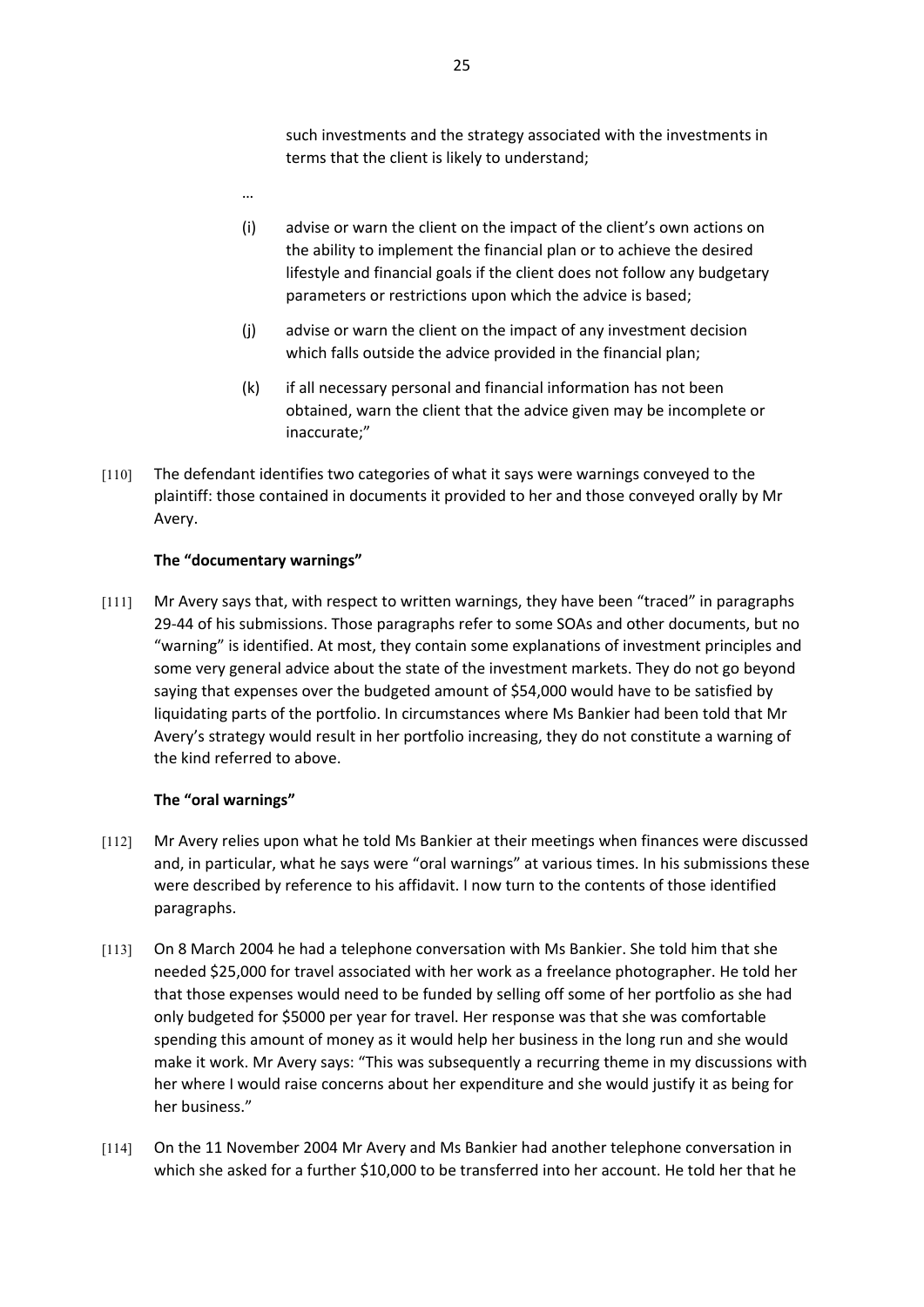such investments and the strategy associated with the investments in terms that the client is likely to understand;

…

(i) advise or warn the client on the impact of the client's own actions on the ability to implement the financial plan or to achieve the desired lifestyle and financial goals if the client does not follow any budgetary parameters or restrictions upon which the advice is based;

(j) advise or warn the client on the impact of any investment decision which falls outside the advice provided in the financial plan;

(k) if all necessary personal and financial information has not been obtained, warn the client that the advice given may be incomplete or inaccurate;"

[110] The defendant identifies two categories of what it says were warnings conveyed to the plaintiff: those contained in documents it provided to her and those conveyed orally by Mr Avery.

**The "documentary warnings"**

[111] Mr Avery says that, with respect to written warnings, they have been "traced" in paragraphs 29-44 of his submissions. Those paragraphs refer to some SOAs and other documents, but no "warning" is identified. At most, they contain some explanations of investment principles and some very general advice about the state of the investment markets. They do not go beyond saying that expenses over the budgeted amount of $54,000 would have to be satisfied by liquidating parts of the portfolio. In circumstances where Ms Bankier had been told that Mr Avery's strategy would result in her portfolio increasing, they do not constitute a warning of the kind referred to above.

**The "oral warnings"**

[112] Mr Avery relies upon what he told Ms Bankier at their meetings when finances were discussed and, in particular, what he says were "oral warnings" at various times. In his submissions these were described by reference to his affidavit. I now turn to the contents of those identified paragraphs.

[113] On 8 March 2004 he had a telephone conversation with Ms Bankier. She told him that she needed $25,000 for travel associated with her work as a freelance photographer. He told her that those expenses would need to be funded by selling off some of her portfolio as she had only budgeted for $5000 per year for travel. Her response was that she was comfortable spending this amount of money as it would help her business in the long run and she would make it work. Mr Avery says: "This was subsequently a recurring theme in my discussions with her where I would raise concerns about her expenditure and she would justify it as being for her business."

[114] On the 11 November 2004 Mr Avery and Ms Bankier had another telephone conversation in which she asked for a further $10,000 to be transferred into her account. He told her that he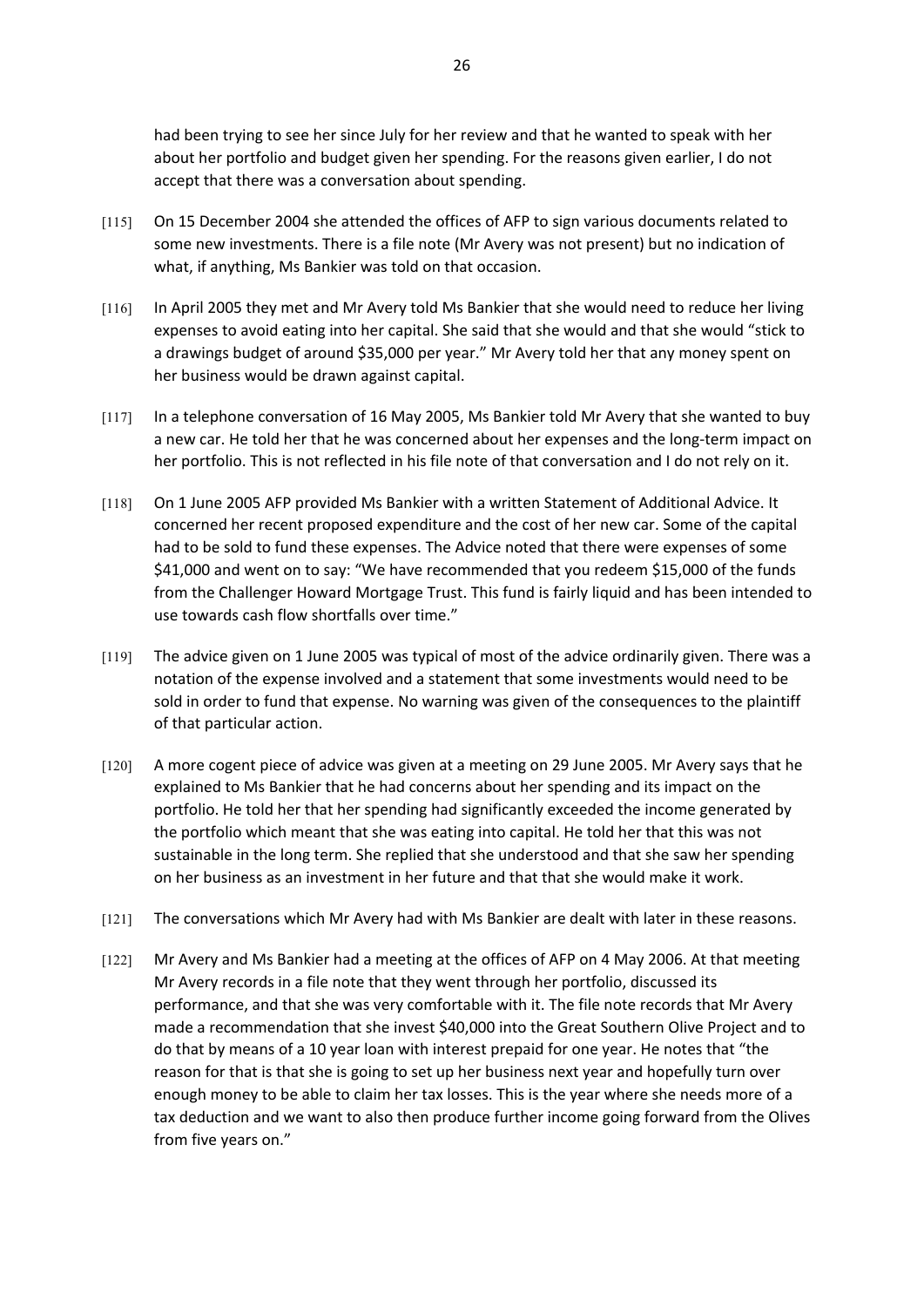had been trying to see her since July for her review and that he wanted to speak with her about her portfolio and budget given her spending. For the reasons given earlier, I do not accept that there was a conversation about spending.

[115] On 15 December 2004 she attended the offices of AFP to sign various documents related to some new investments. There is a file note (Mr Avery was not present) but no indication of what, if anything, Ms Bankier was told on that occasion.

[116] In April 2005 they met and Mr Avery told Ms Bankier that she would need to reduce her living expenses to avoid eating into her capital. She said that she would and that she would "stick to a drawings budget of around $35,000 per year." Mr Avery told her that any money spent on her business would be drawn against capital.

[117] In a telephone conversation of 16 May 2005, Ms Bankier told Mr Avery that she wanted to buy a new car. He told her that he was concerned about her expenses and the long-term impact on her portfolio. This is not reflected in his file note of that conversation and I do not rely on it.

[118] On 1 June 2005 AFP provided Ms Bankier with a written Statement of Additional Advice. It concerned her recent proposed expenditure and the cost of her new car. Some of the capital had to be sold to fund these expenses. The Advice noted that there were expenses of some $41,000 and went on to say: "We have recommended that you redeem $15,000 of the funds from the Challenger Howard Mortgage Trust. This fund is fairly liquid and has been intended to use towards cash flow shortfalls over time."

[119] The advice given on 1 June 2005 was typical of most of the advice ordinarily given. There was a notation of the expense involved and a statement that some investments would need to be sold in order to fund that expense. No warning was given of the consequences to the plaintiff of that particular action.

[120] A more cogent piece of advice was given at a meeting on 29 June 2005. Mr Avery says that he explained to Ms Bankier that he had concerns about her spending and its impact on the portfolio. He told her that her spending had significantly exceeded the income generated by the portfolio which meant that she was eating into capital. He told her that this was not sustainable in the long term. She replied that she understood and that she saw her spending on her business as an investment in her future and that that she would make it work.

[121] The conversations which Mr Avery had with Ms Bankier are dealt with later in these reasons.

[122] Mr Avery and Ms Bankier had a meeting at the offices of AFP on 4 May 2006. At that meeting Mr Avery records in a file note that they went through her portfolio, discussed its performance, and that she was very comfortable with it. The file note records that Mr Avery made a recommendation that she invest $40,000 into the Great Southern Olive Project and to do that by means of a 10 year loan with interest prepaid for one year. He notes that "the reason for that is that she is going to set up her business next year and hopefully turn over enough money to be able to claim her tax losses. This is the year where she needs more of a tax deduction and we want to also then produce further income going forward from the Olives from five years on."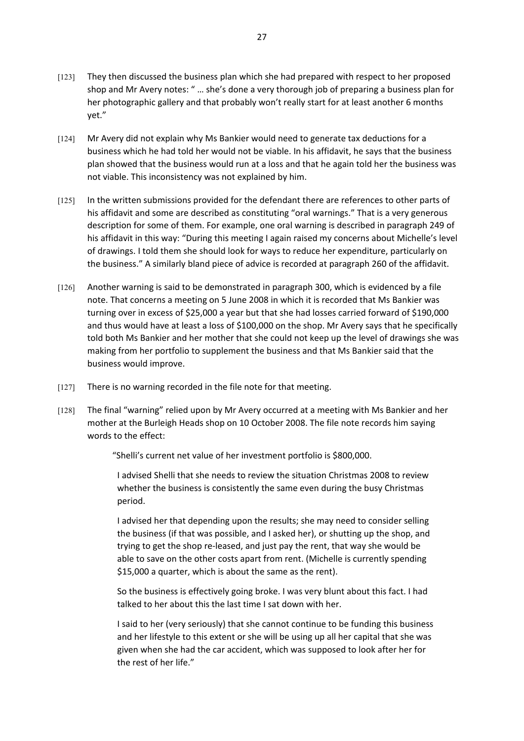[123] They then discussed the business plan which she had prepared with respect to her proposed shop and Mr Avery notes: " … she's done a very thorough job of preparing a business plan for her photographic gallery and that probably won't really start for at least another 6 months yet."

[124] Mr Avery did not explain why Ms Bankier would need to generate tax deductions for a business which he had told her would not be viable. In his affidavit, he says that the business plan showed that the business would run at a loss and that he again told her the business was not viable. This inconsistency was not explained by him.

[125] In the written submissions provided for the defendant there are references to other parts of his affidavit and some are described as constituting "oral warnings." That is a very generous description for some of them. For example, one oral warning is described in paragraph 249 of his affidavit in this way: "During this meeting I again raised my concerns about Michelle's level of drawings. I told them she should look for ways to reduce her expenditure, particularly on the business." A similarly bland piece of advice is recorded at paragraph 260 of the affidavit.

[126] Another warning is said to be demonstrated in paragraph 300, which is evidenced by a file note. That concerns a meeting on 5 June 2008 in which it is recorded that Ms Bankier was turning over in excess of $25,000 a year but that she had losses carried forward of $190,000 and thus would have at least a loss of $100,000 on the shop. Mr Avery says that he specifically told both Ms Bankier and her mother that she could not keep up the level of drawings she was making from her portfolio to supplement the business and that Ms Bankier said that the business would improve.

[127] There is no warning recorded in the file note for that meeting.

[128] The final "warning" relied upon by Mr Avery occurred at a meeting with Ms Bankier and her mother at the Burleigh Heads shop on 10 October 2008. The file note records him saying words to the effect:

> "Shelli's current net value of her investment portfolio is $800,000.
>
> I advised Shelli that she needs to review the situation Christmas 2008 to review whether the business is consistently the same even during the busy Christmas period.
>
> I advised her that depending upon the results; she may need to consider selling the business (if that was possible, and I asked her), or shutting up the shop, and trying to get the shop re-leased, and just pay the rent, that way she would be able to save on the other costs apart from rent. (Michelle is currently spending $15,000 a quarter, which is about the same as the rent).
>
> So the business is effectively going broke. I was very blunt about this fact. I had talked to her about this the last time I sat down with her.
>
> I said to her (very seriously) that she cannot continue to be funding this business and her lifestyle to this extent or she will be using up all her capital that she was given when she had the car accident, which was supposed to look after her for the rest of her life."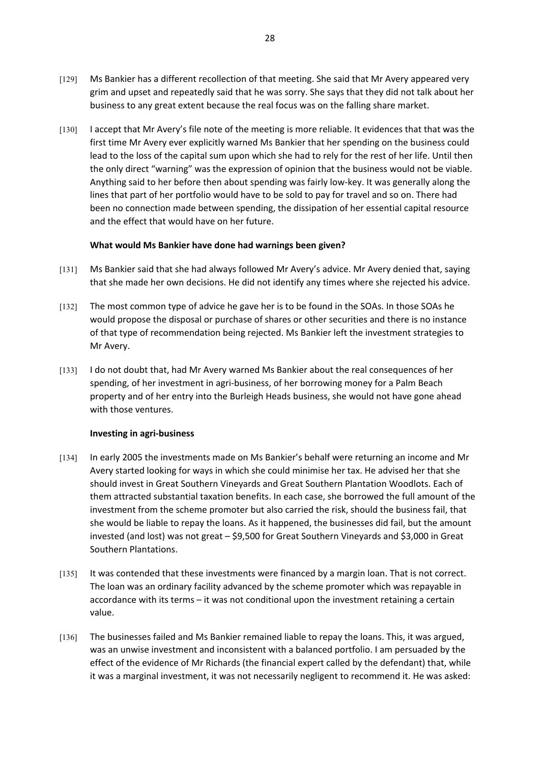[129] Ms Bankier has a different recollection of that meeting. She said that Mr Avery appeared very grim and upset and repeatedly said that he was sorry. She says that they did not talk about her business to any great extent because the real focus was on the falling share market.

[130] I accept that Mr Avery's file note of the meeting is more reliable. It evidences that that was the first time Mr Avery ever explicitly warned Ms Bankier that her spending on the business could lead to the loss of the capital sum upon which she had to rely for the rest of her life. Until then the only direct "warning" was the expression of opinion that the business would not be viable. Anything said to her before then about spending was fairly low-key. It was generally along the lines that part of her portfolio would have to be sold to pay for travel and so on. There had been no connection made between spending, the dissipation of her essential capital resource and the effect that would have on her future.

**What would Ms Bankier have done had warnings been given?**

[131] Ms Bankier said that she had always followed Mr Avery's advice. Mr Avery denied that, saying that she made her own decisions. He did not identify any times where she rejected his advice.

[132] The most common type of advice he gave her is to be found in the SOAs. In those SOAs he would propose the disposal or purchase of shares or other securities and there is no instance of that type of recommendation being rejected. Ms Bankier left the investment strategies to Mr Avery.

[133] I do not doubt that, had Mr Avery warned Ms Bankier about the real consequences of her spending, of her investment in agri-business, of her borrowing money for a Palm Beach property and of her entry into the Burleigh Heads business, she would not have gone ahead with those ventures.

**Investing in agri-business**

[134] In early 2005 the investments made on Ms Bankier's behalf were returning an income and Mr Avery started looking for ways in which she could minimise her tax. He advised her that she should invest in Great Southern Vineyards and Great Southern Plantation Woodlots. Each of them attracted substantial taxation benefits. In each case, she borrowed the full amount of the investment from the scheme promoter but also carried the risk, should the business fail, that she would be liable to repay the loans. As it happened, the businesses did fail, but the amount invested (and lost) was not great – $9,500 for Great Southern Vineyards and $3,000 in Great Southern Plantations.

[135] It was contended that these investments were financed by a margin loan. That is not correct. The loan was an ordinary facility advanced by the scheme promoter which was repayable in accordance with its terms – it was not conditional upon the investment retaining a certain value.

[136] The businesses failed and Ms Bankier remained liable to repay the loans. This, it was argued, was an unwise investment and inconsistent with a balanced portfolio. I am persuaded by the effect of the evidence of Mr Richards (the financial expert called by the defendant) that, while it was a marginal investment, it was not necessarily negligent to recommend it. He was asked: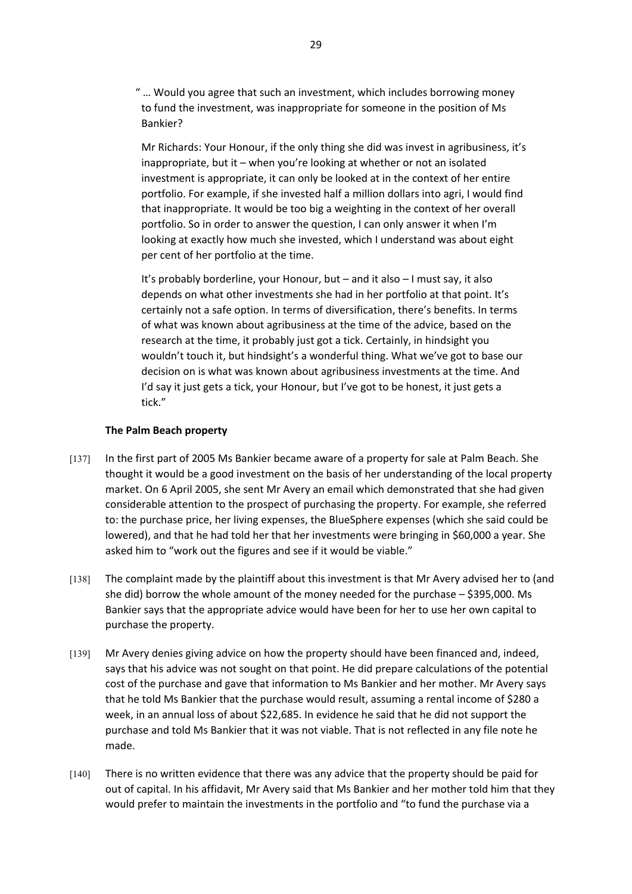> " … Would you agree that such an investment, which includes borrowing money to fund the investment, was inappropriate for someone in the position of Ms Bankier?
>
> Mr Richards: Your Honour, if the only thing she did was invest in agribusiness, it's inappropriate, but it – when you're looking at whether or not an isolated investment is appropriate, it can only be looked at in the context of her entire portfolio. For example, if she invested half a million dollars into agri, I would find that inappropriate. It would be too big a weighting in the context of her overall portfolio. So in order to answer the question, I can only answer it when I'm looking at exactly how much she invested, which I understand was about eight per cent of her portfolio at the time.
>
> It's probably borderline, your Honour, but – and it also – I must say, it also depends on what other investments she had in her portfolio at that point. It's certainly not a safe option. In terms of diversification, there's benefits. In terms of what was known about agribusiness at the time of the advice, based on the research at the time, it probably just got a tick. Certainly, in hindsight you wouldn't touch it, but hindsight's a wonderful thing. What we've got to base our decision on is what was known about agribusiness investments at the time. And I'd say it just gets a tick, your Honour, but I've got to be honest, it just gets a tick."

**The Palm Beach property**

[137] In the first part of 2005 Ms Bankier became aware of a property for sale at Palm Beach. She thought it would be a good investment on the basis of her understanding of the local property market. On 6 April 2005, she sent Mr Avery an email which demonstrated that she had given considerable attention to the prospect of purchasing the property. For example, she referred to: the purchase price, her living expenses, the BlueSphere expenses (which she said could be lowered), and that he had told her that her investments were bringing in $60,000 a year. She asked him to "work out the figures and see if it would be viable."

[138] The complaint made by the plaintiff about this investment is that Mr Avery advised her to (and she did) borrow the whole amount of the money needed for the purchase – $395,000. Ms Bankier says that the appropriate advice would have been for her to use her own capital to purchase the property.

[139] Mr Avery denies giving advice on how the property should have been financed and, indeed, says that his advice was not sought on that point. He did prepare calculations of the potential cost of the purchase and gave that information to Ms Bankier and her mother. Mr Avery says that he told Ms Bankier that the purchase would result, assuming a rental income of $280 a week, in an annual loss of about $22,685. In evidence he said that he did not support the purchase and told Ms Bankier that it was not viable. That is not reflected in any file note he made.

[140] There is no written evidence that there was any advice that the property should be paid for out of capital. In his affidavit, Mr Avery said that Ms Bankier and her mother told him that they would prefer to maintain the investments in the portfolio and "to fund the purchase via a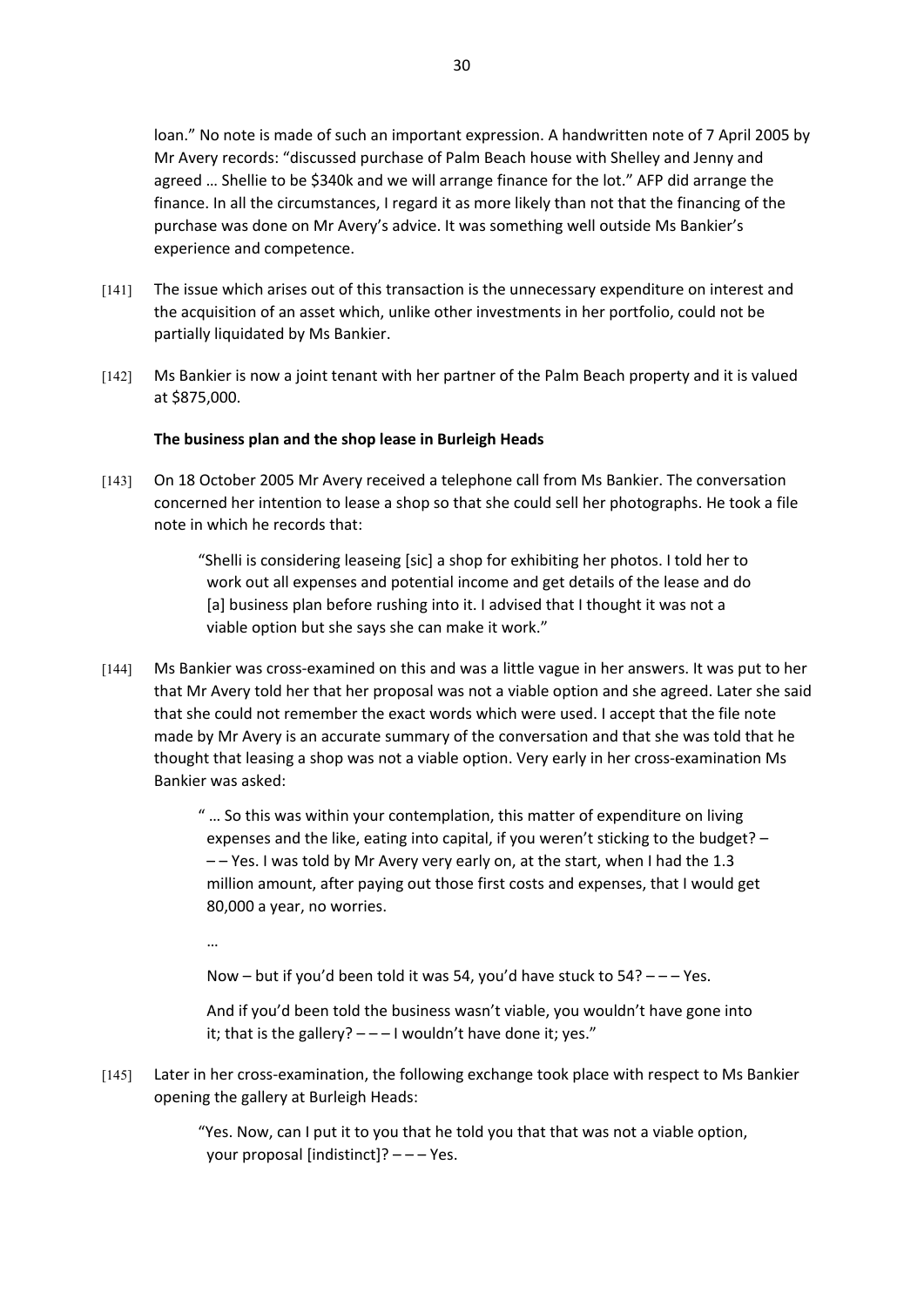loan." No note is made of such an important expression. A handwritten note of 7 April 2005 by Mr Avery records: "discussed purchase of Palm Beach house with Shelley and Jenny and agreed … Shellie to be $340k and we will arrange finance for the lot." AFP did arrange the finance. In all the circumstances, I regard it as more likely than not that the financing of the purchase was done on Mr Avery's advice. It was something well outside Ms Bankier's experience and competence.

[141] The issue which arises out of this transaction is the unnecessary expenditure on interest and the acquisition of an asset which, unlike other investments in her portfolio, could not be partially liquidated by Ms Bankier.

[142] Ms Bankier is now a joint tenant with her partner of the Palm Beach property and it is valued at $875,000.

**The business plan and the shop lease in Burleigh Heads**

[143] On 18 October 2005 Mr Avery received a telephone call from Ms Bankier. The conversation concerned her intention to lease a shop so that she could sell her photographs. He took a file note in which he records that:

> "Shelli is considering leaseing [sic] a shop for exhibiting her photos. I told her to work out all expenses and potential income and get details of the lease and do [a] business plan before rushing into it. I advised that I thought it was not a viable option but she says she can make it work."

[144] Ms Bankier was cross-examined on this and was a little vague in her answers. It was put to her that Mr Avery told her that her proposal was not a viable option and she agreed. Later she said that she could not remember the exact words which were used. I accept that the file note made by Mr Avery is an accurate summary of the conversation and that she was told that he thought that leasing a shop was not a viable option. Very early in her cross-examination Ms Bankier was asked:

> " … So this was within your contemplation, this matter of expenditure on living expenses and the like, eating into capital, if you weren't sticking to the budget? – – – Yes. I was told by Mr Avery very early on, at the start, when I had the 1.3 million amount, after paying out those first costs and expenses, that I would get 80,000 a year, no worries.
>
> …
>
> Now – but if you'd been told it was 54, you'd have stuck to 54? – – – Yes.
>
> And if you'd been told the business wasn't viable, you wouldn't have gone into it; that is the gallery? – – – I wouldn't have done it; yes."

[145] Later in her cross-examination, the following exchange took place with respect to Ms Bankier opening the gallery at Burleigh Heads:

> "Yes. Now, can I put it to you that he told you that that was not a viable option, your proposal [indistinct]? – – – Yes.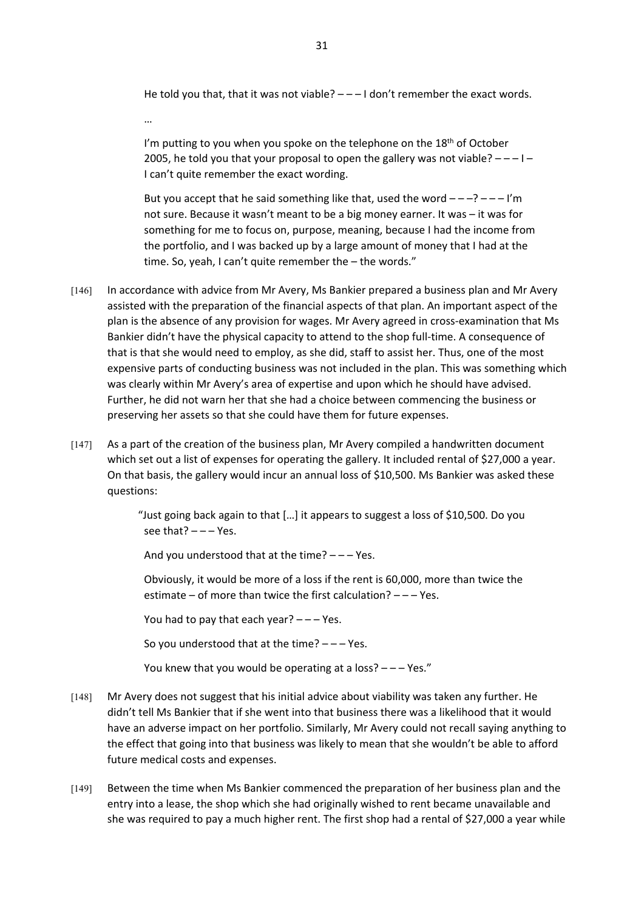> He told you that, that it was not viable? – – – I don't remember the exact words.
>
> …
>
> I'm putting to you when you spoke on the telephone on the 18th of October 2005, he told you that your proposal to open the gallery was not viable? – – – I – I can't quite remember the exact wording.
>
> But you accept that he said something like that, used the word – – –? – – – I'm not sure. Because it wasn't meant to be a big money earner. It was – it was for something for me to focus on, purpose, meaning, because I had the income from the portfolio, and I was backed up by a large amount of money that I had at the time. So, yeah, I can't quite remember the – the words."

[146] In accordance with advice from Mr Avery, Ms Bankier prepared a business plan and Mr Avery assisted with the preparation of the financial aspects of that plan. An important aspect of the plan is the absence of any provision for wages. Mr Avery agreed in cross-examination that Ms Bankier didn't have the physical capacity to attend to the shop full-time. A consequence of that is that she would need to employ, as she did, staff to assist her. Thus, one of the most expensive parts of conducting business was not included in the plan. This was something which was clearly within Mr Avery's area of expertise and upon which he should have advised. Further, he did not warn her that she had a choice between commencing the business or preserving her assets so that she could have them for future expenses.

[147] As a part of the creation of the business plan, Mr Avery compiled a handwritten document which set out a list of expenses for operating the gallery. It included rental of $27,000 a year. On that basis, the gallery would incur an annual loss of $10,500. Ms Bankier was asked these questions:

> "Just going back again to that […] it appears to suggest a loss of $10,500. Do you see that? – – – Yes.
>
> And you understood that at the time? – – – Yes.
>
> Obviously, it would be more of a loss if the rent is 60,000, more than twice the estimate – of more than twice the first calculation? – – – Yes.
>
> You had to pay that each year? – – – Yes.
>
> So you understood that at the time? – – – Yes.
>
> You knew that you would be operating at a loss? – – – Yes."

[148] Mr Avery does not suggest that his initial advice about viability was taken any further. He didn't tell Ms Bankier that if she went into that business there was a likelihood that it would have an adverse impact on her portfolio. Similarly, Mr Avery could not recall saying anything to the effect that going into that business was likely to mean that she wouldn't be able to afford future medical costs and expenses.

[149] Between the time when Ms Bankier commenced the preparation of her business plan and the entry into a lease, the shop which she had originally wished to rent became unavailable and she was required to pay a much higher rent. The first shop had a rental of $27,000 a year while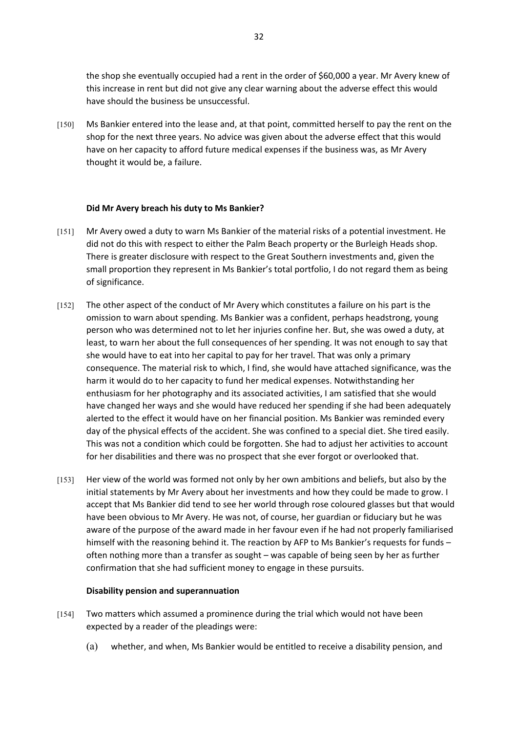the shop she eventually occupied had a rent in the order of $60,000 a year. Mr Avery knew of this increase in rent but did not give any clear warning about the adverse effect this would have should the business be unsuccessful.

[150] Ms Bankier entered into the lease and, at that point, committed herself to pay the rent on the shop for the next three years. No advice was given about the adverse effect that this would have on her capacity to afford future medical expenses if the business was, as Mr Avery thought it would be, a failure.

**Did Mr Avery breach his duty to Ms Bankier?**

[151] Mr Avery owed a duty to warn Ms Bankier of the material risks of a potential investment. He did not do this with respect to either the Palm Beach property or the Burleigh Heads shop. There is greater disclosure with respect to the Great Southern investments and, given the small proportion they represent in Ms Bankier's total portfolio, I do not regard them as being of significance.

[152] The other aspect of the conduct of Mr Avery which constitutes a failure on his part is the omission to warn about spending. Ms Bankier was a confident, perhaps headstrong, young person who was determined not to let her injuries confine her. But, she was owed a duty, at least, to warn her about the full consequences of her spending. It was not enough to say that she would have to eat into her capital to pay for her travel. That was only a primary consequence. The material risk to which, I find, she would have attached significance, was the harm it would do to her capacity to fund her medical expenses. Notwithstanding her enthusiasm for her photography and its associated activities, I am satisfied that she would have changed her ways and she would have reduced her spending if she had been adequately alerted to the effect it would have on her financial position. Ms Bankier was reminded every day of the physical effects of the accident. She was confined to a special diet. She tired easily. This was not a condition which could be forgotten. She had to adjust her activities to account for her disabilities and there was no prospect that she ever forgot or overlooked that.

[153] Her view of the world was formed not only by her own ambitions and beliefs, but also by the initial statements by Mr Avery about her investments and how they could be made to grow. I accept that Ms Bankier did tend to see her world through rose coloured glasses but that would have been obvious to Mr Avery. He was not, of course, her guardian or fiduciary but he was aware of the purpose of the award made in her favour even if he had not properly familiarised himself with the reasoning behind it. The reaction by AFP to Ms Bankier's requests for funds – often nothing more than a transfer as sought – was capable of being seen by her as further confirmation that she had sufficient money to engage in these pursuits.

**Disability pension and superannuation**

[154] Two matters which assumed a prominence during the trial which would not have been expected by a reader of the pleadings were:

(a) whether, and when, Ms Bankier would be entitled to receive a disability pension, and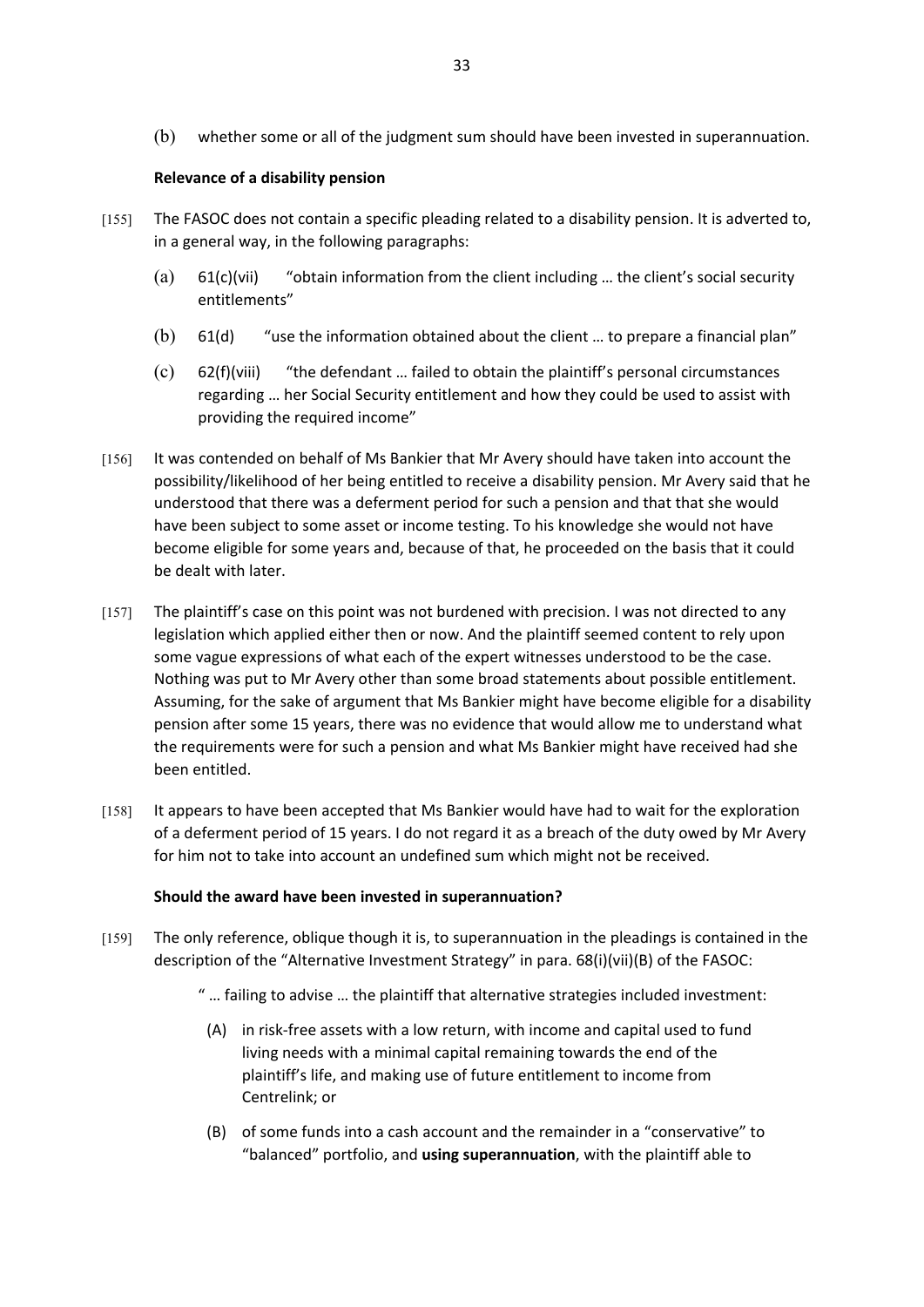(b) whether some or all of the judgment sum should have been invested in superannuation.

**Relevance of a disability pension**

[155] The FASOC does not contain a specific pleading related to a disability pension. It is adverted to, in a general way, in the following paragraphs:

(a) 61(c)(vii) "obtain information from the client including … the client's social security entitlements"

(b) 61(d) "use the information obtained about the client … to prepare a financial plan"

(c) 62(f)(viii) "the defendant … failed to obtain the plaintiff's personal circumstances regarding … her Social Security entitlement and how they could be used to assist with providing the required income"

[156] It was contended on behalf of Ms Bankier that Mr Avery should have taken into account the possibility/likelihood of her being entitled to receive a disability pension. Mr Avery said that he understood that there was a deferment period for such a pension and that that she would have been subject to some asset or income testing. To his knowledge she would not have become eligible for some years and, because of that, he proceeded on the basis that it could be dealt with later.

[157] The plaintiff's case on this point was not burdened with precision. I was not directed to any legislation which applied either then or now. And the plaintiff seemed content to rely upon some vague expressions of what each of the expert witnesses understood to be the case. Nothing was put to Mr Avery other than some broad statements about possible entitlement. Assuming, for the sake of argument that Ms Bankier might have become eligible for a disability pension after some 15 years, there was no evidence that would allow me to understand what the requirements were for such a pension and what Ms Bankier might have received had she been entitled.

[158] It appears to have been accepted that Ms Bankier would have had to wait for the exploration of a deferment period of 15 years. I do not regard it as a breach of the duty owed by Mr Avery for him not to take into account an undefined sum which might not be received.

**Should the award have been invested in superannuation?**

[159] The only reference, oblique though it is, to superannuation in the pleadings is contained in the description of the "Alternative Investment Strategy" in para. 68(i)(vii)(B) of the FASOC:

" … failing to advise … the plaintiff that alternative strategies included investment:

(A) in risk-free assets with a low return, with income and capital used to fund living needs with a minimal capital remaining towards the end of the plaintiff's life, and making use of future entitlement to income from Centrelink; or

(B) of some funds into a cash account and the remainder in a "conservative" to "balanced" portfolio, and **using superannuation**, with the plaintiff able to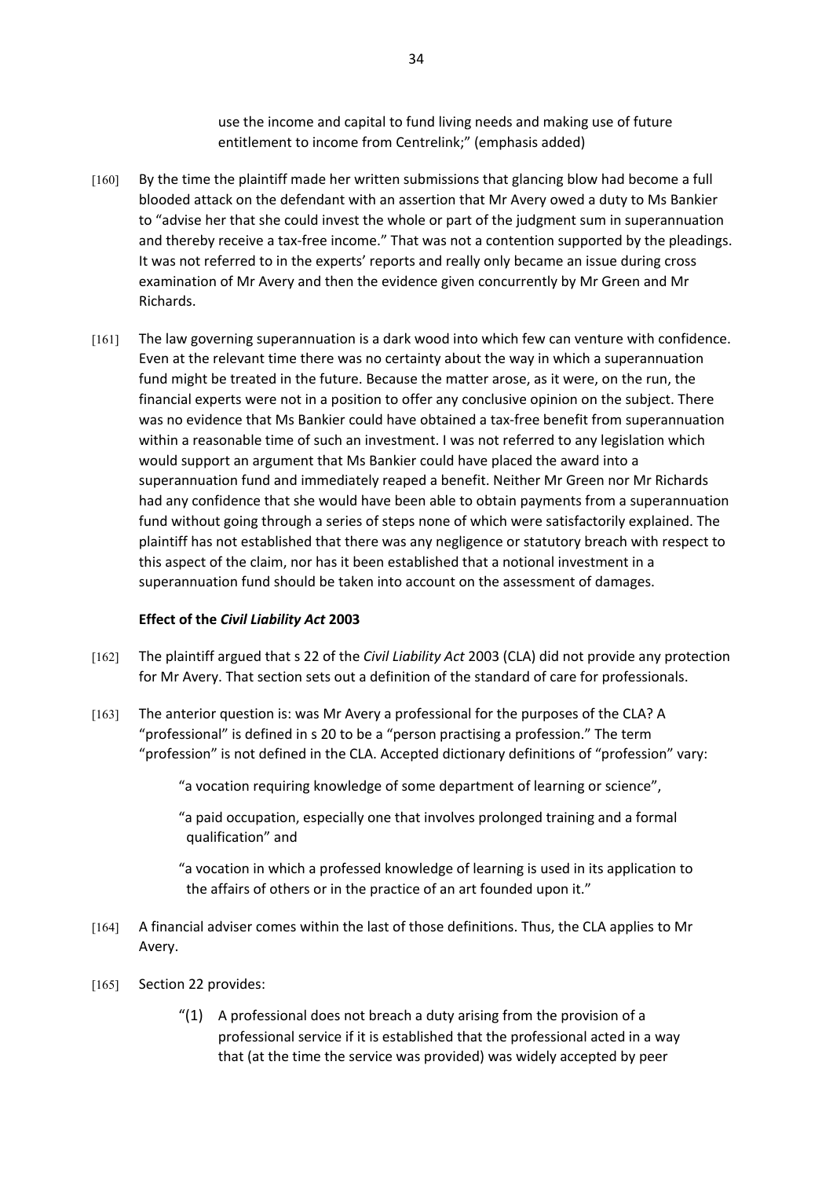use the income and capital to fund living needs and making use of future entitlement to income from Centrelink;" (emphasis added)

[160] By the time the plaintiff made her written submissions that glancing blow had become a full blooded attack on the defendant with an assertion that Mr Avery owed a duty to Ms Bankier to "advise her that she could invest the whole or part of the judgment sum in superannuation and thereby receive a tax-free income." That was not a contention supported by the pleadings. It was not referred to in the experts' reports and really only became an issue during cross examination of Mr Avery and then the evidence given concurrently by Mr Green and Mr Richards.

[161] The law governing superannuation is a dark wood into which few can venture with confidence. Even at the relevant time there was no certainty about the way in which a superannuation fund might be treated in the future. Because the matter arose, as it were, on the run, the financial experts were not in a position to offer any conclusive opinion on the subject. There was no evidence that Ms Bankier could have obtained a tax-free benefit from superannuation within a reasonable time of such an investment. I was not referred to any legislation which would support an argument that Ms Bankier could have placed the award into a superannuation fund and immediately reaped a benefit. Neither Mr Green nor Mr Richards had any confidence that she would have been able to obtain payments from a superannuation fund without going through a series of steps none of which were satisfactorily explained. The plaintiff has not established that there was any negligence or statutory breach with respect to this aspect of the claim, nor has it been established that a notional investment in a superannuation fund should be taken into account on the assessment of damages.

### Effect of the *Civil Liability Act* 2003

[162] The plaintiff argued that s 22 of the *Civil Liability Act* 2003 (CLA) did not provide any protection for Mr Avery. That section sets out a definition of the standard of care for professionals.

[163] The anterior question is: was Mr Avery a professional for the purposes of the CLA? A "professional" is defined in s 20 to be a "person practising a profession." The term "profession" is not defined in the CLA. Accepted dictionary definitions of "profession" vary:

> "a vocation requiring knowledge of some department of learning or science",
>
> "a paid occupation, especially one that involves prolonged training and a formal qualification" and
>
> "a vocation in which a professed knowledge of learning is used in its application to the affairs of others or in the practice of an art founded upon it."

[164] A financial adviser comes within the last of those definitions. Thus, the CLA applies to Mr Avery.

[165] Section 22 provides:

> "(1) A professional does not breach a duty arising from the provision of a professional service if it is established that the professional acted in a way that (at the time the service was provided) was widely accepted by peer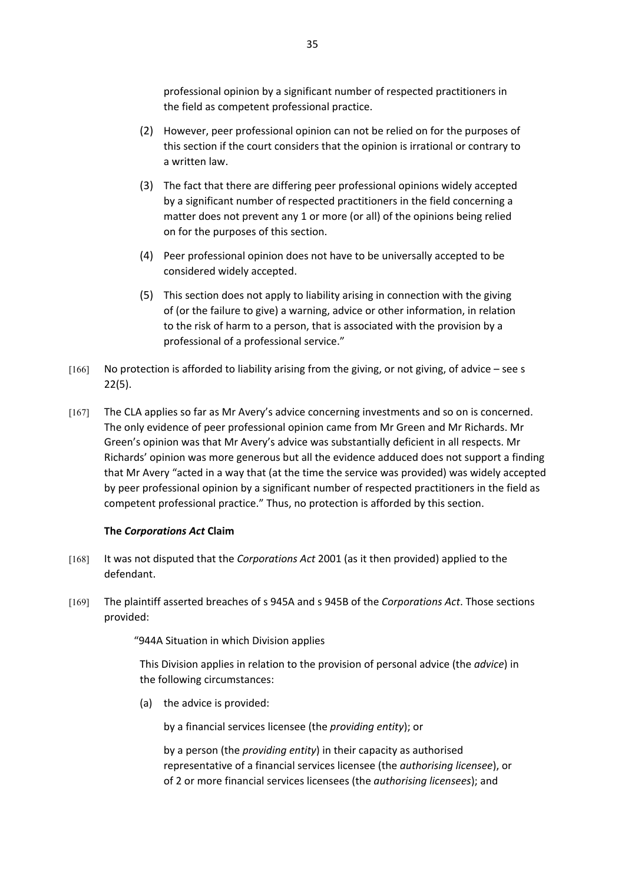professional opinion by a significant number of respected practitioners in the field as competent professional practice.

(2) However, peer professional opinion can not be relied on for the purposes of this section if the court considers that the opinion is irrational or contrary to a written law.

(3) The fact that there are differing peer professional opinions widely accepted by a significant number of respected practitioners in the field concerning a matter does not prevent any 1 or more (or all) of the opinions being relied on for the purposes of this section.

(4) Peer professional opinion does not have to be universally accepted to be considered widely accepted.

(5) This section does not apply to liability arising in connection with the giving of (or the failure to give) a warning, advice or other information, in relation to the risk of harm to a person, that is associated with the provision by a professional of a professional service."

[166] No protection is afforded to liability arising from the giving, or not giving, of advice – see s 22(5).

[167] The CLA applies so far as Mr Avery's advice concerning investments and so on is concerned. The only evidence of peer professional opinion came from Mr Green and Mr Richards. Mr Green's opinion was that Mr Avery's advice was substantially deficient in all respects. Mr Richards' opinion was more generous but all the evidence adduced does not support a finding that Mr Avery "acted in a way that (at the time the service was provided) was widely accepted by peer professional opinion by a significant number of respected practitioners in the field as competent professional practice." Thus, no protection is afforded by this section.

**The *Corporations Act* Claim**

[168] It was not disputed that the *Corporations Act* 2001 (as it then provided) applied to the defendant.

[169] The plaintiff asserted breaches of s 945A and s 945B of the *Corporations Act*. Those sections provided:

"944A Situation in which Division applies

This Division applies in relation to the provision of personal advice (the *advice*) in the following circumstances:

(a) the advice is provided:

by a financial services licensee (the *providing entity*); or

by a person (the *providing entity*) in their capacity as authorised representative of a financial services licensee (the *authorising licensee*), or of 2 or more financial services licensees (the *authorising licensees*); and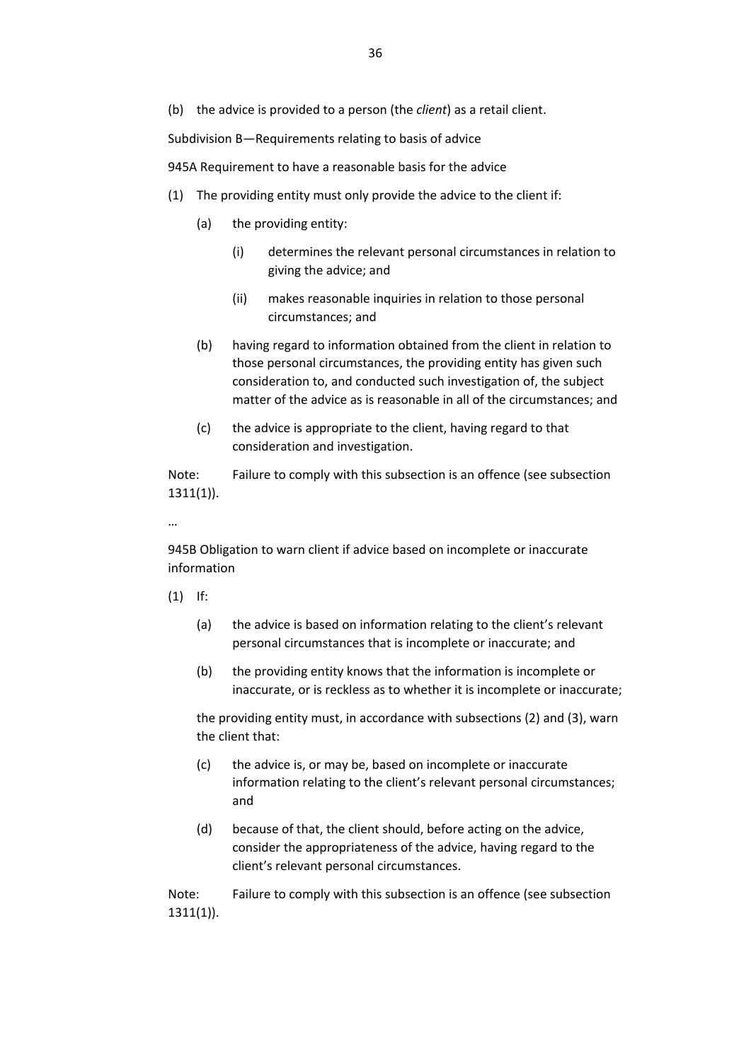(b) the advice is provided to a person (the *client*) as a retail client.

Subdivision B—Requirements relating to basis of advice

945A Requirement to have a reasonable basis for the advice

(1) The providing entity must only provide the advice to the client if:

  (a) the providing entity:

    (i) determines the relevant personal circumstances in relation to giving the advice; and

    (ii) makes reasonable inquiries in relation to those personal circumstances; and

  (b) having regard to information obtained from the client in relation to those personal circumstances, the providing entity has given such consideration to, and conducted such investigation of, the subject matter of the advice as is reasonable in all of the circumstances; and

  (c) the advice is appropriate to the client, having regard to that consideration and investigation.

Note: Failure to comply with this subsection is an offence (see subsection 1311(1)).

…

945B Obligation to warn client if advice based on incomplete or inaccurate information

(1) If:

  (a) the advice is based on information relating to the client's relevant personal circumstances that is incomplete or inaccurate; and

  (b) the providing entity knows that the information is incomplete or inaccurate, or is reckless as to whether it is incomplete or inaccurate;

  the providing entity must, in accordance with subsections (2) and (3), warn the client that:

  (c) the advice is, or may be, based on incomplete or inaccurate information relating to the client's relevant personal circumstances; and

  (d) because of that, the client should, before acting on the advice, consider the appropriateness of the advice, having regard to the client's relevant personal circumstances.

Note: Failure to comply with this subsection is an offence (see subsection 1311(1)).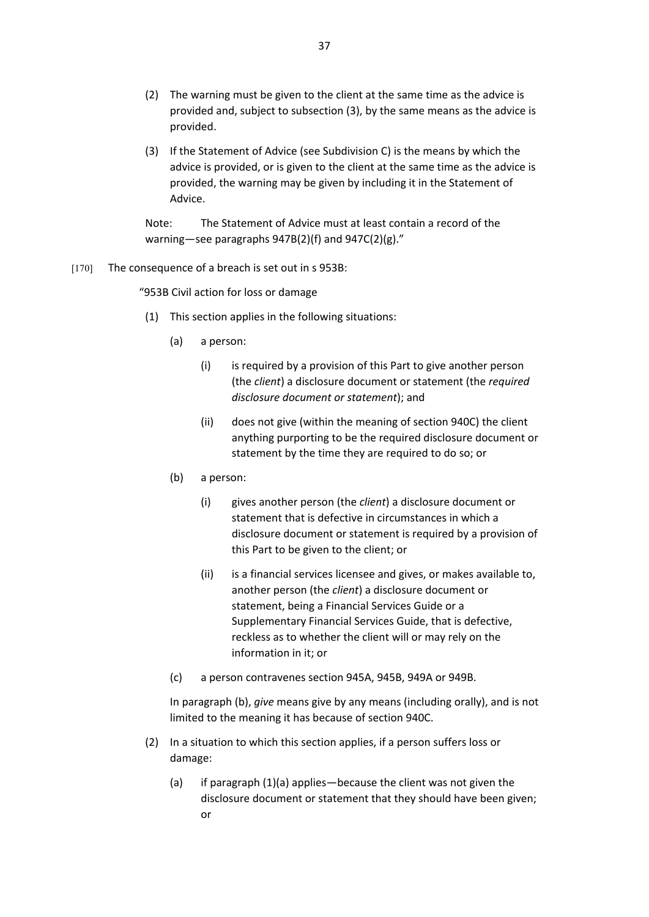(2) The warning must be given to the client at the same time as the advice is provided and, subject to subsection (3), by the same means as the advice is provided.

(3) If the Statement of Advice (see Subdivision C) is the means by which the advice is provided, or is given to the client at the same time as the advice is provided, the warning may be given by including it in the Statement of Advice.

Note: The Statement of Advice must at least contain a record of the warning—see paragraphs 947B(2)(f) and 947C(2)(g)."

[170] The consequence of a breach is set out in s 953B:

"953B Civil action for loss or damage

(1) This section applies in the following situations:

(a) a person:

(i) is required by a provision of this Part to give another person (the *client*) a disclosure document or statement (the *required disclosure document or statement*); and

(ii) does not give (within the meaning of section 940C) the client anything purporting to be the required disclosure document or statement by the time they are required to do so; or

(b) a person:

(i) gives another person (the *client*) a disclosure document or statement that is defective in circumstances in which a disclosure document or statement is required by a provision of this Part to be given to the client; or

(ii) is a financial services licensee and gives, or makes available to, another person (the *client*) a disclosure document or statement, being a Financial Services Guide or a Supplementary Financial Services Guide, that is defective, reckless as to whether the client will or may rely on the information in it; or

(c) a person contravenes section 945A, 945B, 949A or 949B.

In paragraph (b), *give* means give by any means (including orally), and is not limited to the meaning it has because of section 940C.

(2) In a situation to which this section applies, if a person suffers loss or damage:

(a) if paragraph (1)(a) applies—because the client was not given the disclosure document or statement that they should have been given; or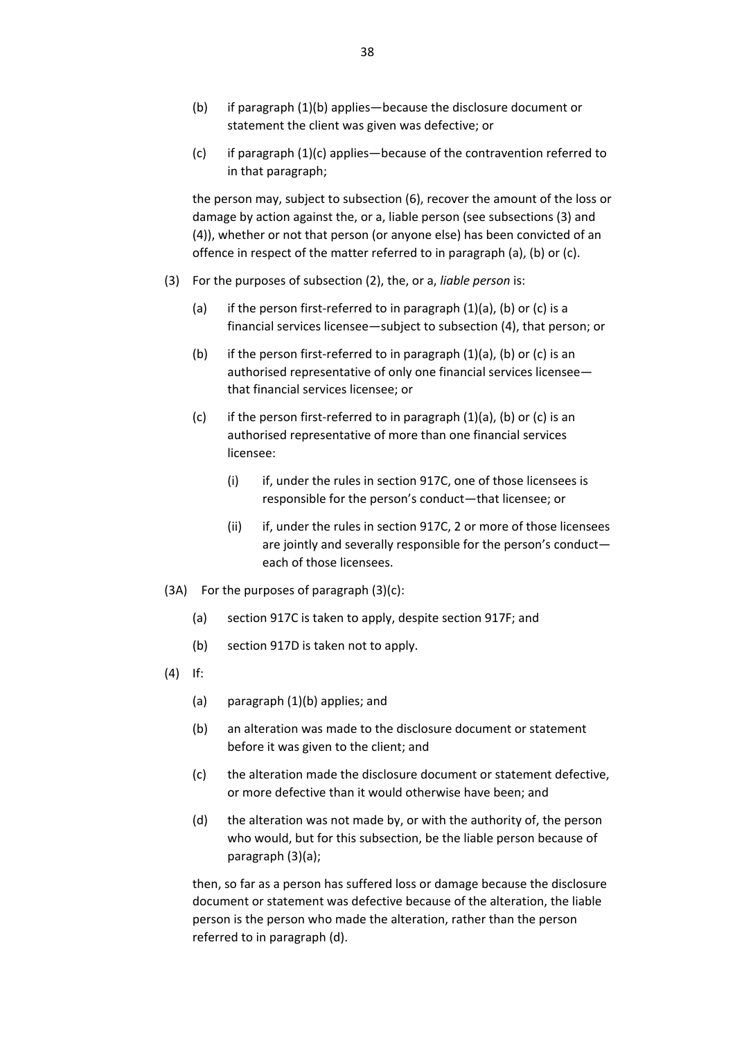(b) if paragraph (1)(b) applies—because the disclosure document or statement the client was given was defective; or

(c) if paragraph (1)(c) applies—because of the contravention referred to in that paragraph;

the person may, subject to subsection (6), recover the amount of the loss or damage by action against the, or a, liable person (see subsections (3) and (4)), whether or not that person (or anyone else) has been convicted of an offence in respect of the matter referred to in paragraph (a), (b) or (c).

(3) For the purposes of subsection (2), the, or a, *liable person* is:

(a) if the person first-referred to in paragraph (1)(a), (b) or (c) is a financial services licensee—subject to subsection (4), that person; or

(b) if the person first-referred to in paragraph (1)(a), (b) or (c) is an authorised representative of only one financial services licensee—that financial services licensee; or

(c) if the person first-referred to in paragraph (1)(a), (b) or (c) is an authorised representative of more than one financial services licensee:

(i) if, under the rules in section 917C, one of those licensees is responsible for the person's conduct—that licensee; or

(ii) if, under the rules in section 917C, 2 or more of those licensees are jointly and severally responsible for the person's conduct—each of those licensees.

(3A) For the purposes of paragraph (3)(c):

(a) section 917C is taken to apply, despite section 917F; and

(b) section 917D is taken not to apply.

(4) If:

(a) paragraph (1)(b) applies; and

(b) an alteration was made to the disclosure document or statement before it was given to the client; and

(c) the alteration made the disclosure document or statement defective, or more defective than it would otherwise have been; and

(d) the alteration was not made by, or with the authority of, the person who would, but for this subsection, be the liable person because of paragraph (3)(a);

then, so far as a person has suffered loss or damage because the disclosure document or statement was defective because of the alteration, the liable person is the person who made the alteration, rather than the person referred to in paragraph (d).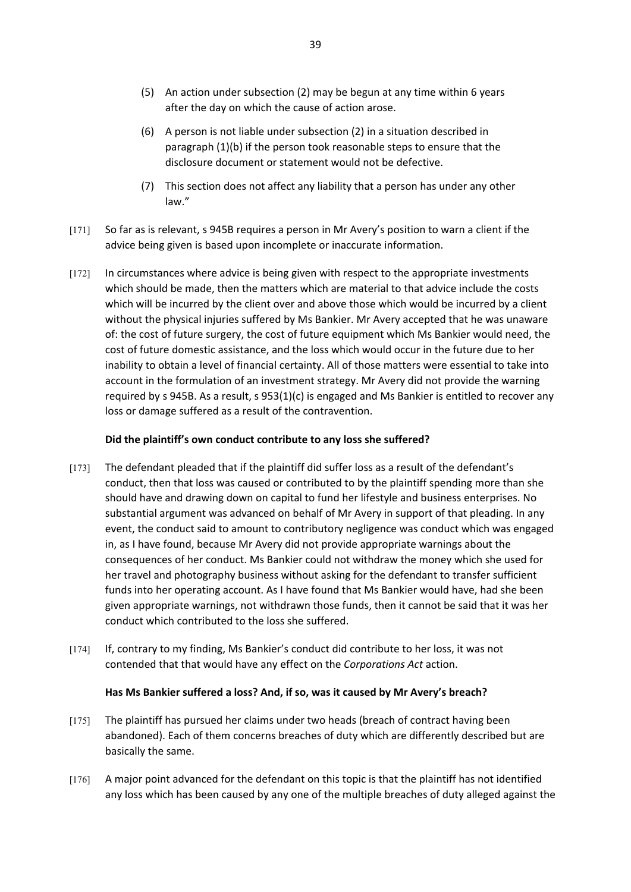(5) An action under subsection (2) may be begun at any time within 6 years after the day on which the cause of action arose.

(6) A person is not liable under subsection (2) in a situation described in paragraph (1)(b) if the person took reasonable steps to ensure that the disclosure document or statement would not be defective.

(7) This section does not affect any liability that a person has under any other law."

[171] So far as is relevant, s 945B requires a person in Mr Avery's position to warn a client if the advice being given is based upon incomplete or inaccurate information.

[172] In circumstances where advice is being given with respect to the appropriate investments which should be made, then the matters which are material to that advice include the costs which will be incurred by the client over and above those which would be incurred by a client without the physical injuries suffered by Ms Bankier. Mr Avery accepted that he was unaware of: the cost of future surgery, the cost of future equipment which Ms Bankier would need, the cost of future domestic assistance, and the loss which would occur in the future due to her inability to obtain a level of financial certainty. All of those matters were essential to take into account in the formulation of an investment strategy. Mr Avery did not provide the warning required by s 945B. As a result, s 953(1)(c) is engaged and Ms Bankier is entitled to recover any loss or damage suffered as a result of the contravention.

**Did the plaintiff's own conduct contribute to any loss she suffered?**

[173] The defendant pleaded that if the plaintiff did suffer loss as a result of the defendant's conduct, then that loss was caused or contributed to by the plaintiff spending more than she should have and drawing down on capital to fund her lifestyle and business enterprises. No substantial argument was advanced on behalf of Mr Avery in support of that pleading. In any event, the conduct said to amount to contributory negligence was conduct which was engaged in, as I have found, because Mr Avery did not provide appropriate warnings about the consequences of her conduct. Ms Bankier could not withdraw the money which she used for her travel and photography business without asking for the defendant to transfer sufficient funds into her operating account. As I have found that Ms Bankier would have, had she been given appropriate warnings, not withdrawn those funds, then it cannot be said that it was her conduct which contributed to the loss she suffered.

[174] If, contrary to my finding, Ms Bankier's conduct did contribute to her loss, it was not contended that that would have any effect on the *Corporations Act* action.

**Has Ms Bankier suffered a loss? And, if so, was it caused by Mr Avery's breach?**

[175] The plaintiff has pursued her claims under two heads (breach of contract having been abandoned). Each of them concerns breaches of duty which are differently described but are basically the same.

[176] A major point advanced for the defendant on this topic is that the plaintiff has not identified any loss which has been caused by any one of the multiple breaches of duty alleged against the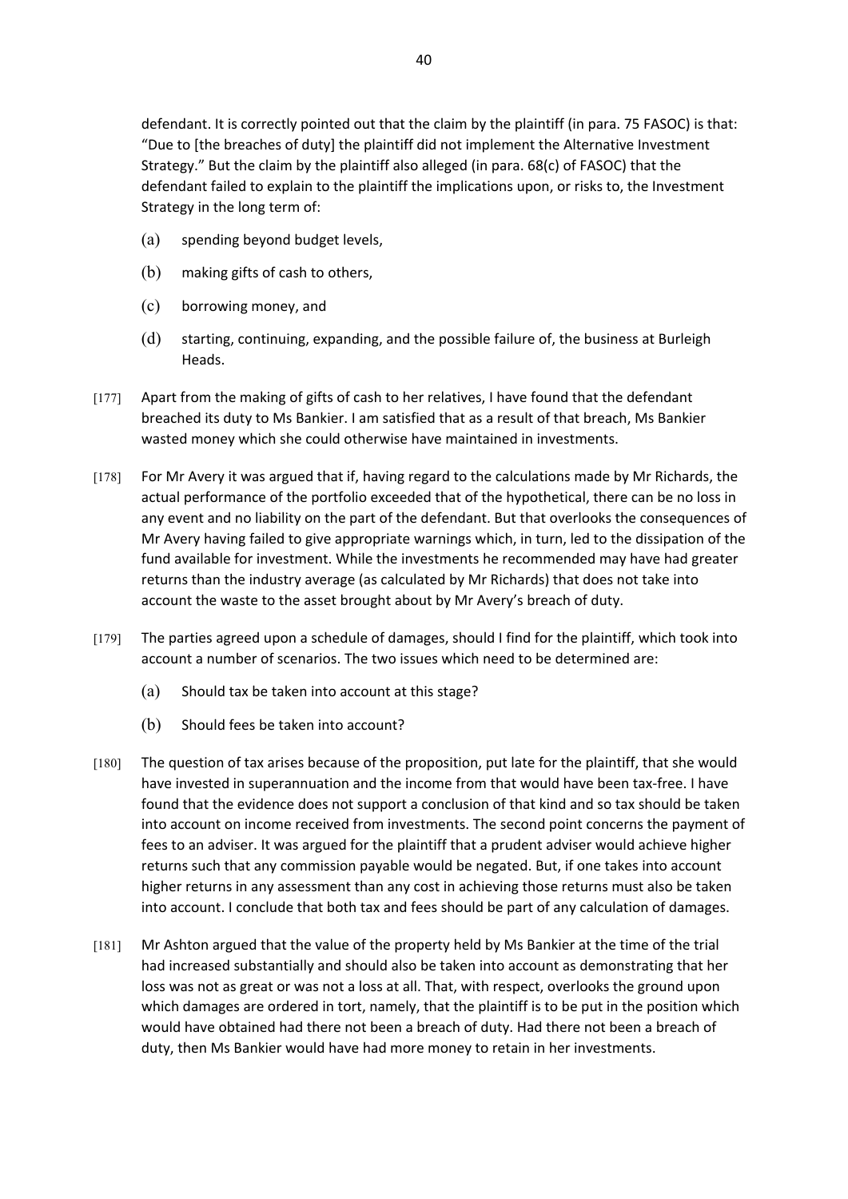defendant. It is correctly pointed out that the claim by the plaintiff (in para. 75 FASOC) is that: "Due to [the breaches of duty] the plaintiff did not implement the Alternative Investment Strategy." But the claim by the plaintiff also alleged (in para. 68(c) of FASOC) that the defendant failed to explain to the plaintiff the implications upon, or risks to, the Investment Strategy in the long term of:

(a) spending beyond budget levels,

(b) making gifts of cash to others,

(c) borrowing money, and

(d) starting, continuing, expanding, and the possible failure of, the business at Burleigh Heads.

[177] Apart from the making of gifts of cash to her relatives, I have found that the defendant breached its duty to Ms Bankier. I am satisfied that as a result of that breach, Ms Bankier wasted money which she could otherwise have maintained in investments.

[178] For Mr Avery it was argued that if, having regard to the calculations made by Mr Richards, the actual performance of the portfolio exceeded that of the hypothetical, there can be no loss in any event and no liability on the part of the defendant. But that overlooks the consequences of Mr Avery having failed to give appropriate warnings which, in turn, led to the dissipation of the fund available for investment. While the investments he recommended may have had greater returns than the industry average (as calculated by Mr Richards) that does not take into account the waste to the asset brought about by Mr Avery's breach of duty.

[179] The parties agreed upon a schedule of damages, should I find for the plaintiff, which took into account a number of scenarios. The two issues which need to be determined are:

(a) Should tax be taken into account at this stage?

(b) Should fees be taken into account?

[180] The question of tax arises because of the proposition, put late for the plaintiff, that she would have invested in superannuation and the income from that would have been tax-free. I have found that the evidence does not support a conclusion of that kind and so tax should be taken into account on income received from investments. The second point concerns the payment of fees to an adviser. It was argued for the plaintiff that a prudent adviser would achieve higher returns such that any commission payable would be negated. But, if one takes into account higher returns in any assessment than any cost in achieving those returns must also be taken into account. I conclude that both tax and fees should be part of any calculation of damages.

[181] Mr Ashton argued that the value of the property held by Ms Bankier at the time of the trial had increased substantially and should also be taken into account as demonstrating that her loss was not as great or was not a loss at all. That, with respect, overlooks the ground upon which damages are ordered in tort, namely, that the plaintiff is to be put in the position which would have obtained had there not been a breach of duty. Had there not been a breach of duty, then Ms Bankier would have had more money to retain in her investments.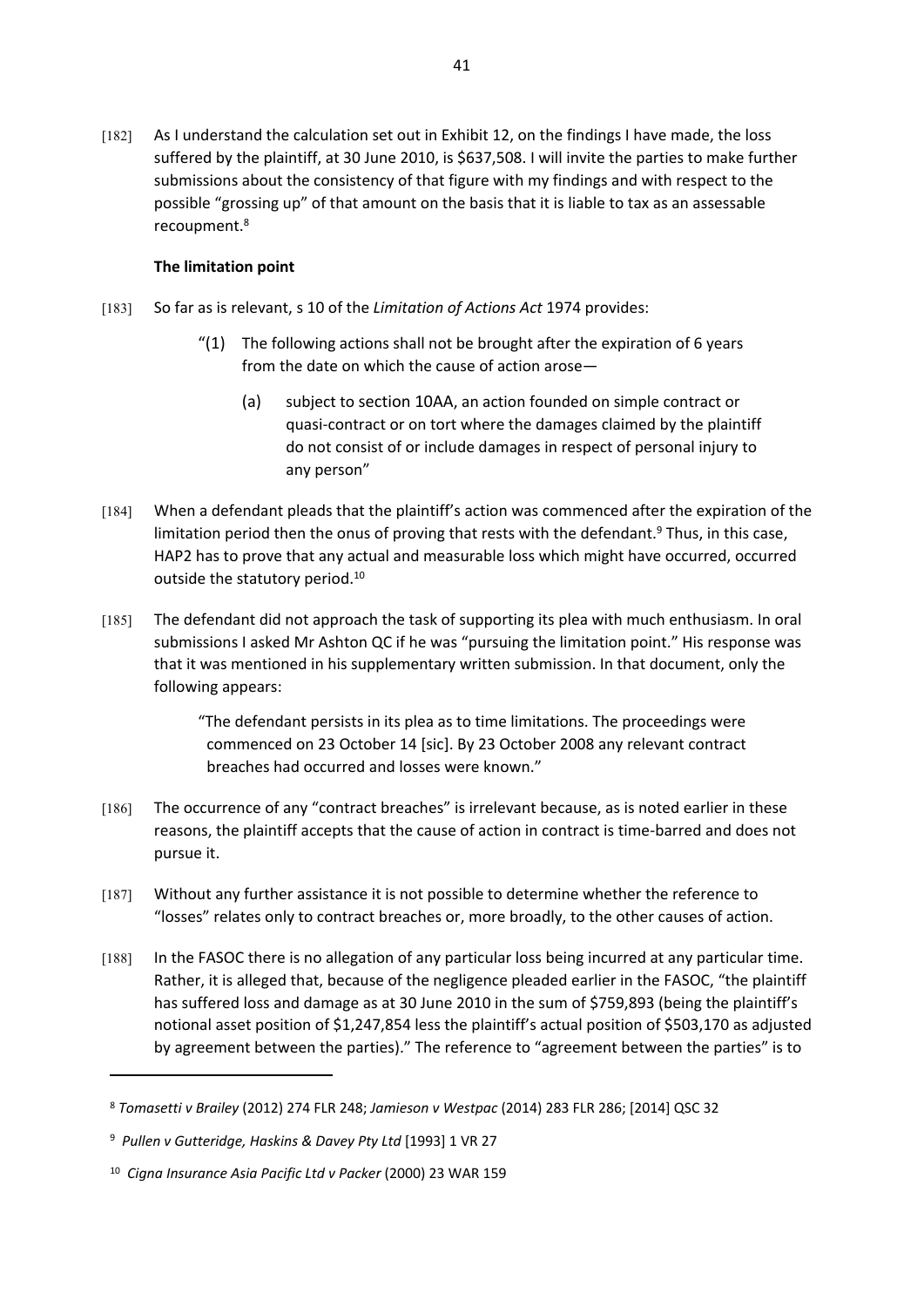[182] As I understand the calculation set out in Exhibit 12, on the findings I have made, the loss suffered by the plaintiff, at 30 June 2010, is $637,508. I will invite the parties to make further submissions about the consistency of that figure with my findings and with respect to the possible "grossing up" of that amount on the basis that it is liable to tax as an assessable recoupment.[8]

**The limitation point**

[183] So far as is relevant, s 10 of the *Limitation of Actions Act* 1974 provides:

> "(1) The following actions shall not be brought after the expiration of 6 years from the date on which the cause of action arose—
>
> (a) subject to section 10AA, an action founded on simple contract or quasi-contract or on tort where the damages claimed by the plaintiff do not consist of or include damages in respect of personal injury to any person"

[184] When a defendant pleads that the plaintiff's action was commenced after the expiration of the limitation period then the onus of proving that rests with the defendant.[9] Thus, in this case, HAP2 has to prove that any actual and measurable loss which might have occurred, occurred outside the statutory period.[10]

[185] The defendant did not approach the task of supporting its plea with much enthusiasm. In oral submissions I asked Mr Ashton QC if he was "pursuing the limitation point." His response was that it was mentioned in his supplementary written submission. In that document, only the following appears:

> "The defendant persists in its plea as to time limitations. The proceedings were commenced on 23 October 14 [sic]. By 23 October 2008 any relevant contract breaches had occurred and losses were known."

[186] The occurrence of any "contract breaches" is irrelevant because, as is noted earlier in these reasons, the plaintiff accepts that the cause of action in contract is time-barred and does not pursue it.

[187] Without any further assistance it is not possible to determine whether the reference to "losses" relates only to contract breaches or, more broadly, to the other causes of action.

[188] In the FASOC there is no allegation of any particular loss being incurred at any particular time. Rather, it is alleged that, because of the negligence pleaded earlier in the FASOC, "the plaintiff has suffered loss and damage as at 30 June 2010 in the sum of $759,893 (being the plaintiff's notional asset position of $1,247,854 less the plaintiff's actual position of $503,170 as adjusted by agreement between the parties)." The reference to "agreement between the parties" is to

---

[8] *Tomasetti v Brailey* (2012) 274 FLR 248; *Jamieson v Westpac* (2014) 283 FLR 286; [2014] QSC 32

[9] *Pullen v Gutteridge, Haskins & Davey Pty Ltd* [1993] 1 VR 27

[10] *Cigna Insurance Asia Pacific Ltd v Packer* (2000) 23 WAR 159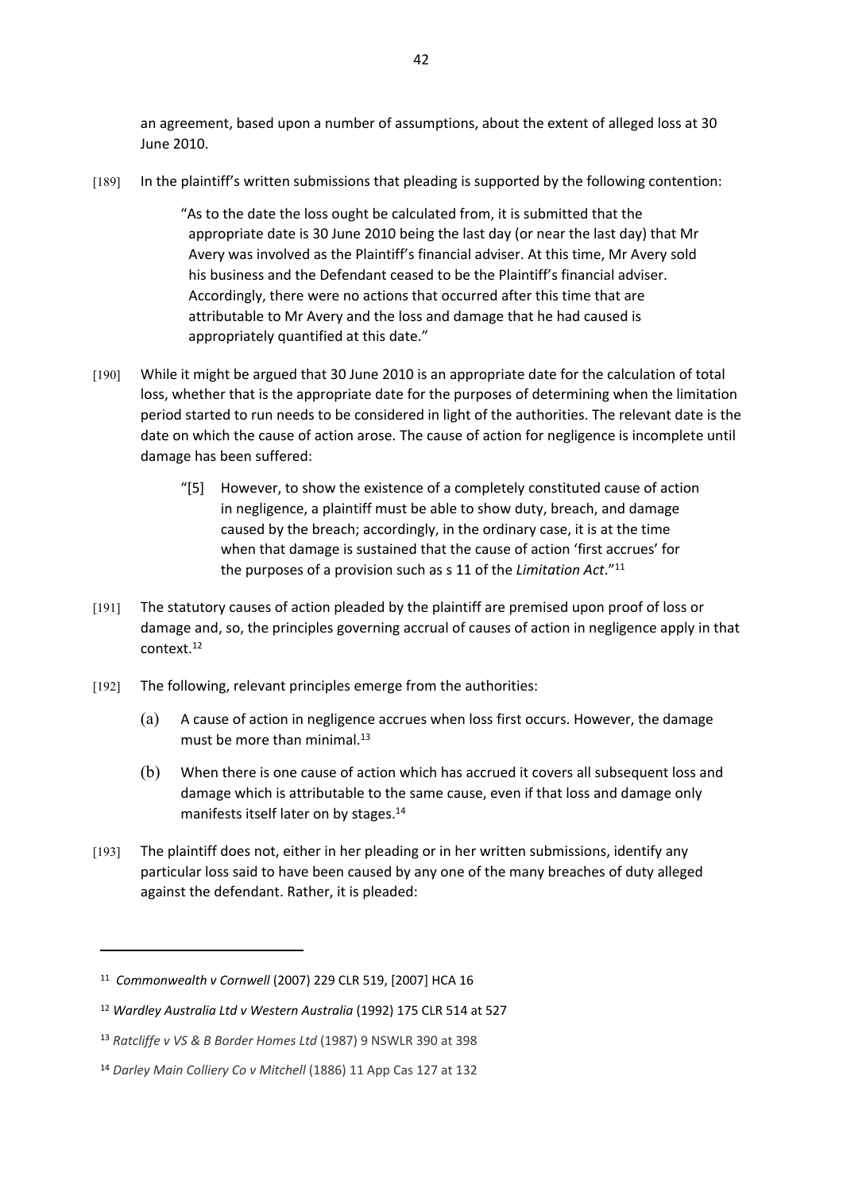an agreement, based upon a number of assumptions, about the extent of alleged loss at 30 June 2010.

[189] In the plaintiff's written submissions that pleading is supported by the following contention:

> "As to the date the loss ought be calculated from, it is submitted that the appropriate date is 30 June 2010 being the last day (or near the last day) that Mr Avery was involved as the Plaintiff's financial adviser. At this time, Mr Avery sold his business and the Defendant ceased to be the Plaintiff's financial adviser. Accordingly, there were no actions that occurred after this time that are attributable to Mr Avery and the loss and damage that he had caused is appropriately quantified at this date."

[190] While it might be argued that 30 June 2010 is an appropriate date for the calculation of total loss, whether that is the appropriate date for the purposes of determining when the limitation period started to run needs to be considered in light of the authorities. The relevant date is the date on which the cause of action arose. The cause of action for negligence is incomplete until damage has been suffered:

> "[5] However, to show the existence of a completely constituted cause of action in negligence, a plaintiff must be able to show duty, breach, and damage caused by the breach; accordingly, in the ordinary case, it is at the time when that damage is sustained that the cause of action 'first accrues' for the purposes of a provision such as s 11 of the *Limitation Act*."[11]

[191] The statutory causes of action pleaded by the plaintiff are premised upon proof of loss or damage and, so, the principles governing accrual of causes of action in negligence apply in that context.[12]

[192] The following, relevant principles emerge from the authorities:

(a) A cause of action in negligence accrues when loss first occurs. However, the damage must be more than minimal.[13]

(b) When there is one cause of action which has accrued it covers all subsequent loss and damage which is attributable to the same cause, even if that loss and damage only manifests itself later on by stages.[14]

[193] The plaintiff does not, either in her pleading or in her written submissions, identify any particular loss said to have been caused by any one of the many breaches of duty alleged against the defendant. Rather, it is pleaded:

---

[11] *Commonwealth v Cornwell* (2007) 229 CLR 519, [2007] HCA 16

[12] *Wardley Australia Ltd v Western Australia* (1992) 175 CLR 514 at 527

[13] *Ratcliffe v VS & B Border Homes Ltd* (1987) 9 NSWLR 390 at 398

[14] *Darley Main Colliery Co v Mitchell* (1886) 11 App Cas 127 at 132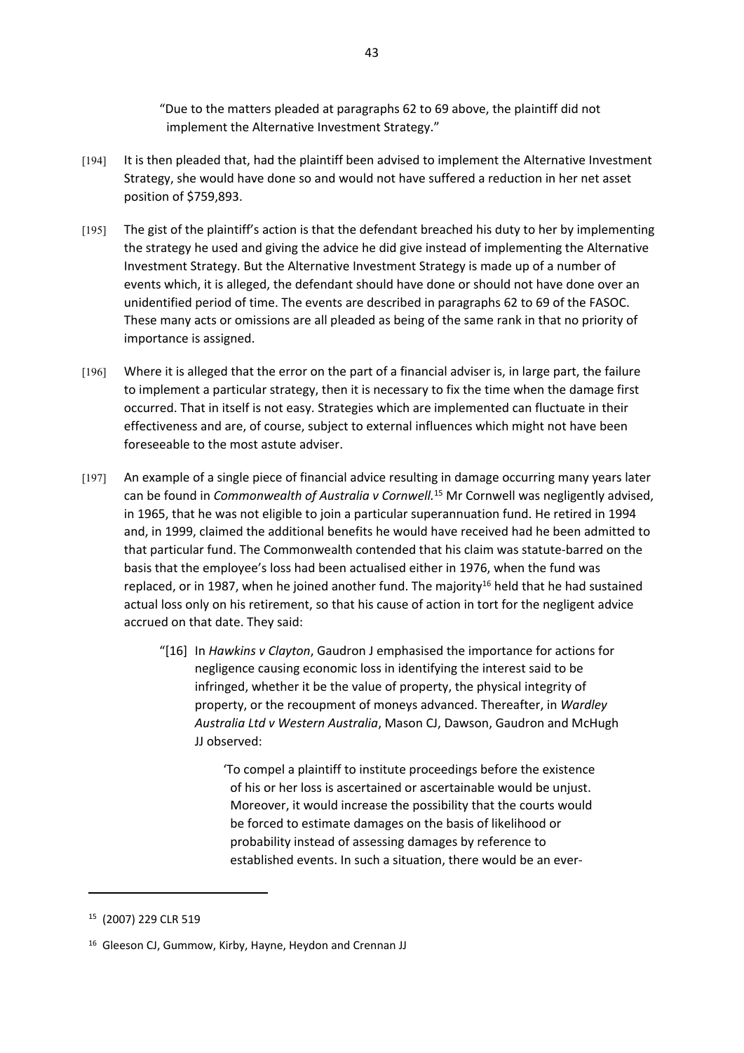> "Due to the matters pleaded at paragraphs 62 to 69 above, the plaintiff did not implement the Alternative Investment Strategy."

[194] It is then pleaded that, had the plaintiff been advised to implement the Alternative Investment Strategy, she would have done so and would not have suffered a reduction in her net asset position of $759,893.

[195] The gist of the plaintiff's action is that the defendant breached his duty to her by implementing the strategy he used and giving the advice he did give instead of implementing the Alternative Investment Strategy. But the Alternative Investment Strategy is made up of a number of events which, it is alleged, the defendant should have done or should not have done over an unidentified period of time. The events are described in paragraphs 62 to 69 of the FASOC. These many acts or omissions are all pleaded as being of the same rank in that no priority of importance is assigned.

[196] Where it is alleged that the error on the part of a financial adviser is, in large part, the failure to implement a particular strategy, then it is necessary to fix the time when the damage first occurred. That in itself is not easy. Strategies which are implemented can fluctuate in their effectiveness and are, of course, subject to external influences which might not have been foreseeable to the most astute adviser.

[197] An example of a single piece of financial advice resulting in damage occurring many years later can be found in *Commonwealth of Australia v Cornwell.*[15] Mr Cornwell was negligently advised, in 1965, that he was not eligible to join a particular superannuation fund. He retired in 1994 and, in 1999, claimed the additional benefits he would have received had he been admitted to that particular fund. The Commonwealth contended that his claim was statute-barred on the basis that the employee's loss had been actualised either in 1976, when the fund was replaced, or in 1987, when he joined another fund. The majority[16] held that he had sustained actual loss only on his retirement, so that his cause of action in tort for the negligent advice accrued on that date. They said:

> "[16] In *Hawkins v Clayton*, Gaudron J emphasised the importance for actions for negligence causing economic loss in identifying the interest said to be infringed, whether it be the value of property, the physical integrity of property, or the recoupment of moneys advanced. Thereafter, in *Wardley Australia Ltd v Western Australia*, Mason CJ, Dawson, Gaudron and McHugh JJ observed:
>
> > 'To compel a plaintiff to institute proceedings before the existence of his or her loss is ascertained or ascertainable would be unjust. Moreover, it would increase the possibility that the courts would be forced to estimate damages on the basis of likelihood or probability instead of assessing damages by reference to established events. In such a situation, there would be an ever-

---

[15] (2007) 229 CLR 519

[16] Gleeson CJ, Gummow, Kirby, Hayne, Heydon and Crennan JJ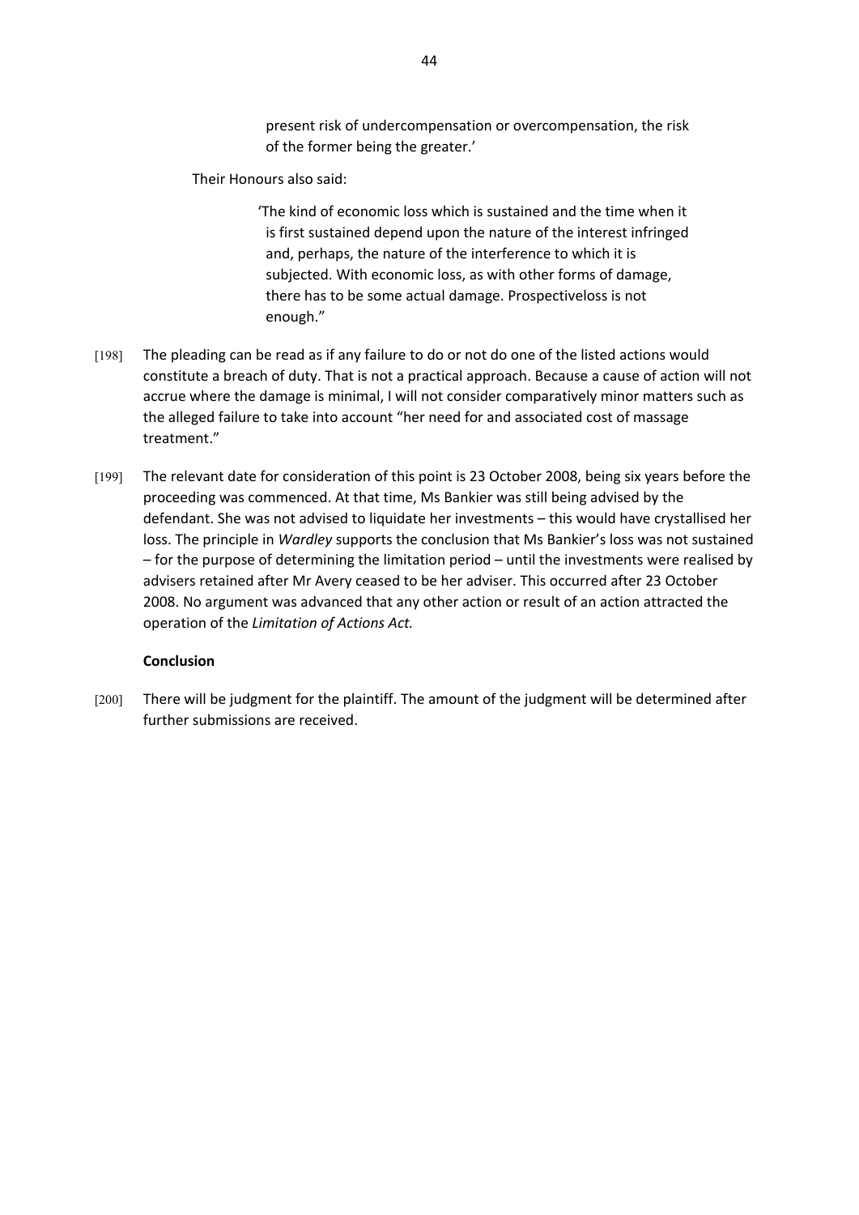> present risk of undercompensation or overcompensation, the risk of the former being the greater.'

Their Honours also said:

> 'The kind of economic loss which is sustained and the time when it is first sustained depend upon the nature of the interest infringed and, perhaps, the nature of the interference to which it is subjected. With economic loss, as with other forms of damage, there has to be some actual damage. Prospectiveloss is not enough."

[198] The pleading can be read as if any failure to do or not do one of the listed actions would constitute a breach of duty. That is not a practical approach. Because a cause of action will not accrue where the damage is minimal, I will not consider comparatively minor matters such as the alleged failure to take into account "her need for and associated cost of massage treatment."

[199] The relevant date for consideration of this point is 23 October 2008, being six years before the proceeding was commenced. At that time, Ms Bankier was still being advised by the defendant. She was not advised to liquidate her investments – this would have crystallised her loss. The principle in *Wardley* supports the conclusion that Ms Bankier's loss was not sustained – for the purpose of determining the limitation period – until the investments were realised by advisers retained after Mr Avery ceased to be her adviser. This occurred after 23 October 2008. No argument was advanced that any other action or result of an action attracted the operation of the *Limitation of Actions Act.*

**Conclusion**

[200] There will be judgment for the plaintiff. The amount of the judgment will be determined after further submissions are received.